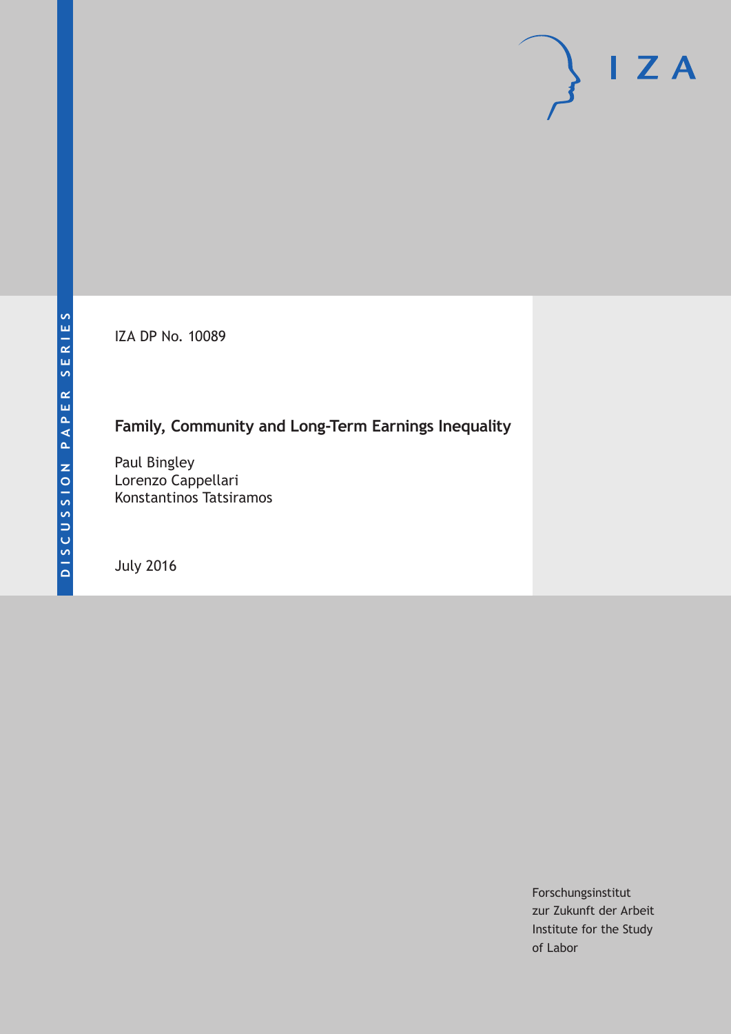DISCUSSION PAPER SERIES

IZA DP No. 10089

# Family, Community and Long-Term Earnings Inequality

Paul Bingley
Lorenzo Cappellari
Konstantinos Tatsiramos

July 2016

Forschungsinstitut
zur Zukunft der Arbeit
Institute for the Study
of Labor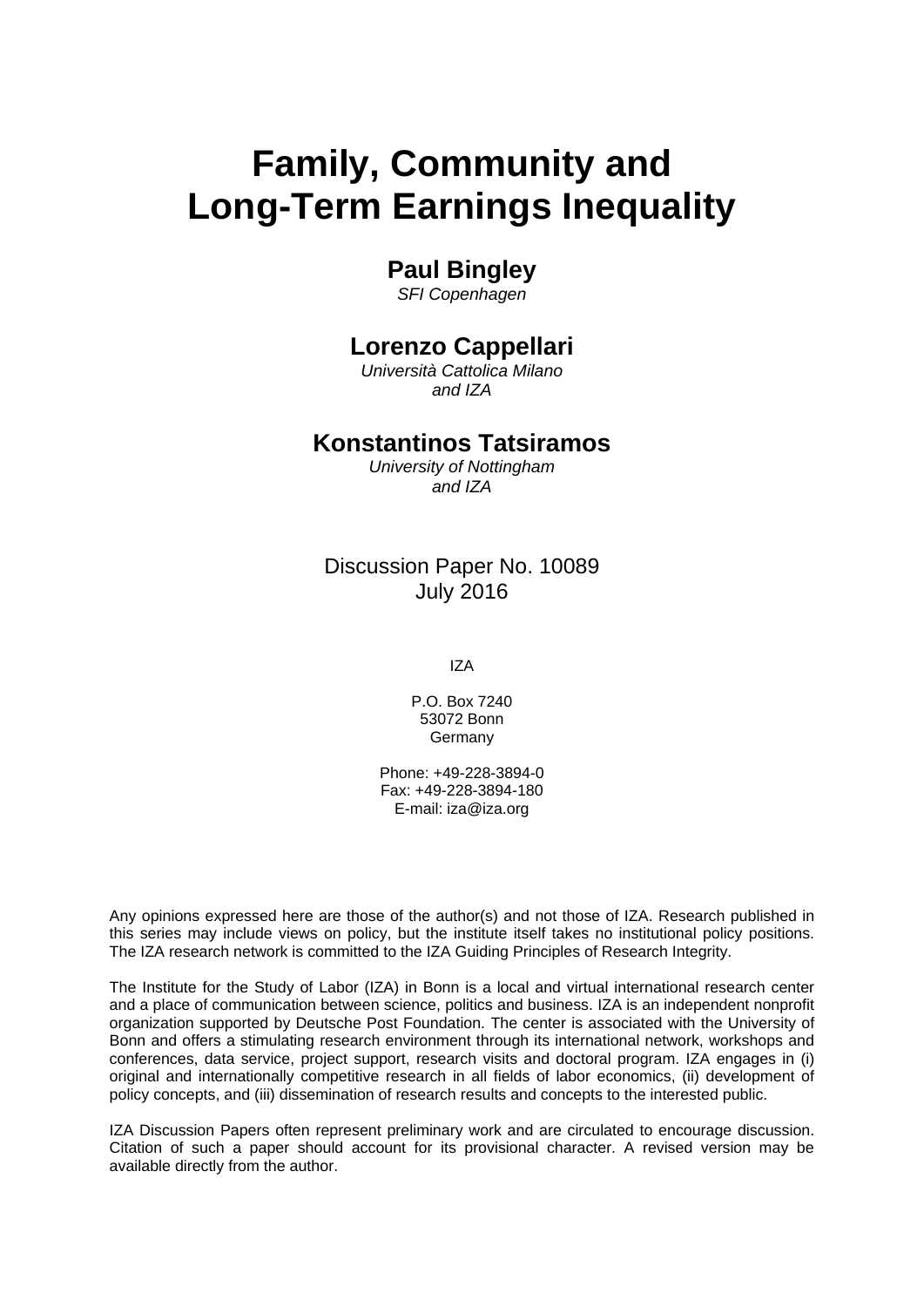# Family, Community and Long-Term Earnings Inequality

**Paul Bingley**
*SFI Copenhagen*

**Lorenzo Cappellari**
*Università Cattolica Milano and IZA*

**Konstantinos Tatsiramos**
*University of Nottingham and IZA*

Discussion Paper No. 10089
July 2016

IZA

P.O. Box 7240
53072 Bonn
Germany

Phone: +49-228-3894-0
Fax: +49-228-3894-180
E-mail: iza@iza.org

Any opinions expressed here are those of the author(s) and not those of IZA. Research published in this series may include views on policy, but the institute itself takes no institutional policy positions. The IZA research network is committed to the IZA Guiding Principles of Research Integrity.

The Institute for the Study of Labor (IZA) in Bonn is a local and virtual international research center and a place of communication between science, politics and business. IZA is an independent nonprofit organization supported by Deutsche Post Foundation. The center is associated with the University of Bonn and offers a stimulating research environment through its international network, workshops and conferences, data service, project support, research visits and doctoral program. IZA engages in (i) original and internationally competitive research in all fields of labor economics, (ii) development of policy concepts, and (iii) dissemination of research results and concepts to the interested public.

IZA Discussion Papers often represent preliminary work and are circulated to encourage discussion. Citation of such a paper should account for its provisional character. A revised version may be available directly from the author.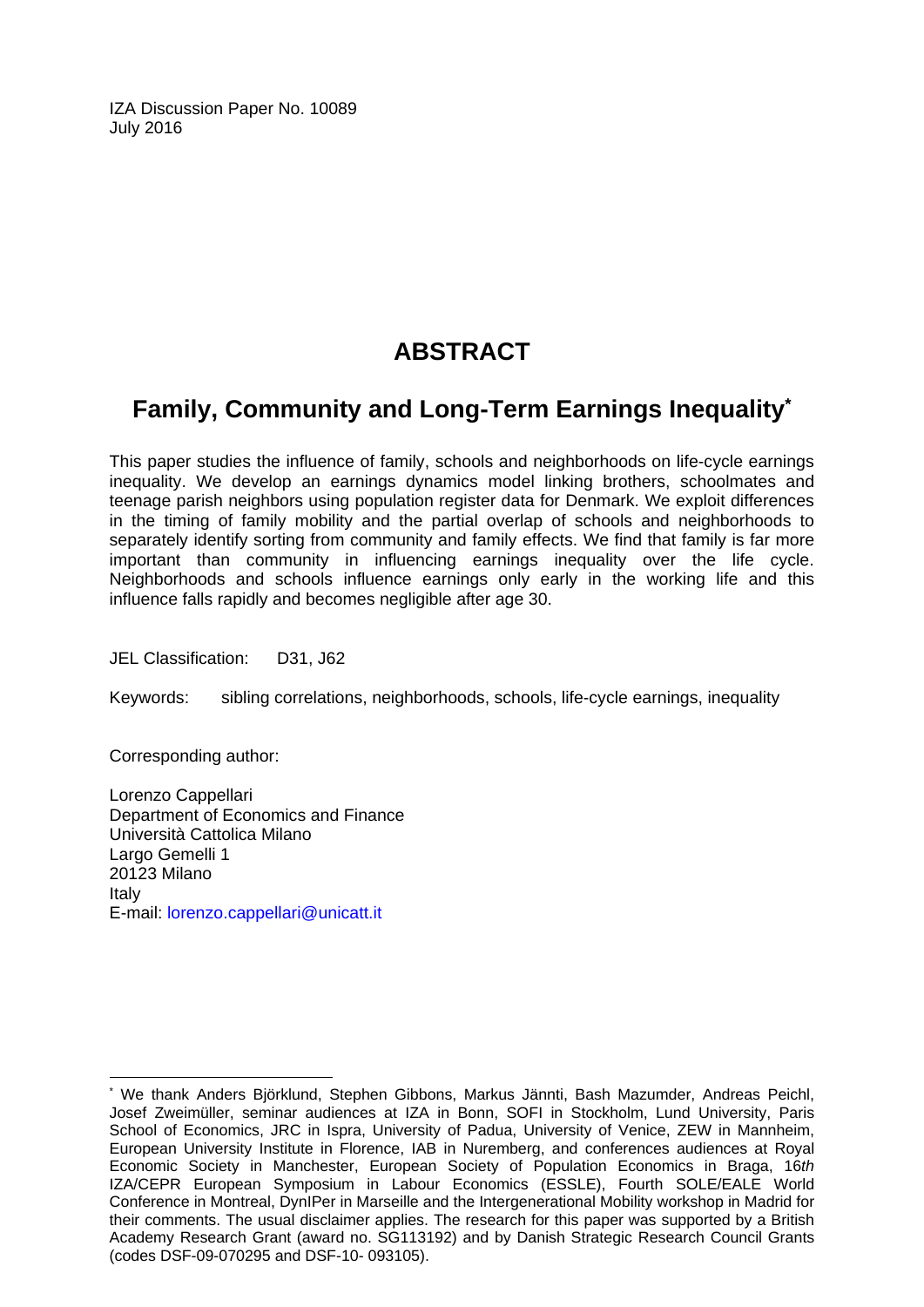IZA Discussion Paper No. 10089
July 2016

# ABSTRACT

## Family, Community and Long-Term Earnings Inequality*

This paper studies the influence of family, schools and neighborhoods on life-cycle earnings inequality. We develop an earnings dynamics model linking brothers, schoolmates and teenage parish neighbors using population register data for Denmark. We exploit differences in the timing of family mobility and the partial overlap of schools and neighborhoods to separately identify sorting from community and family effects. We find that family is far more important than community in influencing earnings inequality over the life cycle. Neighborhoods and schools influence earnings only early in the working life and this influence falls rapidly and becomes negligible after age 30.

JEL Classification: D31, J62

Keywords: sibling correlations, neighborhoods, schools, life-cycle earnings, inequality

Corresponding author:

Lorenzo Cappellari
Department of Economics and Finance
Università Cattolica Milano
Largo Gemelli 1
20123 Milano
Italy
E-mail: lorenzo.cappellari@unicatt.it

---

* We thank Anders Björklund, Stephen Gibbons, Markus Jännti, Bash Mazumder, Andreas Peichl, Josef Zweimüller, seminar audiences at IZA in Bonn, SOFI in Stockholm, Lund University, Paris School of Economics, JRC in Ispra, University of Padua, University of Venice, ZEW in Mannheim, European University Institute in Florence, IAB in Nuremberg, and conferences audiences at Royal Economic Society in Manchester, European Society of Population Economics in Braga, 16*th* IZA/CEPR European Symposium in Labour Economics (ESSLE), Fourth SOLE/EALE World Conference in Montreal, DynIPer in Marseille and the Intergenerational Mobility workshop in Madrid for their comments. The usual disclaimer applies. The research for this paper was supported by a British Academy Research Grant (award no. SG113192) and by Danish Strategic Research Council Grants (codes DSF-09-070295 and DSF-10- 093105).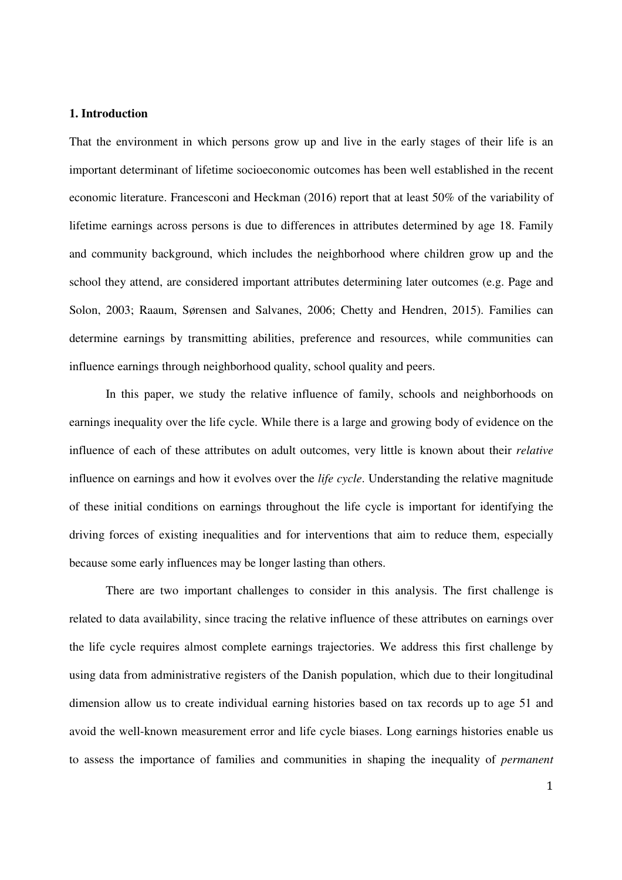**1. Introduction**

That the environment in which persons grow up and live in the early stages of their life is an important determinant of lifetime socioeconomic outcomes has been well established in the recent economic literature. Francesconi and Heckman (2016) report that at least 50% of the variability of lifetime earnings across persons is due to differences in attributes determined by age 18. Family and community background, which includes the neighborhood where children grow up and the school they attend, are considered important attributes determining later outcomes (e.g. Page and Solon, 2003; Raaum, Sørensen and Salvanes, 2006; Chetty and Hendren, 2015). Families can determine earnings by transmitting abilities, preference and resources, while communities can influence earnings through neighborhood quality, school quality and peers.

In this paper, we study the relative influence of family, schools and neighborhoods on earnings inequality over the life cycle. While there is a large and growing body of evidence on the influence of each of these attributes on adult outcomes, very little is known about their *relative* influence on earnings and how it evolves over the *life cycle*. Understanding the relative magnitude of these initial conditions on earnings throughout the life cycle is important for identifying the driving forces of existing inequalities and for interventions that aim to reduce them, especially because some early influences may be longer lasting than others.

There are two important challenges to consider in this analysis. The first challenge is related to data availability, since tracing the relative influence of these attributes on earnings over the life cycle requires almost complete earnings trajectories. We address this first challenge by using data from administrative registers of the Danish population, which due to their longitudinal dimension allow us to create individual earning histories based on tax records up to age 51 and avoid the well-known measurement error and life cycle biases. Long earnings histories enable us to assess the importance of families and communities in shaping the inequality of *permanent*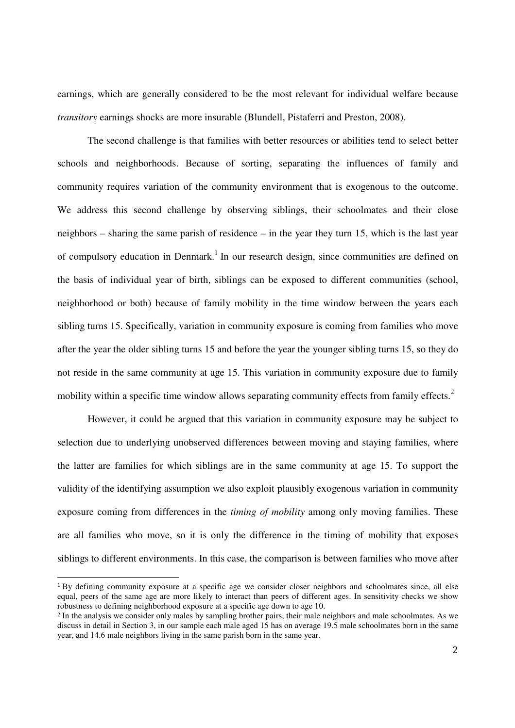earnings, which are generally considered to be the most relevant for individual welfare because *transitory* earnings shocks are more insurable (Blundell, Pistaferri and Preston, 2008).

The second challenge is that families with better resources or abilities tend to select better schools and neighborhoods. Because of sorting, separating the influences of family and community requires variation of the community environment that is exogenous to the outcome. We address this second challenge by observing siblings, their schoolmates and their close neighbors – sharing the same parish of residence – in the year they turn 15, which is the last year of compulsory education in Denmark.[1] In our research design, since communities are defined on the basis of individual year of birth, siblings can be exposed to different communities (school, neighborhood or both) because of family mobility in the time window between the years each sibling turns 15. Specifically, variation in community exposure is coming from families who move after the year the older sibling turns 15 and before the year the younger sibling turns 15, so they do not reside in the same community at age 15. This variation in community exposure due to family mobility within a specific time window allows separating community effects from family effects.[2]

However, it could be argued that this variation in community exposure may be subject to selection due to underlying unobserved differences between moving and staying families, where the latter are families for which siblings are in the same community at age 15. To support the validity of the identifying assumption we also exploit plausibly exogenous variation in community exposure coming from differences in the *timing of mobility* among only moving families. These are all families who move, so it is only the difference in the timing of mobility that exposes siblings to different environments. In this case, the comparison is between families who move after

[1] By defining community exposure at a specific age we consider closer neighbors and schoolmates since, all else equal, peers of the same age are more likely to interact than peers of different ages. In sensitivity checks we show robustness to defining neighborhood exposure at a specific age down to age 10.

[2] In the analysis we consider only males by sampling brother pairs, their male neighbors and male schoolmates. As we discuss in detail in Section 3, in our sample each male aged 15 has on average 19.5 male schoolmates born in the same year, and 14.6 male neighbors living in the same parish born in the same year.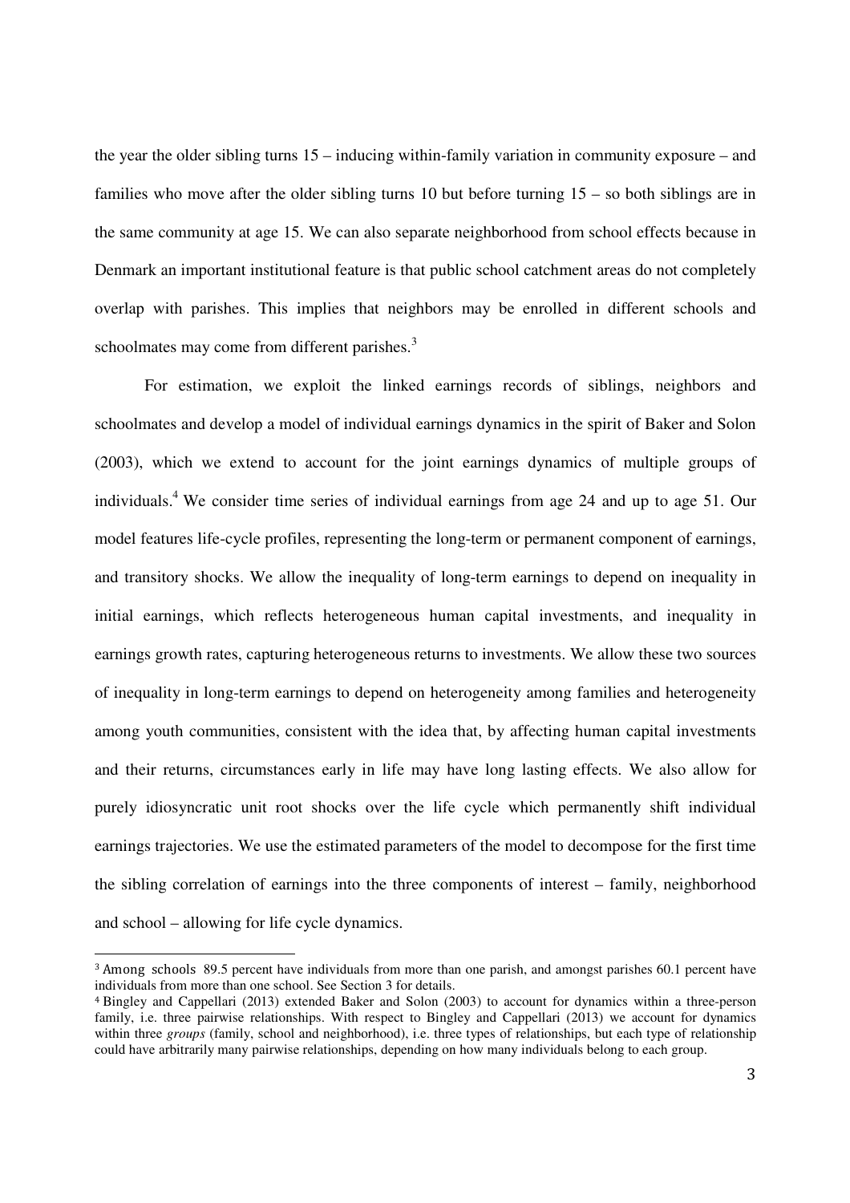the year the older sibling turns 15 – inducing within-family variation in community exposure – and families who move after the older sibling turns 10 but before turning 15 – so both siblings are in the same community at age 15. We can also separate neighborhood from school effects because in Denmark an important institutional feature is that public school catchment areas do not completely overlap with parishes. This implies that neighbors may be enrolled in different schools and schoolmates may come from different parishes.[3]

For estimation, we exploit the linked earnings records of siblings, neighbors and schoolmates and develop a model of individual earnings dynamics in the spirit of Baker and Solon (2003), which we extend to account for the joint earnings dynamics of multiple groups of individuals.[4] We consider time series of individual earnings from age 24 and up to age 51. Our model features life-cycle profiles, representing the long-term or permanent component of earnings, and transitory shocks. We allow the inequality of long-term earnings to depend on inequality in initial earnings, which reflects heterogeneous human capital investments, and inequality in earnings growth rates, capturing heterogeneous returns to investments. We allow these two sources of inequality in long-term earnings to depend on heterogeneity among families and heterogeneity among youth communities, consistent with the idea that, by affecting human capital investments and their returns, circumstances early in life may have long lasting effects. We also allow for purely idiosyncratic unit root shocks over the life cycle which permanently shift individual earnings trajectories. We use the estimated parameters of the model to decompose for the first time the sibling correlation of earnings into the three components of interest – family, neighborhood and school – allowing for life cycle dynamics.

[3] Among schools 89.5 percent have individuals from more than one parish, and amongst parishes 60.1 percent have individuals from more than one school. See Section 3 for details.

[4] Bingley and Cappellari (2013) extended Baker and Solon (2003) to account for dynamics within a three-person family, i.e. three pairwise relationships. With respect to Bingley and Cappellari (2013) we account for dynamics within three *groups* (family, school and neighborhood), i.e. three types of relationships, but each type of relationship could have arbitrarily many pairwise relationships, depending on how many individuals belong to each group.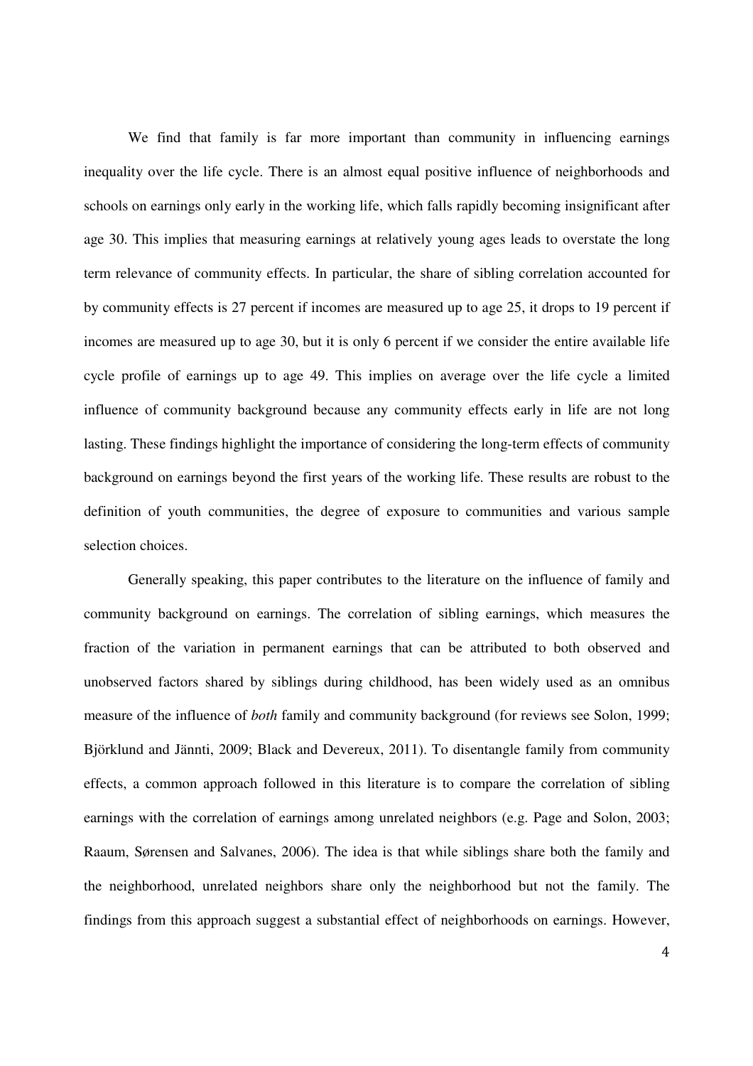We find that family is far more important than community in influencing earnings inequality over the life cycle. There is an almost equal positive influence of neighborhoods and schools on earnings only early in the working life, which falls rapidly becoming insignificant after age 30. This implies that measuring earnings at relatively young ages leads to overstate the long term relevance of community effects. In particular, the share of sibling correlation accounted for by community effects is 27 percent if incomes are measured up to age 25, it drops to 19 percent if incomes are measured up to age 30, but it is only 6 percent if we consider the entire available life cycle profile of earnings up to age 49. This implies on average over the life cycle a limited influence of community background because any community effects early in life are not long lasting. These findings highlight the importance of considering the long-term effects of community background on earnings beyond the first years of the working life. These results are robust to the definition of youth communities, the degree of exposure to communities and various sample selection choices.

Generally speaking, this paper contributes to the literature on the influence of family and community background on earnings. The correlation of sibling earnings, which measures the fraction of the variation in permanent earnings that can be attributed to both observed and unobserved factors shared by siblings during childhood, has been widely used as an omnibus measure of the influence of *both* family and community background (for reviews see Solon, 1999; Björklund and Jännti, 2009; Black and Devereux, 2011). To disentangle family from community effects, a common approach followed in this literature is to compare the correlation of sibling earnings with the correlation of earnings among unrelated neighbors (e.g. Page and Solon, 2003; Raaum, Sørensen and Salvanes, 2006). The idea is that while siblings share both the family and the neighborhood, unrelated neighbors share only the neighborhood but not the family. The findings from this approach suggest a substantial effect of neighborhoods on earnings. However,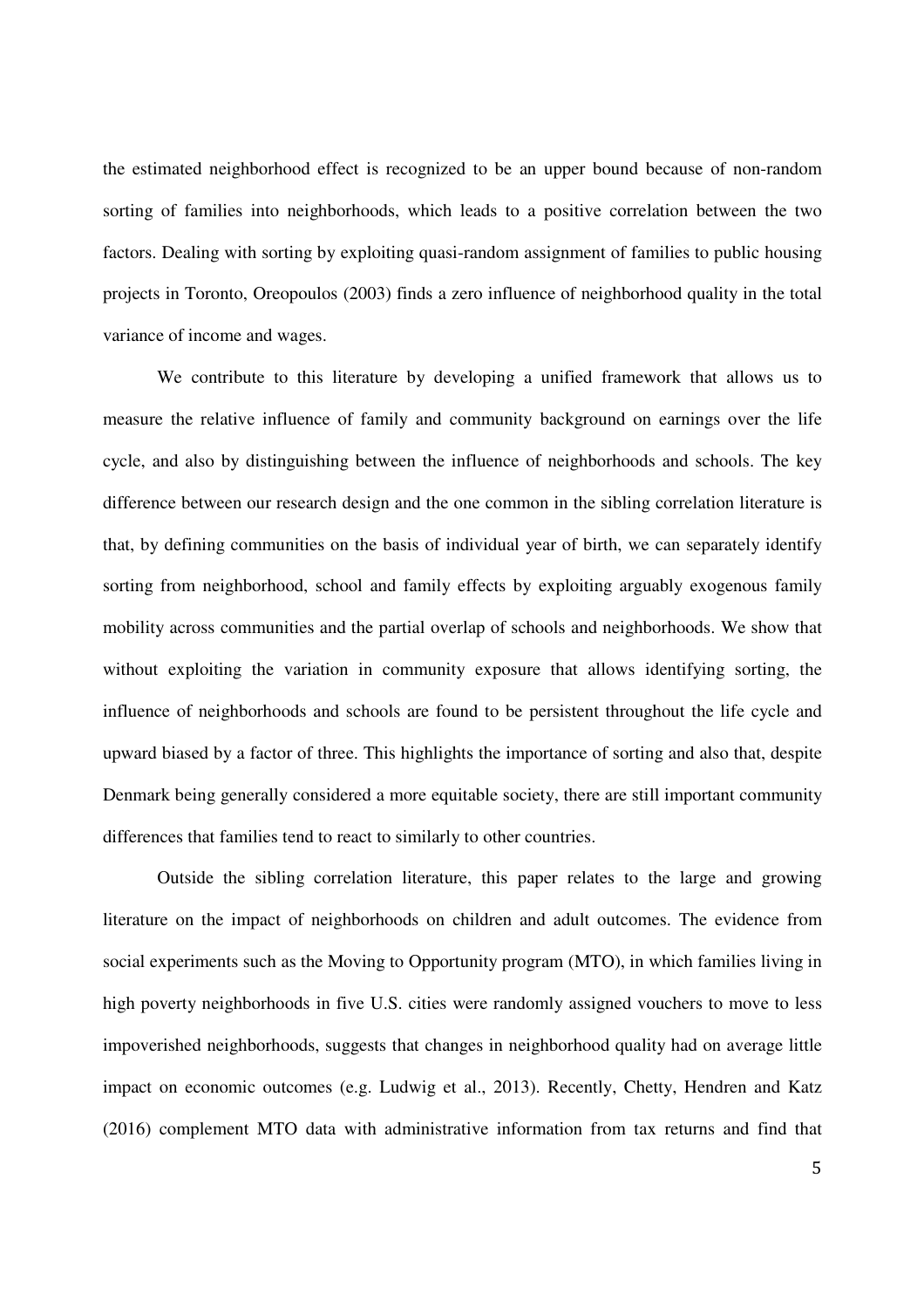the estimated neighborhood effect is recognized to be an upper bound because of non-random sorting of families into neighborhoods, which leads to a positive correlation between the two factors. Dealing with sorting by exploiting quasi-random assignment of families to public housing projects in Toronto, Oreopoulos (2003) finds a zero influence of neighborhood quality in the total variance of income and wages.

We contribute to this literature by developing a unified framework that allows us to measure the relative influence of family and community background on earnings over the life cycle, and also by distinguishing between the influence of neighborhoods and schools. The key difference between our research design and the one common in the sibling correlation literature is that, by defining communities on the basis of individual year of birth, we can separately identify sorting from neighborhood, school and family effects by exploiting arguably exogenous family mobility across communities and the partial overlap of schools and neighborhoods. We show that without exploiting the variation in community exposure that allows identifying sorting, the influence of neighborhoods and schools are found to be persistent throughout the life cycle and upward biased by a factor of three. This highlights the importance of sorting and also that, despite Denmark being generally considered a more equitable society, there are still important community differences that families tend to react to similarly to other countries.

Outside the sibling correlation literature, this paper relates to the large and growing literature on the impact of neighborhoods on children and adult outcomes. The evidence from social experiments such as the Moving to Opportunity program (MTO), in which families living in high poverty neighborhoods in five U.S. cities were randomly assigned vouchers to move to less impoverished neighborhoods, suggests that changes in neighborhood quality had on average little impact on economic outcomes (e.g. Ludwig et al., 2013). Recently, Chetty, Hendren and Katz (2016) complement MTO data with administrative information from tax returns and find that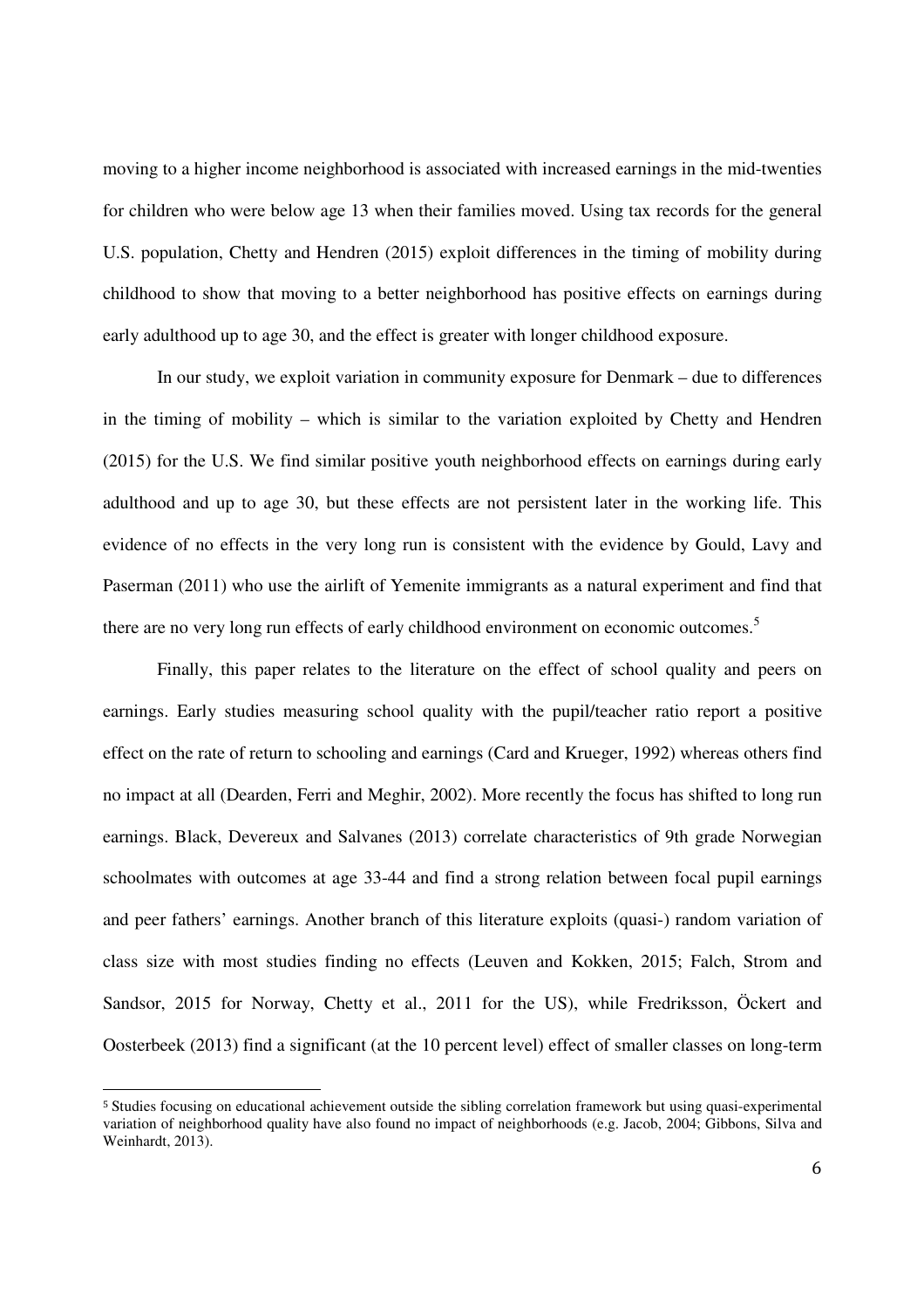moving to a higher income neighborhood is associated with increased earnings in the mid-twenties for children who were below age 13 when their families moved. Using tax records for the general U.S. population, Chetty and Hendren (2015) exploit differences in the timing of mobility during childhood to show that moving to a better neighborhood has positive effects on earnings during early adulthood up to age 30, and the effect is greater with longer childhood exposure.

In our study, we exploit variation in community exposure for Denmark – due to differences in the timing of mobility – which is similar to the variation exploited by Chetty and Hendren (2015) for the U.S. We find similar positive youth neighborhood effects on earnings during early adulthood and up to age 30, but these effects are not persistent later in the working life. This evidence of no effects in the very long run is consistent with the evidence by Gould, Lavy and Paserman (2011) who use the airlift of Yemenite immigrants as a natural experiment and find that there are no very long run effects of early childhood environment on economic outcomes.[5]

Finally, this paper relates to the literature on the effect of school quality and peers on earnings. Early studies measuring school quality with the pupil/teacher ratio report a positive effect on the rate of return to schooling and earnings (Card and Krueger, 1992) whereas others find no impact at all (Dearden, Ferri and Meghir, 2002). More recently the focus has shifted to long run earnings. Black, Devereux and Salvanes (2013) correlate characteristics of 9th grade Norwegian schoolmates with outcomes at age 33-44 and find a strong relation between focal pupil earnings and peer fathers' earnings. Another branch of this literature exploits (quasi-) random variation of class size with most studies finding no effects (Leuven and Kokken, 2015; Falch, Strom and Sandsor, 2015 for Norway, Chetty et al., 2011 for the US), while Fredriksson, Öckert and Oosterbeek (2013) find a significant (at the 10 percent level) effect of smaller classes on long-term

[5] Studies focusing on educational achievement outside the sibling correlation framework but using quasi-experimental variation of neighborhood quality have also found no impact of neighborhoods (e.g. Jacob, 2004; Gibbons, Silva and Weinhardt, 2013).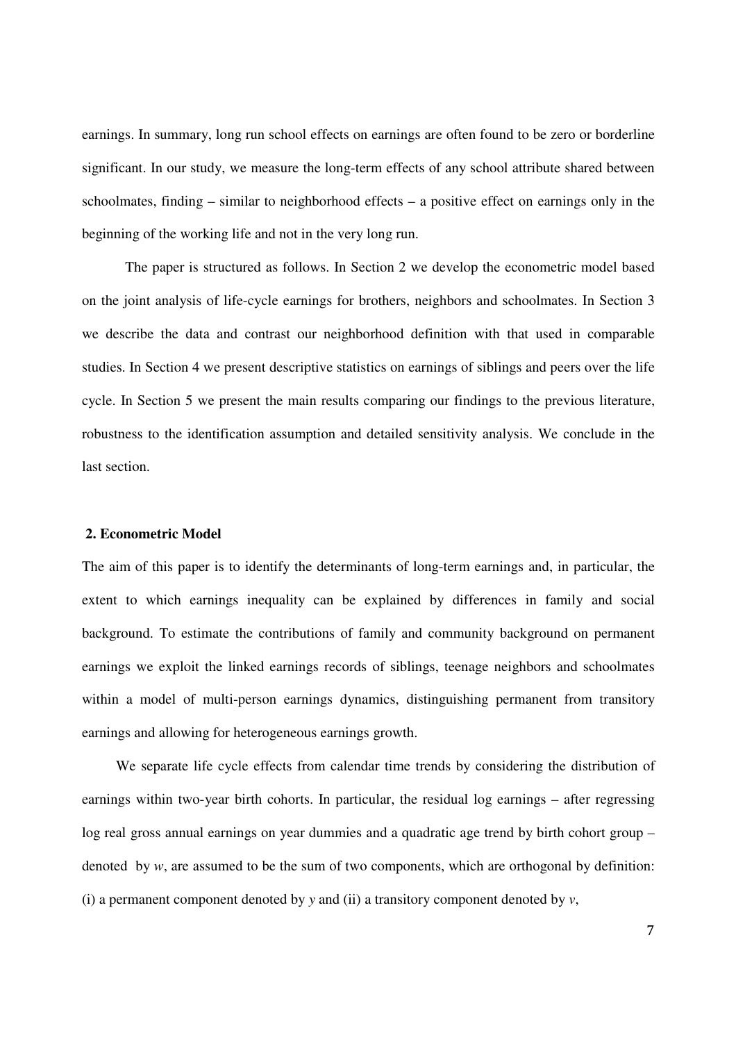earnings. In summary, long run school effects on earnings are often found to be zero or borderline significant. In our study, we measure the long-term effects of any school attribute shared between schoolmates, finding – similar to neighborhood effects – a positive effect on earnings only in the beginning of the working life and not in the very long run.

The paper is structured as follows. In Section 2 we develop the econometric model based on the joint analysis of life-cycle earnings for brothers, neighbors and schoolmates. In Section 3 we describe the data and contrast our neighborhood definition with that used in comparable studies. In Section 4 we present descriptive statistics on earnings of siblings and peers over the life cycle. In Section 5 we present the main results comparing our findings to the previous literature, robustness to the identification assumption and detailed sensitivity analysis. We conclude in the last section.

## 2. Econometric Model

The aim of this paper is to identify the determinants of long-term earnings and, in particular, the extent to which earnings inequality can be explained by differences in family and social background. To estimate the contributions of family and community background on permanent earnings we exploit the linked earnings records of siblings, teenage neighbors and schoolmates within a model of multi-person earnings dynamics, distinguishing permanent from transitory earnings and allowing for heterogeneous earnings growth.

We separate life cycle effects from calendar time trends by considering the distribution of earnings within two-year birth cohorts. In particular, the residual log earnings – after regressing log real gross annual earnings on year dummies and a quadratic age trend by birth cohort group – denoted by $w$, are assumed to be the sum of two components, which are orthogonal by definition: (i) a permanent component denoted by $y$ and (ii) a transitory component denoted by $v$,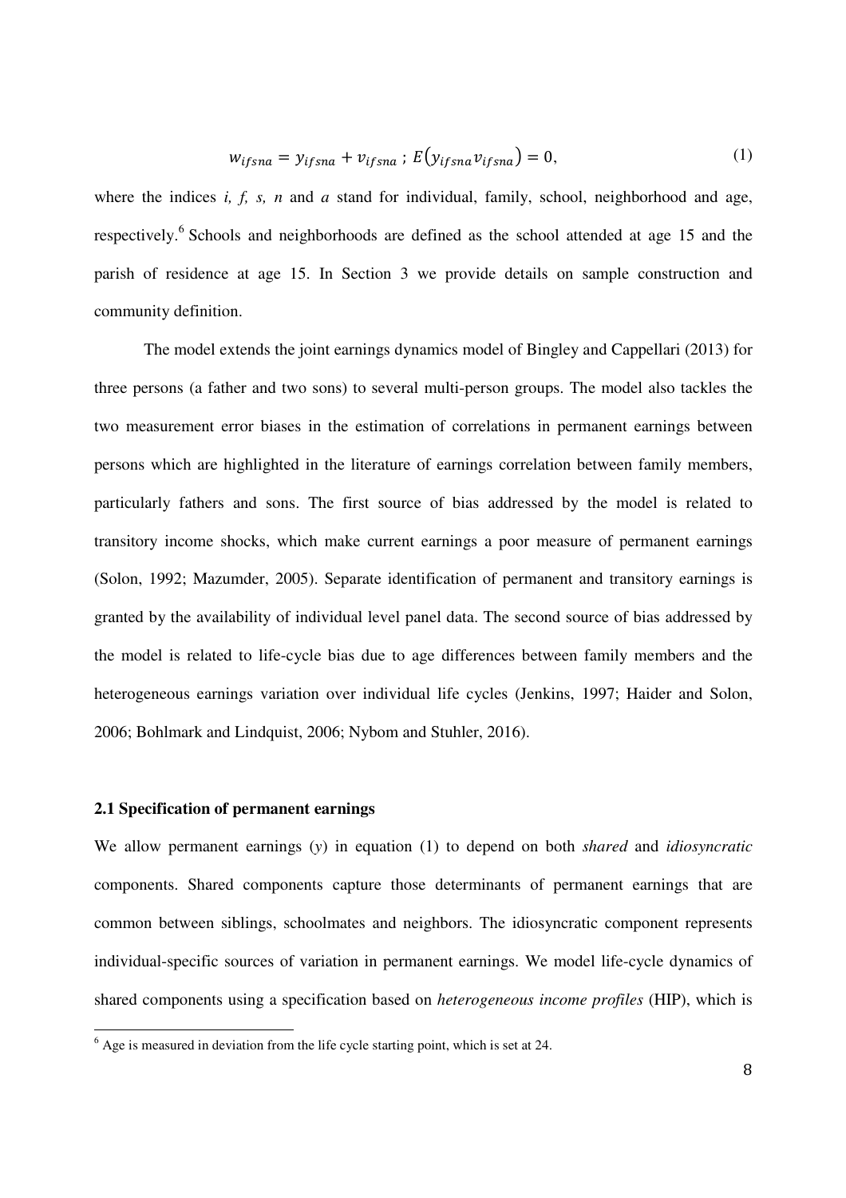$$w_{ifsna} = y_{ifsna} + v_{ifsna} \; ; \; E(y_{ifsna} v_{ifsna}) = 0, \tag{1}$$

where the indices *i, f, s, n* and *a* stand for individual, family, school, neighborhood and age, respectively.[6] Schools and neighborhoods are defined as the school attended at age 15 and the parish of residence at age 15. In Section 3 we provide details on sample construction and community definition.

The model extends the joint earnings dynamics model of Bingley and Cappellari (2013) for three persons (a father and two sons) to several multi-person groups. The model also tackles the two measurement error biases in the estimation of correlations in permanent earnings between persons which are highlighted in the literature of earnings correlation between family members, particularly fathers and sons. The first source of bias addressed by the model is related to transitory income shocks, which make current earnings a poor measure of permanent earnings (Solon, 1992; Mazumder, 2005). Separate identification of permanent and transitory earnings is granted by the availability of individual level panel data. The second source of bias addressed by the model is related to life-cycle bias due to age differences between family members and the heterogeneous earnings variation over individual life cycles (Jenkins, 1997; Haider and Solon, 2006; Bohlmark and Lindquist, 2006; Nybom and Stuhler, 2016).

### 2.1 Specification of permanent earnings

We allow permanent earnings ($y$) in equation (1) to depend on both *shared* and *idiosyncratic* components. Shared components capture those determinants of permanent earnings that are common between siblings, schoolmates and neighbors. The idiosyncratic component represents individual-specific sources of variation in permanent earnings. We model life-cycle dynamics of shared components using a specification based on *heterogeneous income profiles* (HIP), which is

[6] Age is measured in deviation from the life cycle starting point, which is set at 24.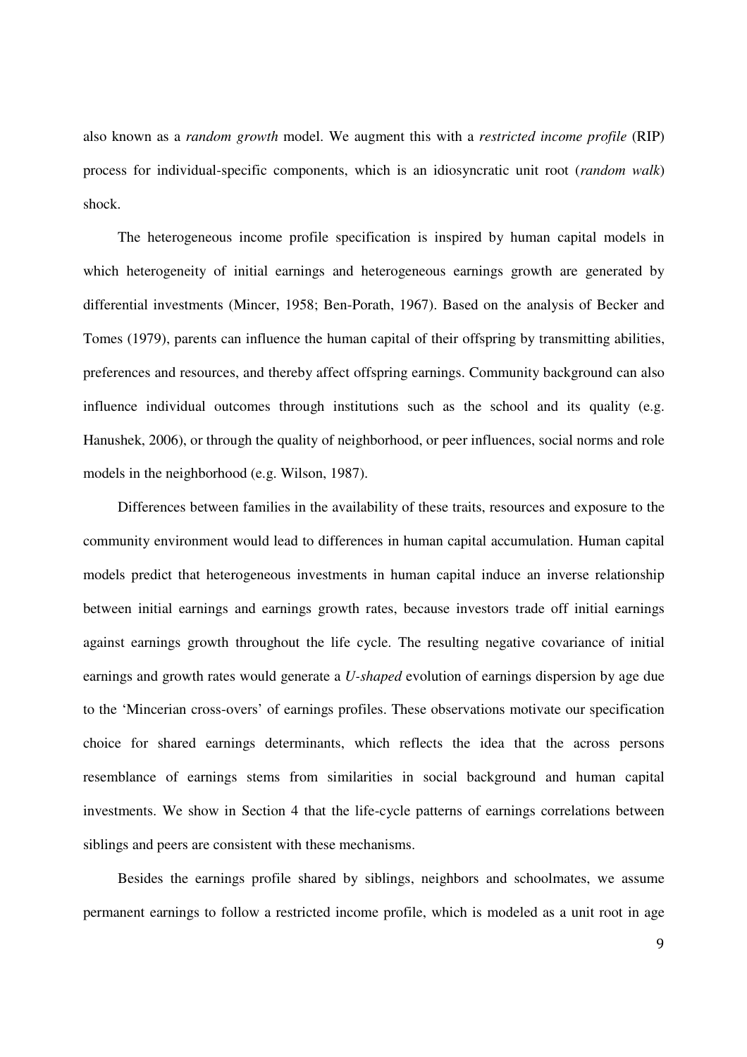also known as a *random growth* model. We augment this with a *restricted income profile* (RIP) process for individual-specific components, which is an idiosyncratic unit root (*random walk*) shock.

The heterogeneous income profile specification is inspired by human capital models in which heterogeneity of initial earnings and heterogeneous earnings growth are generated by differential investments (Mincer, 1958; Ben-Porath, 1967). Based on the analysis of Becker and Tomes (1979), parents can influence the human capital of their offspring by transmitting abilities, preferences and resources, and thereby affect offspring earnings. Community background can also influence individual outcomes through institutions such as the school and its quality (e.g. Hanushek, 2006), or through the quality of neighborhood, or peer influences, social norms and role models in the neighborhood (e.g. Wilson, 1987).

Differences between families in the availability of these traits, resources and exposure to the community environment would lead to differences in human capital accumulation. Human capital models predict that heterogeneous investments in human capital induce an inverse relationship between initial earnings and earnings growth rates, because investors trade off initial earnings against earnings growth throughout the life cycle. The resulting negative covariance of initial earnings and growth rates would generate a *U-shaped* evolution of earnings dispersion by age due to the 'Mincerian cross-overs' of earnings profiles. These observations motivate our specification choice for shared earnings determinants, which reflects the idea that the across persons resemblance of earnings stems from similarities in social background and human capital investments. We show in Section 4 that the life-cycle patterns of earnings correlations between siblings and peers are consistent with these mechanisms.

Besides the earnings profile shared by siblings, neighbors and schoolmates, we assume permanent earnings to follow a restricted income profile, which is modeled as a unit root in age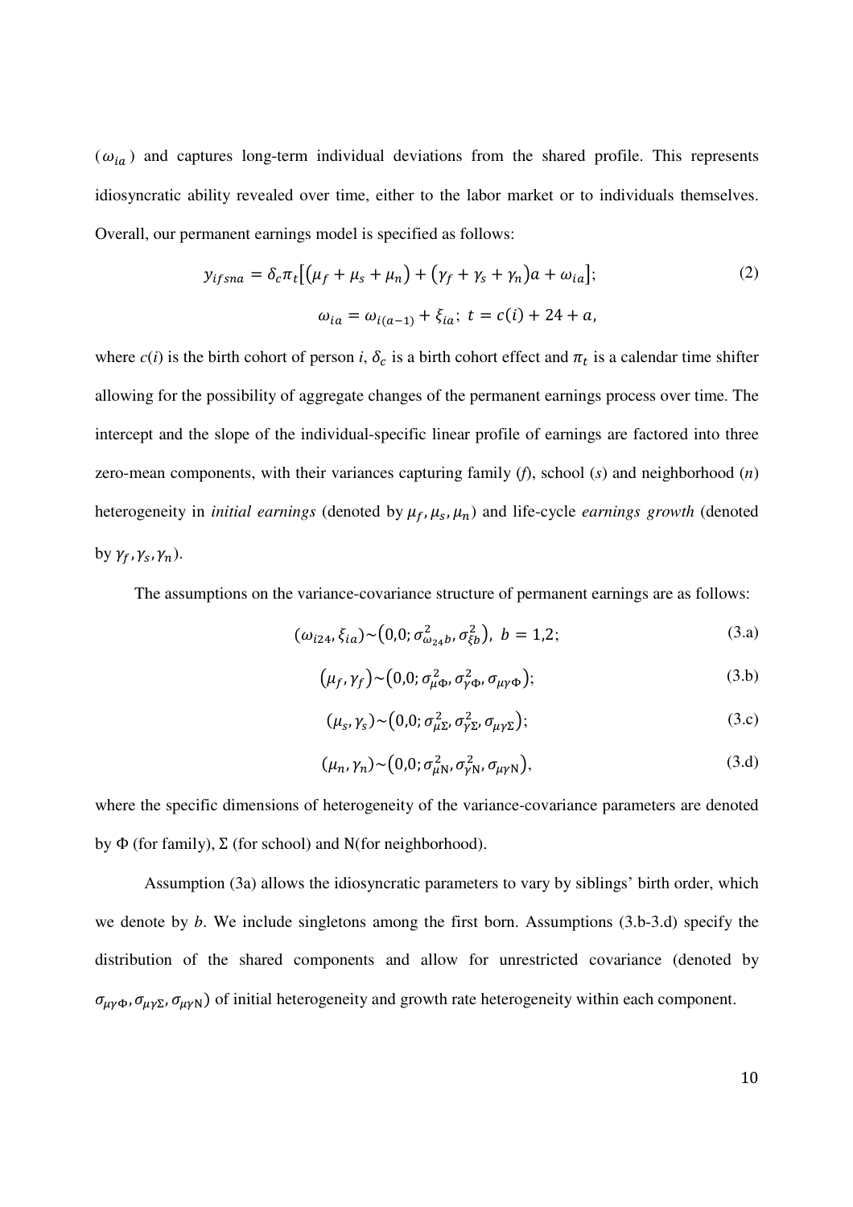($\omega_{ia}$) and captures long-term individual deviations from the shared profile. This represents idiosyncratic ability revealed over time, either to the labor market or to individuals themselves. Overall, our permanent earnings model is specified as follows:

$$y_{ifsna} = \delta_c \pi_t \left[ \left( \mu_f + \mu_s + \mu_n \right) + \left( \gamma_f + \gamma_s + \gamma_n \right) a + \omega_{ia} \right]; \tag{2}$$

$$\omega_{ia} = \omega_{i(a-1)} + \xi_{ia};\ t = c(i) + 24 + a,$$

where $c(i)$ is the birth cohort of person $i$, $\delta_c$ is a birth cohort effect and $\pi_t$ is a calendar time shifter allowing for the possibility of aggregate changes of the permanent earnings process over time. The intercept and the slope of the individual-specific linear profile of earnings are factored into three zero-mean components, with their variances capturing family ($f$), school ($s$) and neighborhood ($n$) heterogeneity in *initial earnings* (denoted by $\mu_f, \mu_s, \mu_n$) and life-cycle *earnings growth* (denoted by $\gamma_f, \gamma_s, \gamma_n$).

The assumptions on the variance-covariance structure of permanent earnings are as follows:

$$(\omega_{i24}, \xi_{ia}) \sim \left(0,0; \sigma^2_{\omega_{24} b}, \sigma^2_{\xi b}\right),\ b = 1,2; \tag{3.a}$$

$$\left(\mu_f, \gamma_f\right) \sim \left(0,0; \sigma^2_{\mu\Phi}, \sigma^2_{\gamma\Phi}, \sigma_{\mu\gamma\Phi}\right); \tag{3.b}$$

$$\left(\mu_s, \gamma_s\right) \sim \left(0,0; \sigma^2_{\mu\Sigma}, \sigma^2_{\gamma\Sigma}, \sigma_{\mu\gamma\Sigma}\right); \tag{3.c}$$

$$\left(\mu_n, \gamma_n\right) \sim \left(0,0; \sigma^2_{\mu\mathrm{N}}, \sigma^2_{\gamma\mathrm{N}}, \sigma_{\mu\gamma\mathrm{N}}\right), \tag{3.d}$$

where the specific dimensions of heterogeneity of the variance-covariance parameters are denoted by $\Phi$ (for family), $\Sigma$ (for school) and N(for neighborhood).

Assumption (3a) allows the idiosyncratic parameters to vary by siblings' birth order, which we denote by $b$. We include singletons among the first born. Assumptions (3.b-3.d) specify the distribution of the shared components and allow for unrestricted covariance (denoted by $\sigma_{\mu\gamma\Phi}, \sigma_{\mu\gamma\Sigma}, \sigma_{\mu\gamma\mathrm{N}}$) of initial heterogeneity and growth rate heterogeneity within each component.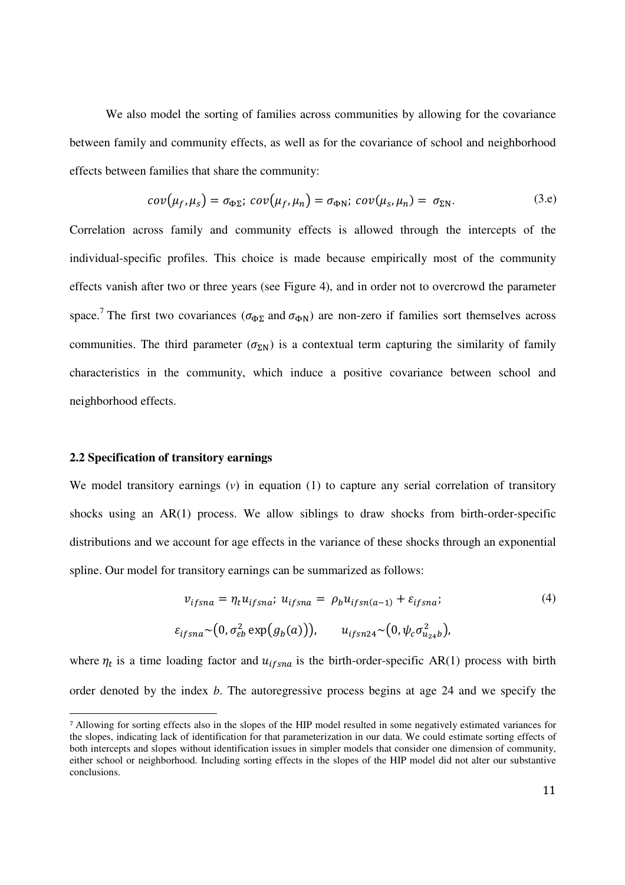We also model the sorting of families across communities by allowing for the covariance between family and community effects, as well as for the covariance of school and neighborhood effects between families that share the community:

$$cov(\mu_f, \mu_s) = \sigma_{\Phi\Sigma};\ cov(\mu_f, \mu_n) = \sigma_{\Phi\mathrm{N}};\ cov(\mu_s, \mu_n) = \sigma_{\Sigma\mathrm{N}}. \tag{3.e}$$

Correlation across family and community effects is allowed through the intercepts of the individual-specific profiles. This choice is made because empirically most of the community effects vanish after two or three years (see Figure 4), and in order not to overcrowd the parameter space.[7] The first two covariances ($\sigma_{\Phi\Sigma}$ and $\sigma_{\Phi\mathrm{N}}$) are non-zero if families sort themselves across communities. The third parameter ($\sigma_{\Sigma\mathrm{N}}$) is a contextual term capturing the similarity of family characteristics in the community, which induce a positive covariance between school and neighborhood effects.

### 2.2 Specification of transitory earnings

We model transitory earnings ($v$) in equation (1) to capture any serial correlation of transitory shocks using an AR(1) process. We allow siblings to draw shocks from birth-order-specific distributions and we account for age effects in the variance of these shocks through an exponential spline. Our model for transitory earnings can be summarized as follows:

$$v_{ifsna} = \eta_t u_{ifsna};\ u_{ifsna} = \rho_b u_{ifsn(a-1)} + \varepsilon_{ifsna}; \tag{4}$$

$$\varepsilon_{ifsna} \sim \left(0, \sigma_{\varepsilon b}^2 \exp\left(g_b(a)\right)\right), \qquad u_{ifsn24} \sim \left(0, \psi_c \sigma_{u_{24}b}^2\right),$$

where $\eta_t$ is a time loading factor and $u_{ifsna}$ is the birth-order-specific AR(1) process with birth order denoted by the index $b$. The autoregressive process begins at age 24 and we specify the

[7] Allowing for sorting effects also in the slopes of the HIP model resulted in some negatively estimated variances for the slopes, indicating lack of identification for that parameterization in our data. We could estimate sorting effects of both intercepts and slopes without identification issues in simpler models that consider one dimension of community, either school or neighborhood. Including sorting effects in the slopes of the HIP model did not alter our substantive conclusions.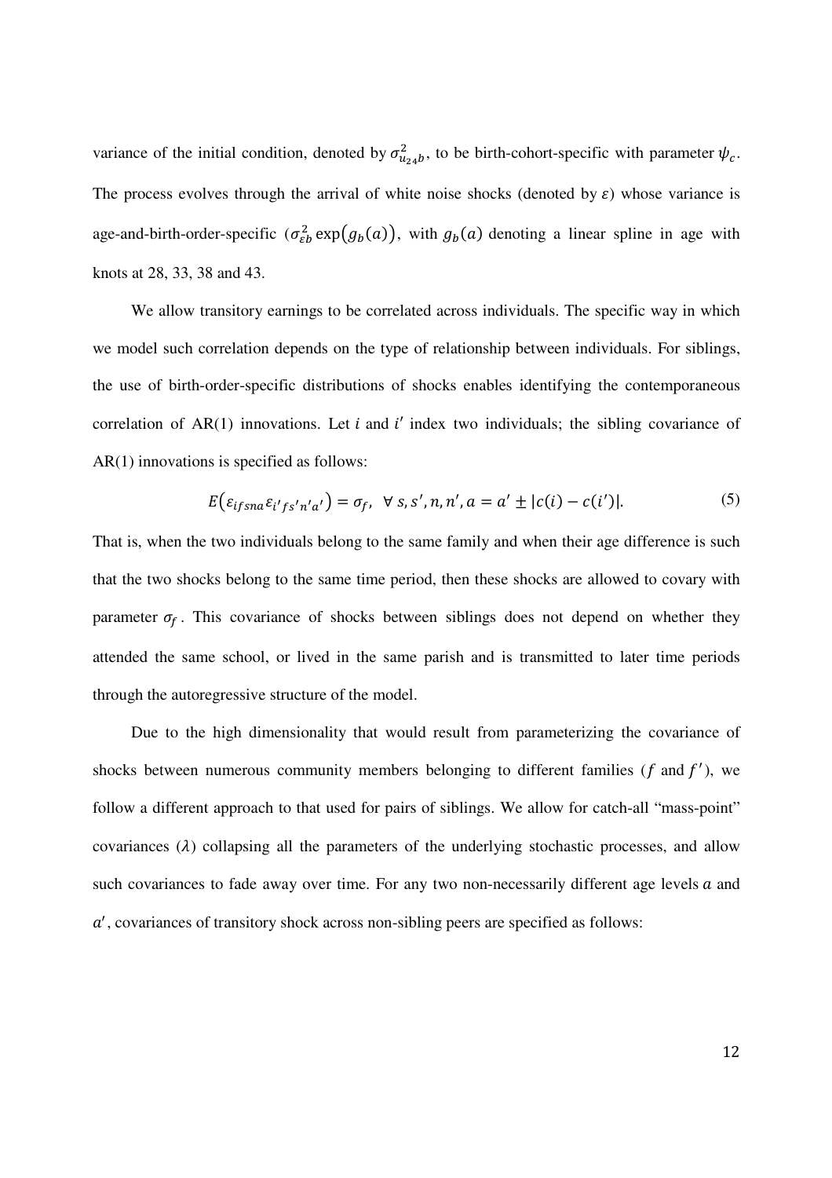variance of the initial condition, denoted by $\sigma^2_{u_{24}b}$, to be birth-cohort-specific with parameter $\psi_c$. The process evolves through the arrival of white noise shocks (denoted by $\varepsilon$) whose variance is age-and-birth-order-specific ($\sigma^2_{\varepsilon b} \exp\big(g_b(a)\big)$, with $g_b(a)$ denoting a linear spline in age with knots at 28, 33, 38 and 43.

We allow transitory earnings to be correlated across individuals. The specific way in which we model such correlation depends on the type of relationship between individuals. For siblings, the use of birth-order-specific distributions of shocks enables identifying the contemporaneous correlation of AR(1) innovations. Let $i$ and $i'$ index two individuals; the sibling covariance of AR(1) innovations is specified as follows:

$$E\big(\varepsilon_{ifsna}\varepsilon_{i'fs'n'a'}\big) = \sigma_f, \;\; \forall\, s, s', n, n', a = a' \pm |c(i) - c(i')|. \tag{5}$$

That is, when the two individuals belong to the same family and when their age difference is such that the two shocks belong to the same time period, then these shocks are allowed to covary with parameter $\sigma_f$. This covariance of shocks between siblings does not depend on whether they attended the same school, or lived in the same parish and is transmitted to later time periods through the autoregressive structure of the model.

Due to the high dimensionality that would result from parameterizing the covariance of shocks between numerous community members belonging to different families ($f$ and $f'$), we follow a different approach to that used for pairs of siblings. We allow for catch-all "mass-point" covariances ($\lambda$) collapsing all the parameters of the underlying stochastic processes, and allow such covariances to fade away over time. For any two non-necessarily different age levels $a$ and $a'$, covariances of transitory shock across non-sibling peers are specified as follows: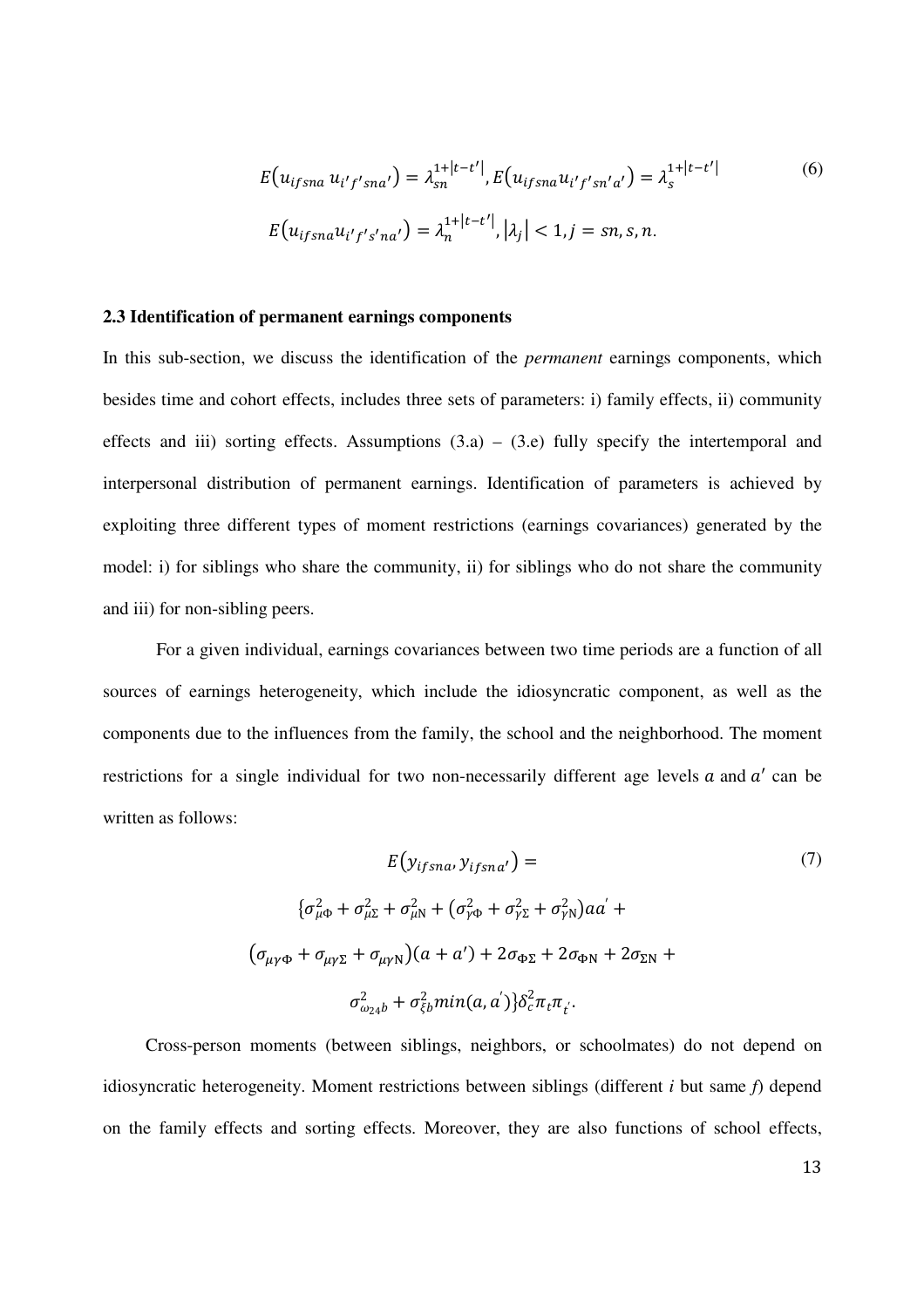$$E\left(u_{ifsna}\, u_{i'f'sna'}\right) = \lambda_{sn}^{1+|t-t'|}, E\left(u_{ifsna} u_{i'f'sn'a'}\right) = \lambda_{s}^{1+|t-t'|} \tag{6}$$

$$E\left(u_{ifsna} u_{i'f's'na'}\right) = \lambda_{n}^{1+|t-t'|}, |\lambda_j| < 1, j = sn, s, n.$$

### 2.3 Identification of permanent earnings components

In this sub-section, we discuss the identification of the *permanent* earnings components, which besides time and cohort effects, includes three sets of parameters: i) family effects, ii) community effects and iii) sorting effects. Assumptions (3.a) – (3.e) fully specify the intertemporal and interpersonal distribution of permanent earnings. Identification of parameters is achieved by exploiting three different types of moment restrictions (earnings covariances) generated by the model: i) for siblings who share the community, ii) for siblings who do not share the community and iii) for non-sibling peers.

For a given individual, earnings covariances between two time periods are a function of all sources of earnings heterogeneity, which include the idiosyncratic component, as well as the components due to the influences from the family, the school and the neighborhood. The moment restrictions for a single individual for two non-necessarily different age levels $a$ and $a'$ can be written as follows:

$$E\left(y_{ifsna}, y_{ifsna'}\right) = \tag{7}$$

$$\{\sigma_{\mu\Phi}^2 + \sigma_{\mu\Sigma}^2 + \sigma_{\mu\mathrm{N}}^2 + \left(\sigma_{\gamma\Phi}^2 + \sigma_{\gamma\Sigma}^2 + \sigma_{\gamma\mathrm{N}}^2\right)aa' +$$

$$\left(\sigma_{\mu\gamma\Phi} + \sigma_{\mu\gamma\Sigma} + \sigma_{\mu\gamma\mathrm{N}}\right)(a + a') + 2\sigma_{\Phi\Sigma} + 2\sigma_{\Phi\mathrm{N}} + 2\sigma_{\Sigma\mathrm{N}} +$$

$$\sigma_{\omega_{24}b}^2 + \sigma_{\xi b}^2 min(a, a')\}\delta_c^2 \pi_t \pi_{t'}.$$

Cross-person moments (between siblings, neighbors, or schoolmates) do not depend on idiosyncratic heterogeneity. Moment restrictions between siblings (different *i* but same *f*) depend on the family effects and sorting effects. Moreover, they are also functions of school effects,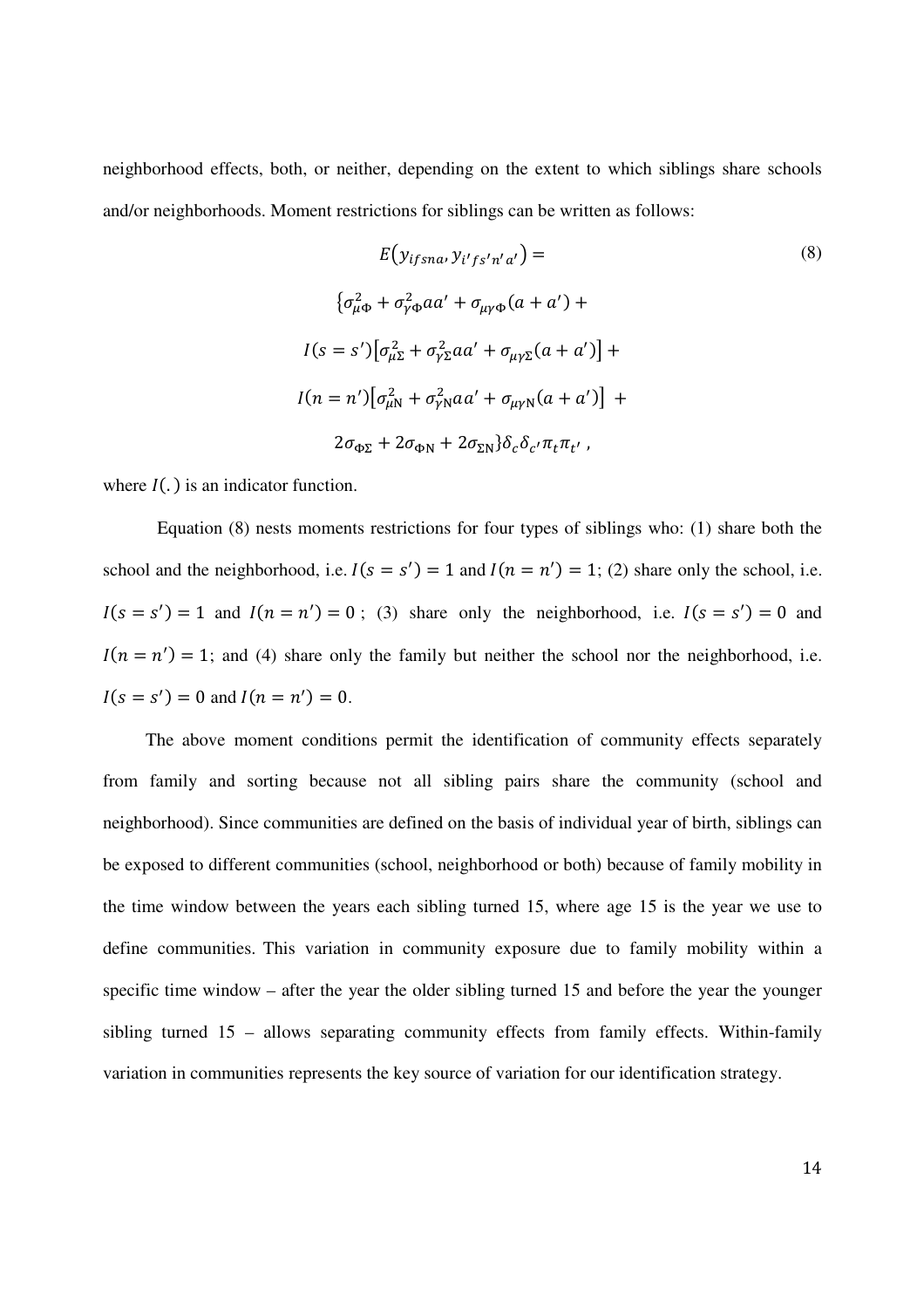neighborhood effects, both, or neither, depending on the extent to which siblings share schools and/or neighborhoods. Moment restrictions for siblings can be written as follows:

$$
\begin{aligned}
&E\left(y_{ifsna}, y_{i'fs'n'a'}\right) = \\
&\{\sigma^2_{\mu\Phi} + \sigma^2_{\gamma\Phi} aa' + \sigma_{\mu\gamma\Phi}(a + a') + \\
&I(s = s')\left[\sigma^2_{\mu\Sigma} + \sigma^2_{\gamma\Sigma} aa' + \sigma_{\mu\gamma\Sigma}(a + a')\right] + \\
&I(n = n')\left[\sigma^2_{\mu\mathrm{N}} + \sigma^2_{\gamma\mathrm{N}} aa' + \sigma_{\mu\gamma\mathrm{N}}(a + a')\right] + \\
&2\sigma_{\Phi\Sigma} + 2\sigma_{\Phi\mathrm{N}} + 2\sigma_{\Sigma\mathrm{N}}\}\delta_c \delta_{c'} \pi_t \pi_{t'} \,,
\end{aligned}
\tag{8}
$$

where $I(.)$ is an indicator function.

Equation (8) nests moments restrictions for four types of siblings who: (1) share both the school and the neighborhood, i.e. $I(s = s') = 1$ and $I(n = n') = 1$; (2) share only the school, i.e. $I(s = s') = 1$ and $I(n = n') = 0$; (3) share only the neighborhood, i.e. $I(s = s') = 0$ and $I(n = n') = 1$; and (4) share only the family but neither the school nor the neighborhood, i.e. $I(s = s') = 0$ and $I(n = n') = 0$.

The above moment conditions permit the identification of community effects separately from family and sorting because not all sibling pairs share the community (school and neighborhood). Since communities are defined on the basis of individual year of birth, siblings can be exposed to different communities (school, neighborhood or both) because of family mobility in the time window between the years each sibling turned 15, where age 15 is the year we use to define communities. This variation in community exposure due to family mobility within a specific time window – after the year the older sibling turned 15 and before the year the younger sibling turned 15 – allows separating community effects from family effects. Within-family variation in communities represents the key source of variation for our identification strategy.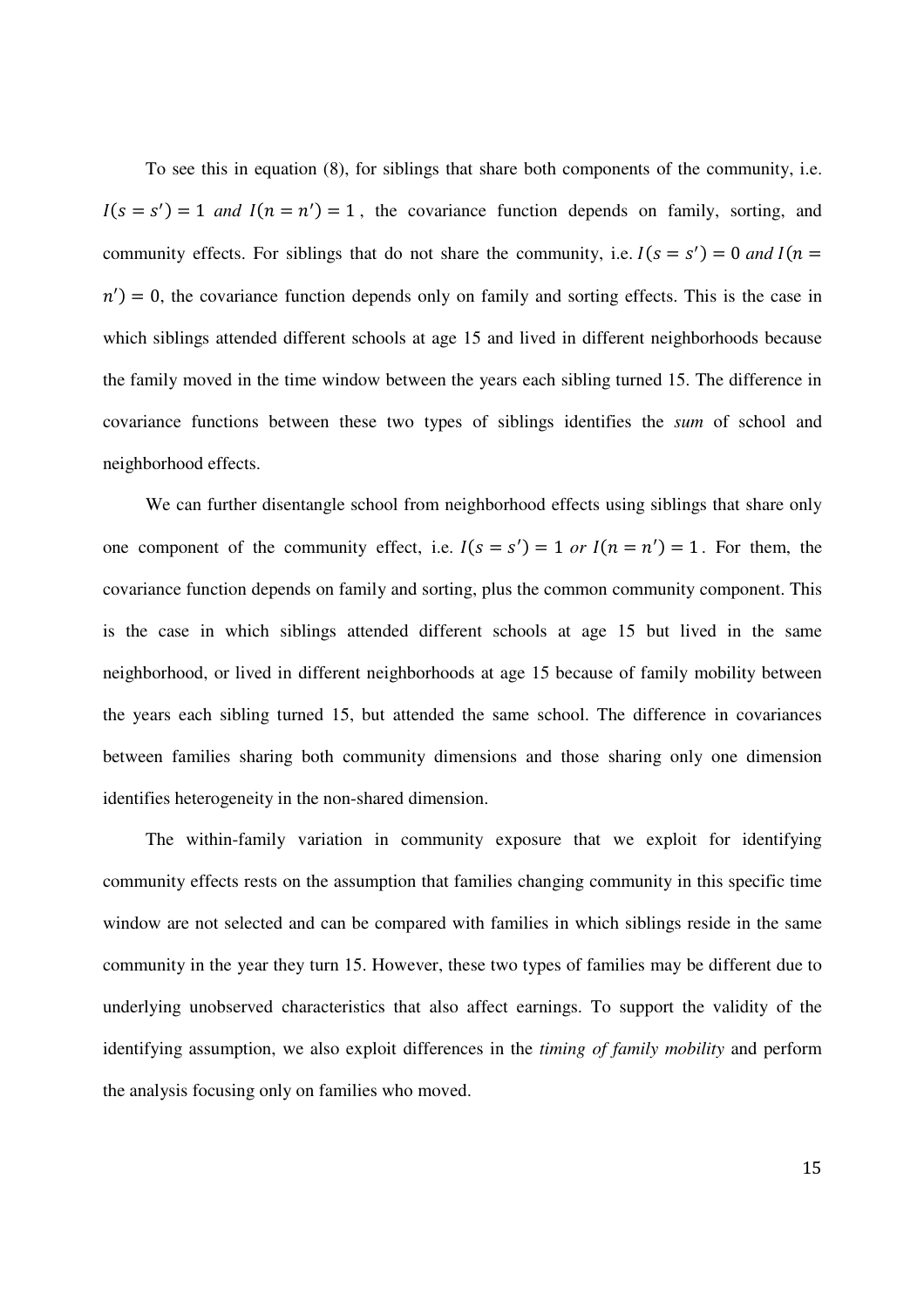To see this in equation (8), for siblings that share both components of the community, i.e. $I(s = s') = 1$ *and* $I(n = n') = 1$, the covariance function depends on family, sorting, and community effects. For siblings that do not share the community, i.e. $I(s = s') = 0$ *and* $I(n = n') = 0$, the covariance function depends only on family and sorting effects. This is the case in which siblings attended different schools at age 15 and lived in different neighborhoods because the family moved in the time window between the years each sibling turned 15. The difference in covariance functions between these two types of siblings identifies the *sum* of school and neighborhood effects.

We can further disentangle school from neighborhood effects using siblings that share only one component of the community effect, i.e. $I(s = s') = 1$ *or* $I(n = n') = 1$. For them, the covariance function depends on family and sorting, plus the common community component. This is the case in which siblings attended different schools at age 15 but lived in the same neighborhood, or lived in different neighborhoods at age 15 because of family mobility between the years each sibling turned 15, but attended the same school. The difference in covariances between families sharing both community dimensions and those sharing only one dimension identifies heterogeneity in the non-shared dimension.

The within-family variation in community exposure that we exploit for identifying community effects rests on the assumption that families changing community in this specific time window are not selected and can be compared with families in which siblings reside in the same community in the year they turn 15. However, these two types of families may be different due to underlying unobserved characteristics that also affect earnings. To support the validity of the identifying assumption, we also exploit differences in the *timing of family mobility* and perform the analysis focusing only on families who moved.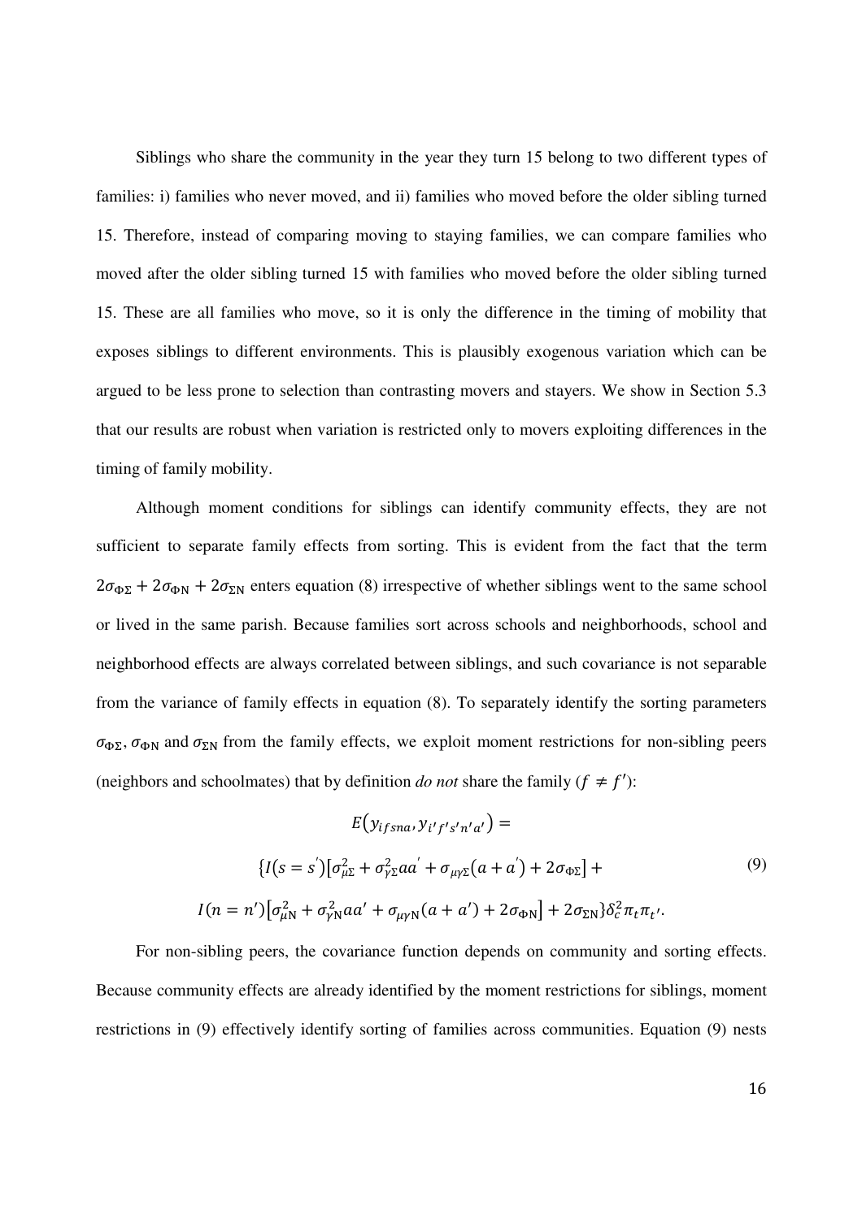Siblings who share the community in the year they turn 15 belong to two different types of families: i) families who never moved, and ii) families who moved before the older sibling turned 15. Therefore, instead of comparing moving to staying families, we can compare families who moved after the older sibling turned 15 with families who moved before the older sibling turned 15. These are all families who move, so it is only the difference in the timing of mobility that exposes siblings to different environments. This is plausibly exogenous variation which can be argued to be less prone to selection than contrasting movers and stayers. We show in Section 5.3 that our results are robust when variation is restricted only to movers exploiting differences in the timing of family mobility.

Although moment conditions for siblings can identify community effects, they are not sufficient to separate family effects from sorting. This is evident from the fact that the term $2\sigma_{\Phi\Sigma} + 2\sigma_{\Phi \mathrm{N}} + 2\sigma_{\Sigma \mathrm{N}}$ enters equation (8) irrespective of whether siblings went to the same school or lived in the same parish. Because families sort across schools and neighborhoods, school and neighborhood effects are always correlated between siblings, and such covariance is not separable from the variance of family effects in equation (8). To separately identify the sorting parameters $\sigma_{\Phi\Sigma}$, $\sigma_{\Phi \mathrm{N}}$ and $\sigma_{\Sigma \mathrm{N}}$ from the family effects, we exploit moment restrictions for non-sibling peers (neighbors and schoolmates) that by definition *do not* share the family ($f \neq f'$):

$$
\begin{aligned}
&E\left(y_{ifsna}, y_{i'f's'n'a'}\right) = \\
&\{I(s = s')\left[\sigma_{\mu\Sigma}^2 + \sigma_{\gamma\Sigma}^2 aa' + \sigma_{\mu\gamma\Sigma}(a + a') + 2\sigma_{\Phi\Sigma}\right] + \\
&I(n = n')\left[\sigma_{\mu \mathrm{N}}^2 + \sigma_{\gamma \mathrm{N}}^2 aa' + \sigma_{\mu\gamma \mathrm{N}}(a + a') + 2\sigma_{\Phi \mathrm{N}}\right] + 2\sigma_{\Sigma \mathrm{N}}\}\delta_c^2 \pi_t \pi_{t'}.
\end{aligned} \tag{9}
$$

For non-sibling peers, the covariance function depends on community and sorting effects. Because community effects are already identified by the moment restrictions for siblings, moment restrictions in (9) effectively identify sorting of families across communities. Equation (9) nests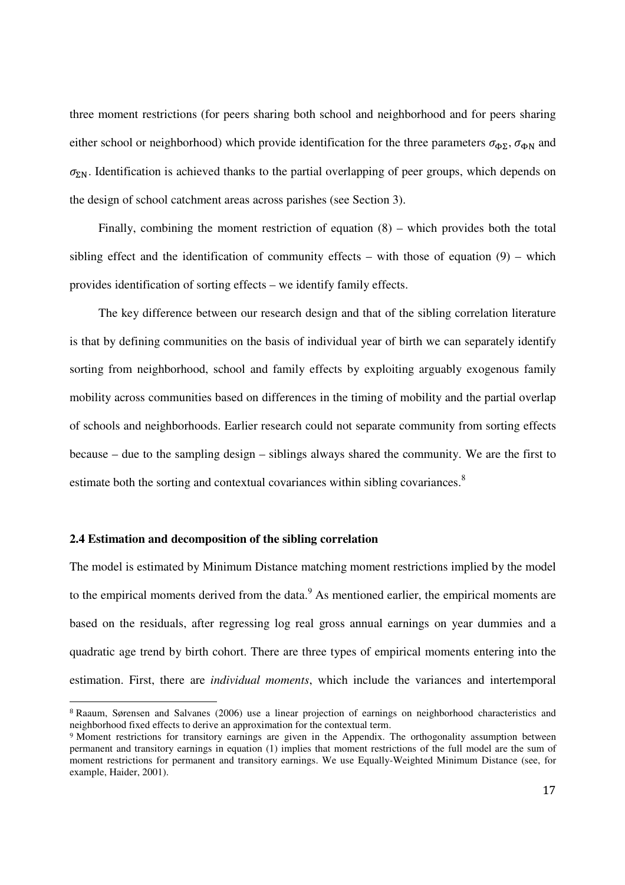three moment restrictions (for peers sharing both school and neighborhood and for peers sharing either school or neighborhood) which provide identification for the three parameters $\sigma_{\Phi\Sigma}$, $\sigma_{\Phi N}$ and $\sigma_{\Sigma N}$. Identification is achieved thanks to the partial overlapping of peer groups, which depends on the design of school catchment areas across parishes (see Section 3).

Finally, combining the moment restriction of equation (8) – which provides both the total sibling effect and the identification of community effects – with those of equation (9) – which provides identification of sorting effects – we identify family effects.

The key difference between our research design and that of the sibling correlation literature is that by defining communities on the basis of individual year of birth we can separately identify sorting from neighborhood, school and family effects by exploiting arguably exogenous family mobility across communities based on differences in the timing of mobility and the partial overlap of schools and neighborhoods. Earlier research could not separate community from sorting effects because – due to the sampling design – siblings always shared the community. We are the first to estimate both the sorting and contextual covariances within sibling covariances.[8]

### 2.4 Estimation and decomposition of the sibling correlation

The model is estimated by Minimum Distance matching moment restrictions implied by the model to the empirical moments derived from the data.[9] As mentioned earlier, the empirical moments are based on the residuals, after regressing log real gross annual earnings on year dummies and a quadratic age trend by birth cohort. There are three types of empirical moments entering into the estimation. First, there are *individual moments*, which include the variances and intertemporal

[8] Raaum, Sørensen and Salvanes (2006) use a linear projection of earnings on neighborhood characteristics and neighborhood fixed effects to derive an approximation for the contextual term.

[9] Moment restrictions for transitory earnings are given in the Appendix. The orthogonality assumption between permanent and transitory earnings in equation (1) implies that moment restrictions of the full model are the sum of moment restrictions for permanent and transitory earnings. We use Equally-Weighted Minimum Distance (see, for example, Haider, 2001).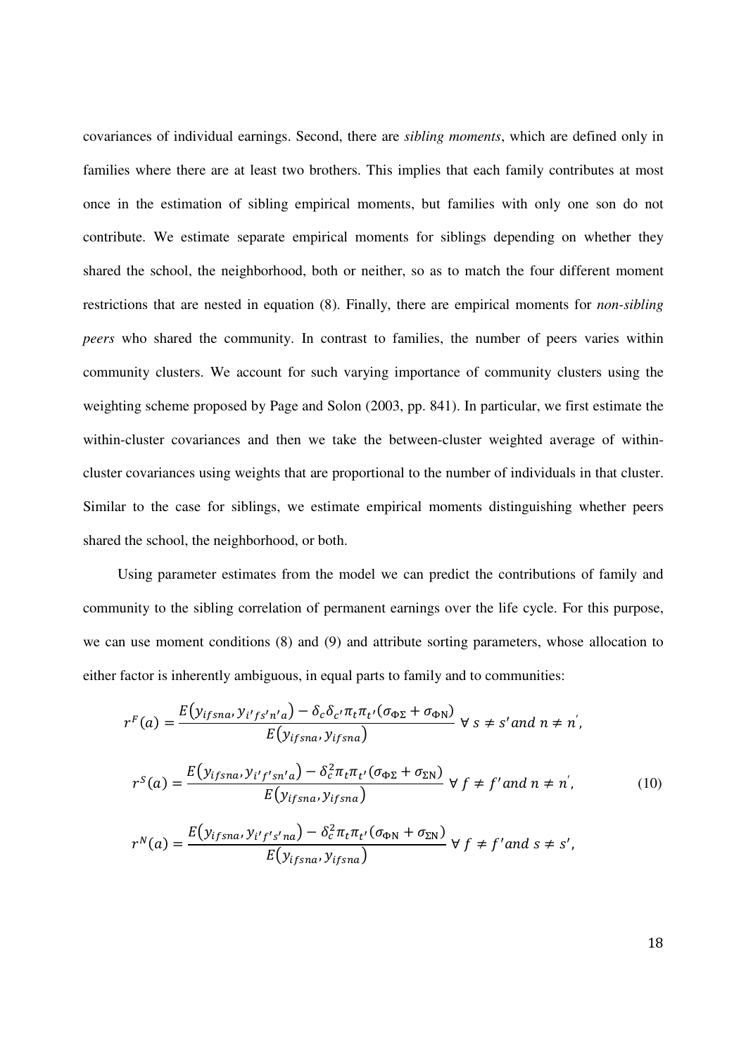covariances of individual earnings. Second, there are *sibling moments*, which are defined only in families where there are at least two brothers. This implies that each family contributes at most once in the estimation of sibling empirical moments, but families with only one son do not contribute. We estimate separate empirical moments for siblings depending on whether they shared the school, the neighborhood, both or neither, so as to match the four different moment restrictions that are nested in equation (8). Finally, there are empirical moments for *non-sibling peers* who shared the community. In contrast to families, the number of peers varies within community clusters. We account for such varying importance of community clusters using the weighting scheme proposed by Page and Solon (2003, pp. 841). In particular, we first estimate the within-cluster covariances and then we take the between-cluster weighted average of within-cluster covariances using weights that are proportional to the number of individuals in that cluster. Similar to the case for siblings, we estimate empirical moments distinguishing whether peers shared the school, the neighborhood, or both.

Using parameter estimates from the model we can predict the contributions of family and community to the sibling correlation of permanent earnings over the life cycle. For this purpose, we can use moment conditions (8) and (9) and attribute sorting parameters, whose allocation to either factor is inherently ambiguous, in equal parts to family and to communities:

$$
\begin{aligned}
r^{F}(a) &= \frac{E\left(y_{ifsna}, y_{i'fs'n'a}\right) - \delta_c \delta_{c'} \pi_t \pi_{t'} (\sigma_{\Phi\Sigma} + \sigma_{\Phi\mathrm{N}})}{E\left(y_{ifsna}, y_{ifsna}\right)} \;\forall\; s \neq s' \,and\; n \neq n', \\
r^{S}(a) &= \frac{E\left(y_{ifsna}, y_{i'f'sn'a}\right) - \delta_c^2 \pi_t \pi_{t'} (\sigma_{\Phi\Sigma} + \sigma_{\Sigma\mathrm{N}})}{E\left(y_{ifsna}, y_{ifsna}\right)} \;\forall\; f \neq f' \,and\; n \neq n', \qquad (10) \\
r^{N}(a) &= \frac{E\left(y_{ifsna}, y_{i'f's'na}\right) - \delta_c^2 \pi_t \pi_{t'} (\sigma_{\Phi\mathrm{N}} + \sigma_{\Sigma\mathrm{N}})}{E\left(y_{ifsna}, y_{ifsna}\right)} \;\forall\; f \neq f' \,and\; s \neq s',
\end{aligned}
$$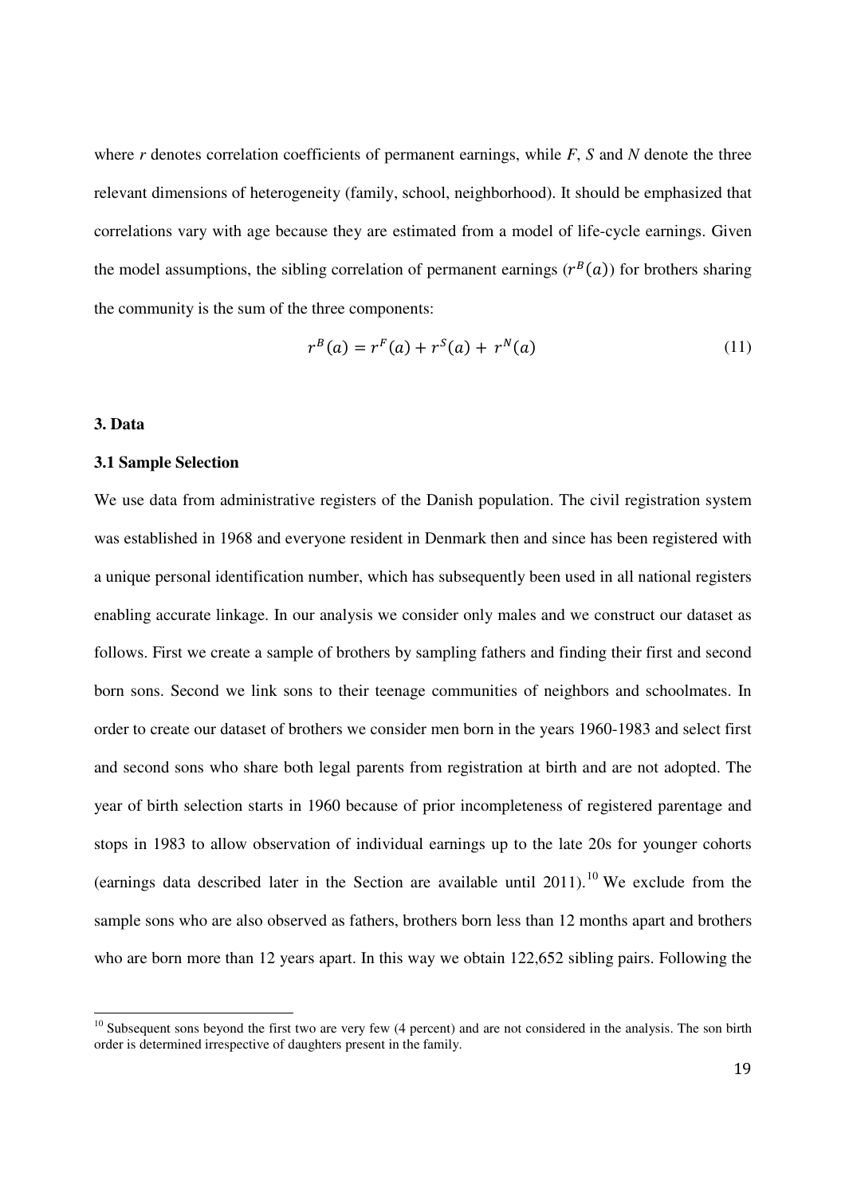where *r* denotes correlation coefficients of permanent earnings, while *F*, *S* and *N* denote the three relevant dimensions of heterogeneity (family, school, neighborhood). It should be emphasized that correlations vary with age because they are estimated from a model of life-cycle earnings. Given the model assumptions, the sibling correlation of permanent earnings ($r^B(a)$) for brothers sharing the community is the sum of the three components:

$$r^B(a) = r^F(a) + r^S(a) + r^N(a) \tag{11}$$

**3. Data**

**3.1 Sample Selection**

We use data from administrative registers of the Danish population. The civil registration system was established in 1968 and everyone resident in Denmark then and since has been registered with a unique personal identification number, which has subsequently been used in all national registers enabling accurate linkage. In our analysis we consider only males and we construct our dataset as follows. First we create a sample of brothers by sampling fathers and finding their first and second born sons. Second we link sons to their teenage communities of neighbors and schoolmates. In order to create our dataset of brothers we consider men born in the years 1960-1983 and select first and second sons who share both legal parents from registration at birth and are not adopted. The year of birth selection starts in 1960 because of prior incompleteness of registered parentage and stops in 1983 to allow observation of individual earnings up to the late 20s for younger cohorts (earnings data described later in the Section are available until 2011).[10] We exclude from the sample sons who are also observed as fathers, brothers born less than 12 months apart and brothers who are born more than 12 years apart. In this way we obtain 122,652 sibling pairs. Following the

[10] Subsequent sons beyond the first two are very few (4 percent) and are not considered in the analysis. The son birth order is determined irrespective of daughters present in the family.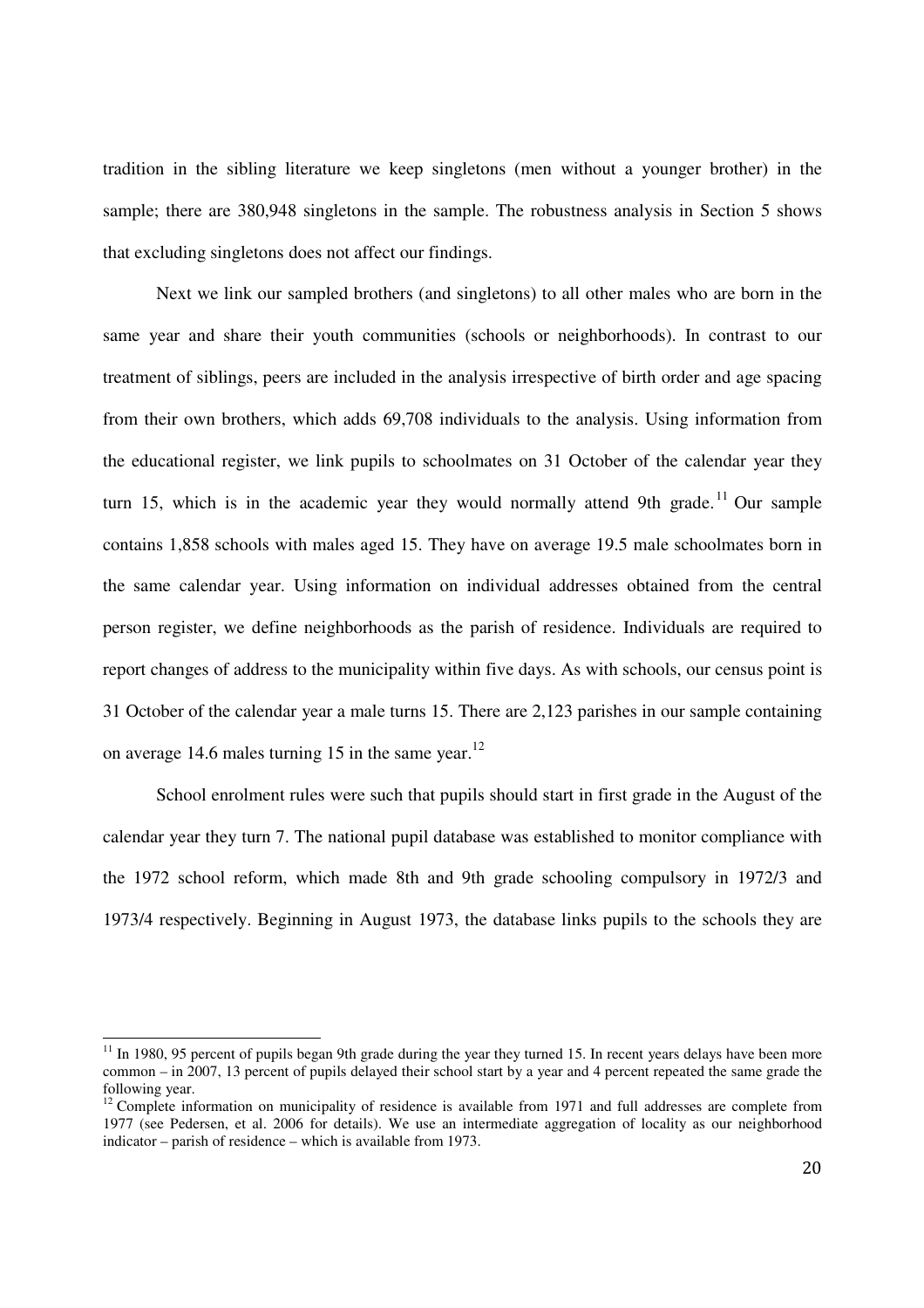tradition in the sibling literature we keep singletons (men without a younger brother) in the sample; there are 380,948 singletons in the sample. The robustness analysis in Section 5 shows that excluding singletons does not affect our findings.

Next we link our sampled brothers (and singletons) to all other males who are born in the same year and share their youth communities (schools or neighborhoods). In contrast to our treatment of siblings, peers are included in the analysis irrespective of birth order and age spacing from their own brothers, which adds 69,708 individuals to the analysis. Using information from the educational register, we link pupils to schoolmates on 31 October of the calendar year they turn 15, which is in the academic year they would normally attend 9th grade.[11] Our sample contains 1,858 schools with males aged 15. They have on average 19.5 male schoolmates born in the same calendar year. Using information on individual addresses obtained from the central person register, we define neighborhoods as the parish of residence. Individuals are required to report changes of address to the municipality within five days. As with schools, our census point is 31 October of the calendar year a male turns 15. There are 2,123 parishes in our sample containing on average 14.6 males turning 15 in the same year.[12]

School enrolment rules were such that pupils should start in first grade in the August of the calendar year they turn 7. The national pupil database was established to monitor compliance with the 1972 school reform, which made 8th and 9th grade schooling compulsory in 1972/3 and 1973/4 respectively. Beginning in August 1973, the database links pupils to the schools they are

[11] In 1980, 95 percent of pupils began 9th grade during the year they turned 15. In recent years delays have been more common – in 2007, 13 percent of pupils delayed their school start by a year and 4 percent repeated the same grade the following year.

[12] Complete information on municipality of residence is available from 1971 and full addresses are complete from 1977 (see Pedersen, et al. 2006 for details). We use an intermediate aggregation of locality as our neighborhood indicator – parish of residence – which is available from 1973.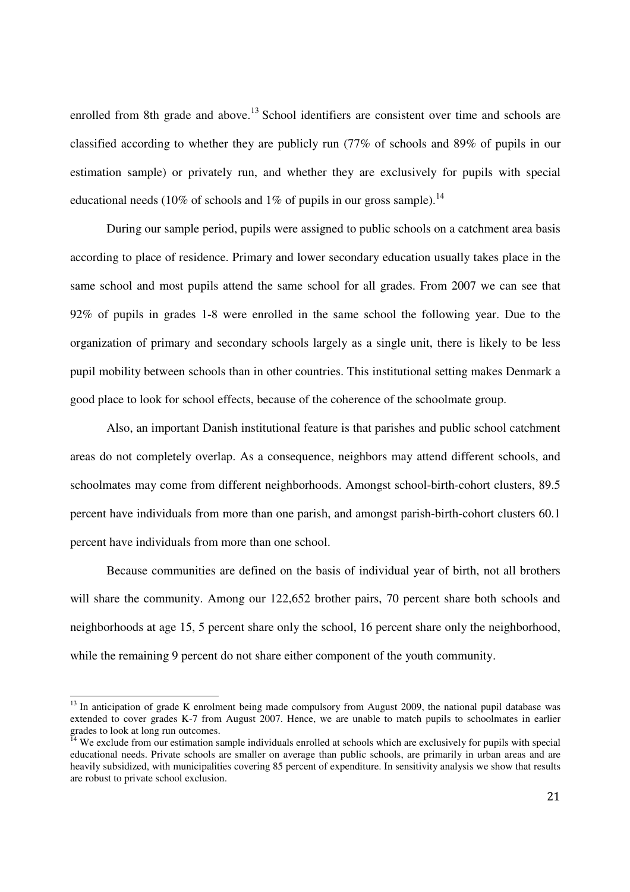enrolled from 8th grade and above.[13] School identifiers are consistent over time and schools are classified according to whether they are publicly run (77% of schools and 89% of pupils in our estimation sample) or privately run, and whether they are exclusively for pupils with special educational needs (10% of schools and 1% of pupils in our gross sample).[14]

During our sample period, pupils were assigned to public schools on a catchment area basis according to place of residence. Primary and lower secondary education usually takes place in the same school and most pupils attend the same school for all grades. From 2007 we can see that 92% of pupils in grades 1-8 were enrolled in the same school the following year. Due to the organization of primary and secondary schools largely as a single unit, there is likely to be less pupil mobility between schools than in other countries. This institutional setting makes Denmark a good place to look for school effects, because of the coherence of the schoolmate group.

Also, an important Danish institutional feature is that parishes and public school catchment areas do not completely overlap. As a consequence, neighbors may attend different schools, and schoolmates may come from different neighborhoods. Amongst school-birth-cohort clusters, 89.5 percent have individuals from more than one parish, and amongst parish-birth-cohort clusters 60.1 percent have individuals from more than one school.

Because communities are defined on the basis of individual year of birth, not all brothers will share the community. Among our 122,652 brother pairs, 70 percent share both schools and neighborhoods at age 15, 5 percent share only the school, 16 percent share only the neighborhood, while the remaining 9 percent do not share either component of the youth community.

[13] In anticipation of grade K enrolment being made compulsory from August 2009, the national pupil database was extended to cover grades K-7 from August 2007. Hence, we are unable to match pupils to schoolmates in earlier grades to look at long run outcomes.

[14] We exclude from our estimation sample individuals enrolled at schools which are exclusively for pupils with special educational needs. Private schools are smaller on average than public schools, are primarily in urban areas and are heavily subsidized, with municipalities covering 85 percent of expenditure. In sensitivity analysis we show that results are robust to private school exclusion.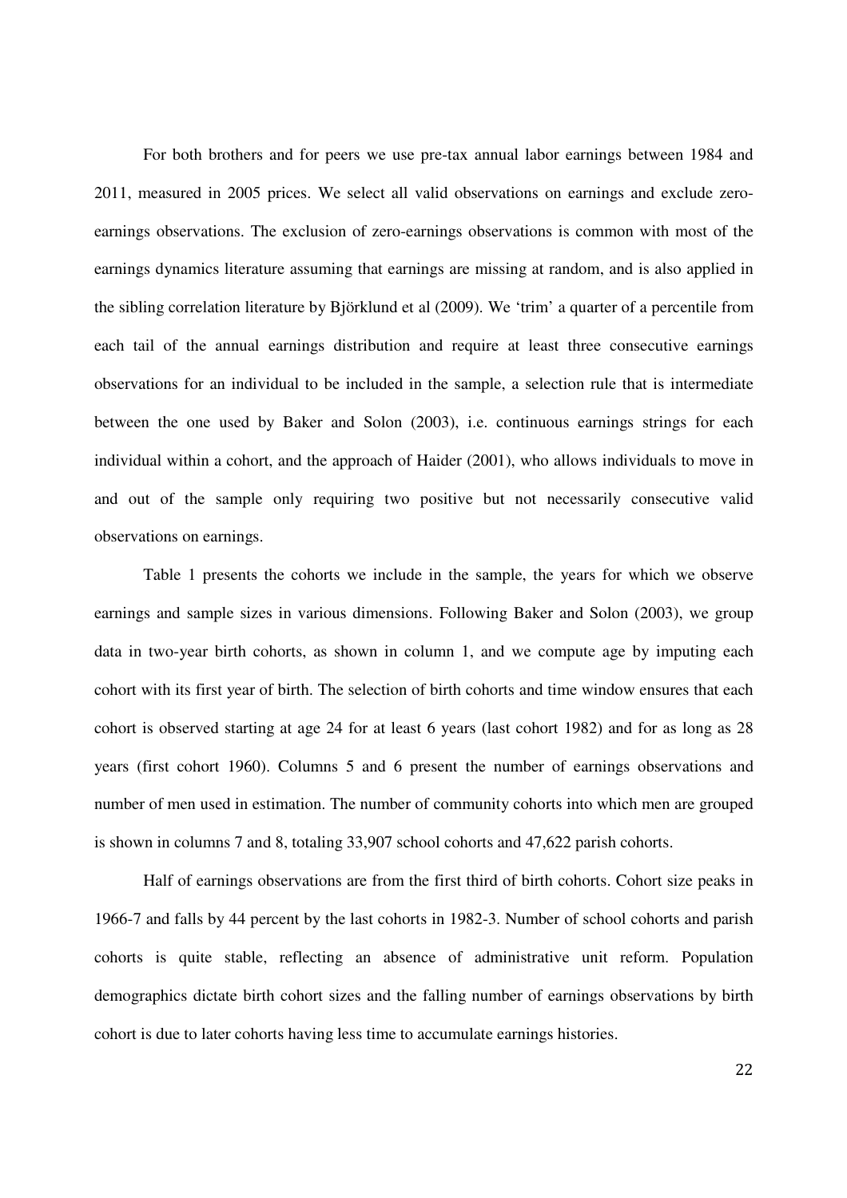For both brothers and for peers we use pre-tax annual labor earnings between 1984 and 2011, measured in 2005 prices. We select all valid observations on earnings and exclude zero-earnings observations. The exclusion of zero-earnings observations is common with most of the earnings dynamics literature assuming that earnings are missing at random, and is also applied in the sibling correlation literature by Björklund et al (2009). We 'trim' a quarter of a percentile from each tail of the annual earnings distribution and require at least three consecutive earnings observations for an individual to be included in the sample, a selection rule that is intermediate between the one used by Baker and Solon (2003), i.e. continuous earnings strings for each individual within a cohort, and the approach of Haider (2001), who allows individuals to move in and out of the sample only requiring two positive but not necessarily consecutive valid observations on earnings.

Table 1 presents the cohorts we include in the sample, the years for which we observe earnings and sample sizes in various dimensions. Following Baker and Solon (2003), we group data in two-year birth cohorts, as shown in column 1, and we compute age by imputing each cohort with its first year of birth. The selection of birth cohorts and time window ensures that each cohort is observed starting at age 24 for at least 6 years (last cohort 1982) and for as long as 28 years (first cohort 1960). Columns 5 and 6 present the number of earnings observations and number of men used in estimation. The number of community cohorts into which men are grouped is shown in columns 7 and 8, totaling 33,907 school cohorts and 47,622 parish cohorts.

Half of earnings observations are from the first third of birth cohorts. Cohort size peaks in 1966-7 and falls by 44 percent by the last cohorts in 1982-3. Number of school cohorts and parish cohorts is quite stable, reflecting an absence of administrative unit reform. Population demographics dictate birth cohort sizes and the falling number of earnings observations by birth cohort is due to later cohorts having less time to accumulate earnings histories.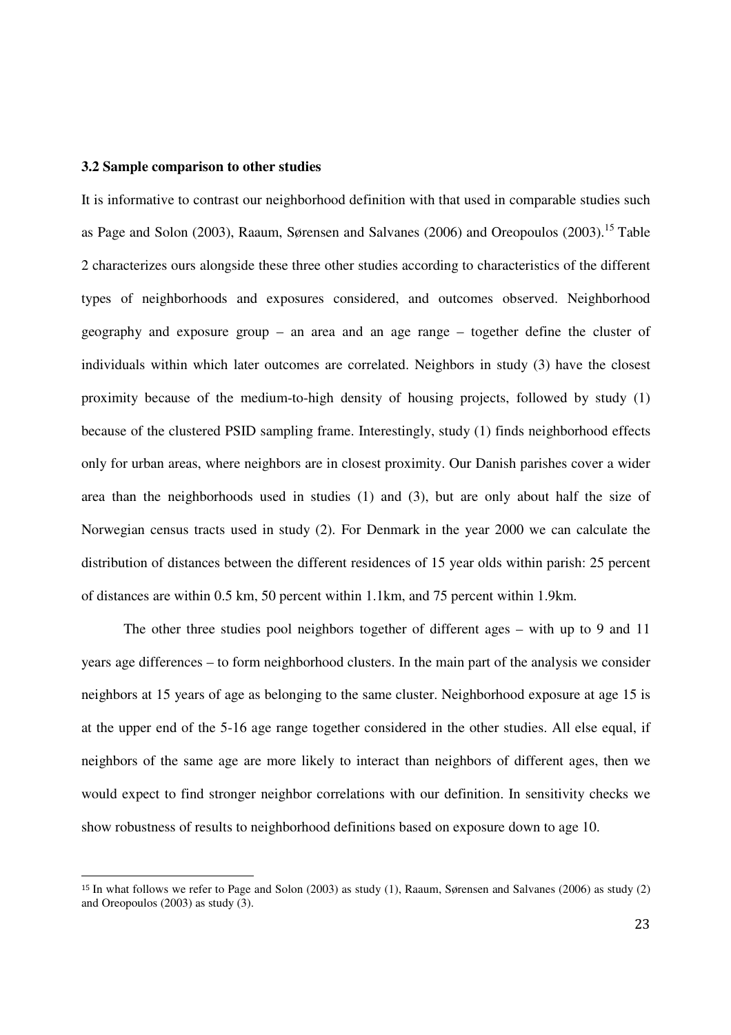### 3.2 Sample comparison to other studies

It is informative to contrast our neighborhood definition with that used in comparable studies such as Page and Solon (2003), Raaum, Sørensen and Salvanes (2006) and Oreopoulos (2003).[15] Table 2 characterizes ours alongside these three other studies according to characteristics of the different types of neighborhoods and exposures considered, and outcomes observed. Neighborhood geography and exposure group – an area and an age range – together define the cluster of individuals within which later outcomes are correlated. Neighbors in study (3) have the closest proximity because of the medium-to-high density of housing projects, followed by study (1) because of the clustered PSID sampling frame. Interestingly, study (1) finds neighborhood effects only for urban areas, where neighbors are in closest proximity. Our Danish parishes cover a wider area than the neighborhoods used in studies (1) and (3), but are only about half the size of Norwegian census tracts used in study (2). For Denmark in the year 2000 we can calculate the distribution of distances between the different residences of 15 year olds within parish: 25 percent of distances are within 0.5 km, 50 percent within 1.1km, and 75 percent within 1.9km.

The other three studies pool neighbors together of different ages – with up to 9 and 11 years age differences – to form neighborhood clusters. In the main part of the analysis we consider neighbors at 15 years of age as belonging to the same cluster. Neighborhood exposure at age 15 is at the upper end of the 5-16 age range together considered in the other studies. All else equal, if neighbors of the same age are more likely to interact than neighbors of different ages, then we would expect to find stronger neighbor correlations with our definition. In sensitivity checks we show robustness of results to neighborhood definitions based on exposure down to age 10.

[15] In what follows we refer to Page and Solon (2003) as study (1), Raaum, Sørensen and Salvanes (2006) as study (2) and Oreopoulos (2003) as study (3).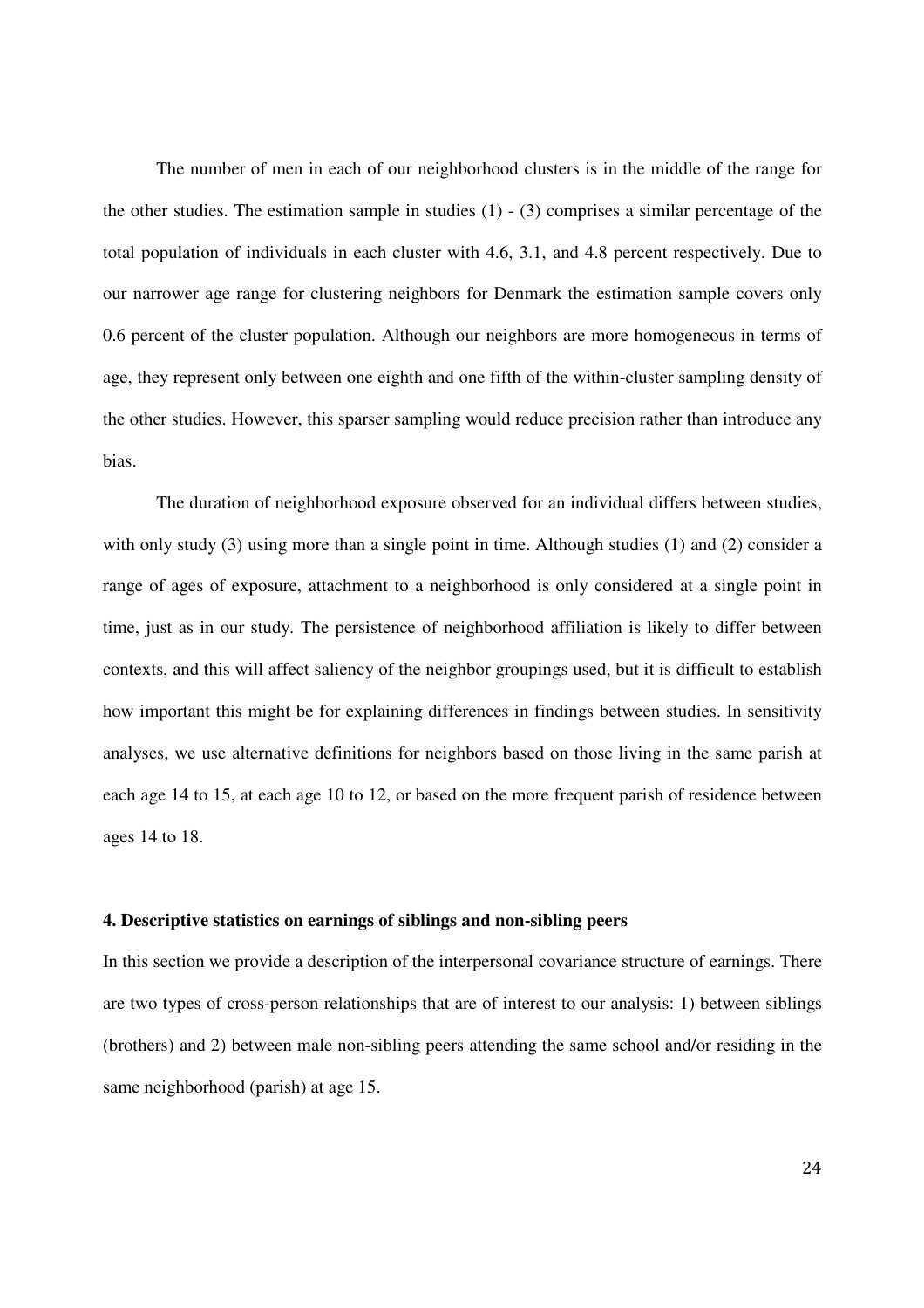The number of men in each of our neighborhood clusters is in the middle of the range for the other studies. The estimation sample in studies (1) - (3) comprises a similar percentage of the total population of individuals in each cluster with 4.6, 3.1, and 4.8 percent respectively. Due to our narrower age range for clustering neighbors for Denmark the estimation sample covers only 0.6 percent of the cluster population. Although our neighbors are more homogeneous in terms of age, they represent only between one eighth and one fifth of the within-cluster sampling density of the other studies. However, this sparser sampling would reduce precision rather than introduce any bias.

The duration of neighborhood exposure observed for an individual differs between studies, with only study (3) using more than a single point in time. Although studies (1) and (2) consider a range of ages of exposure, attachment to a neighborhood is only considered at a single point in time, just as in our study. The persistence of neighborhood affiliation is likely to differ between contexts, and this will affect saliency of the neighbor groupings used, but it is difficult to establish how important this might be for explaining differences in findings between studies. In sensitivity analyses, we use alternative definitions for neighbors based on those living in the same parish at each age 14 to 15, at each age 10 to 12, or based on the more frequent parish of residence between ages 14 to 18.

## 4. Descriptive statistics on earnings of siblings and non-sibling peers

In this section we provide a description of the interpersonal covariance structure of earnings. There are two types of cross-person relationships that are of interest to our analysis: 1) between siblings (brothers) and 2) between male non-sibling peers attending the same school and/or residing in the same neighborhood (parish) at age 15.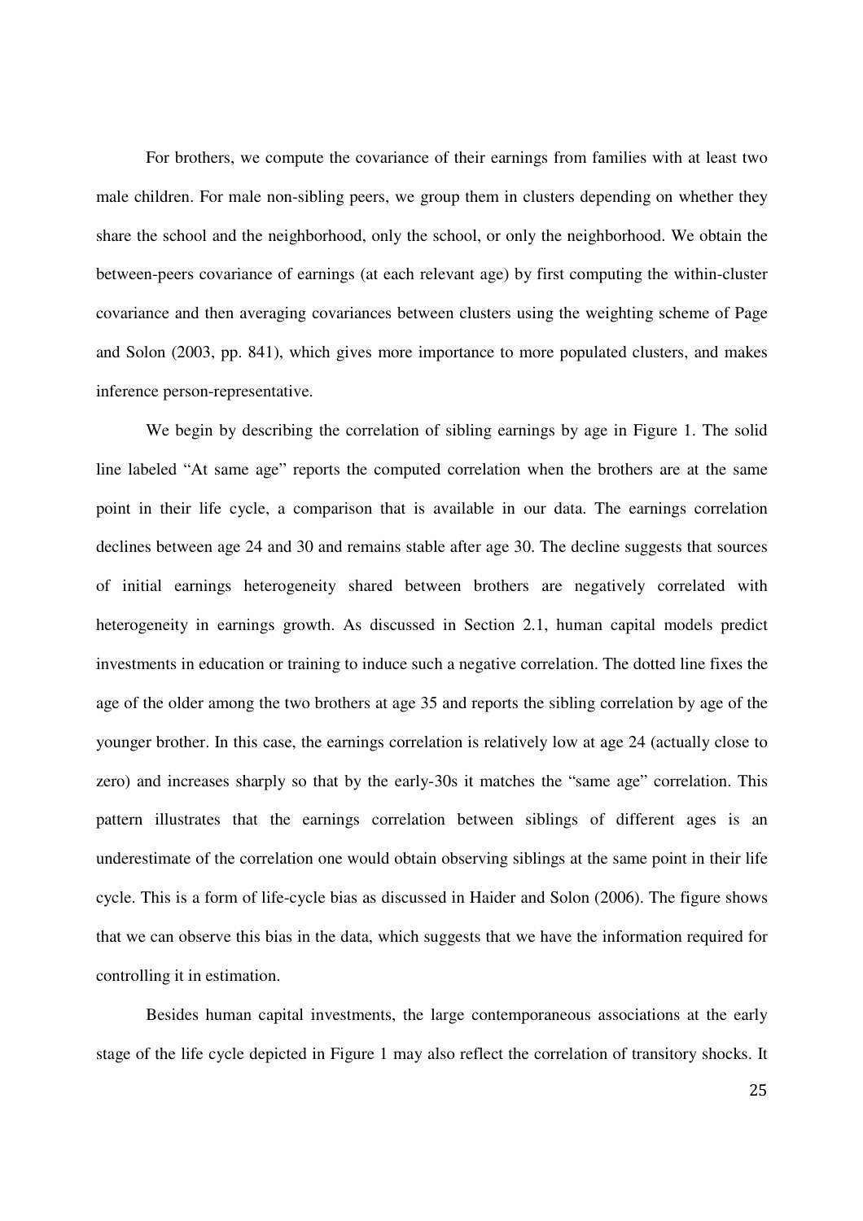For brothers, we compute the covariance of their earnings from families with at least two male children. For male non-sibling peers, we group them in clusters depending on whether they share the school and the neighborhood, only the school, or only the neighborhood. We obtain the between-peers covariance of earnings (at each relevant age) by first computing the within-cluster covariance and then averaging covariances between clusters using the weighting scheme of Page and Solon (2003, pp. 841), which gives more importance to more populated clusters, and makes inference person-representative.

We begin by describing the correlation of sibling earnings by age in Figure 1. The solid line labeled "At same age" reports the computed correlation when the brothers are at the same point in their life cycle, a comparison that is available in our data. The earnings correlation declines between age 24 and 30 and remains stable after age 30. The decline suggests that sources of initial earnings heterogeneity shared between brothers are negatively correlated with heterogeneity in earnings growth. As discussed in Section 2.1, human capital models predict investments in education or training to induce such a negative correlation. The dotted line fixes the age of the older among the two brothers at age 35 and reports the sibling correlation by age of the younger brother. In this case, the earnings correlation is relatively low at age 24 (actually close to zero) and increases sharply so that by the early-30s it matches the "same age" correlation. This pattern illustrates that the earnings correlation between siblings of different ages is an underestimate of the correlation one would obtain observing siblings at the same point in their life cycle. This is a form of life-cycle bias as discussed in Haider and Solon (2006). The figure shows that we can observe this bias in the data, which suggests that we have the information required for controlling it in estimation.

Besides human capital investments, the large contemporaneous associations at the early stage of the life cycle depicted in Figure 1 may also reflect the correlation of transitory shocks. It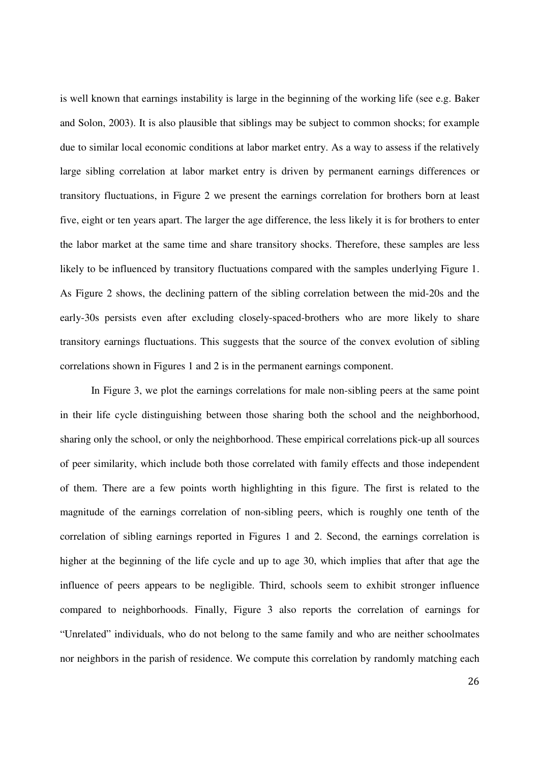is well known that earnings instability is large in the beginning of the working life (see e.g. Baker and Solon, 2003). It is also plausible that siblings may be subject to common shocks; for example due to similar local economic conditions at labor market entry. As a way to assess if the relatively large sibling correlation at labor market entry is driven by permanent earnings differences or transitory fluctuations, in Figure 2 we present the earnings correlation for brothers born at least five, eight or ten years apart. The larger the age difference, the less likely it is for brothers to enter the labor market at the same time and share transitory shocks. Therefore, these samples are less likely to be influenced by transitory fluctuations compared with the samples underlying Figure 1. As Figure 2 shows, the declining pattern of the sibling correlation between the mid-20s and the early-30s persists even after excluding closely-spaced-brothers who are more likely to share transitory earnings fluctuations. This suggests that the source of the convex evolution of sibling correlations shown in Figures 1 and 2 is in the permanent earnings component.

In Figure 3, we plot the earnings correlations for male non-sibling peers at the same point in their life cycle distinguishing between those sharing both the school and the neighborhood, sharing only the school, or only the neighborhood. These empirical correlations pick-up all sources of peer similarity, which include both those correlated with family effects and those independent of them. There are a few points worth highlighting in this figure. The first is related to the magnitude of the earnings correlation of non-sibling peers, which is roughly one tenth of the correlation of sibling earnings reported in Figures 1 and 2. Second, the earnings correlation is higher at the beginning of the life cycle and up to age 30, which implies that after that age the influence of peers appears to be negligible. Third, schools seem to exhibit stronger influence compared to neighborhoods. Finally, Figure 3 also reports the correlation of earnings for "Unrelated" individuals, who do not belong to the same family and who are neither schoolmates nor neighbors in the parish of residence. We compute this correlation by randomly matching each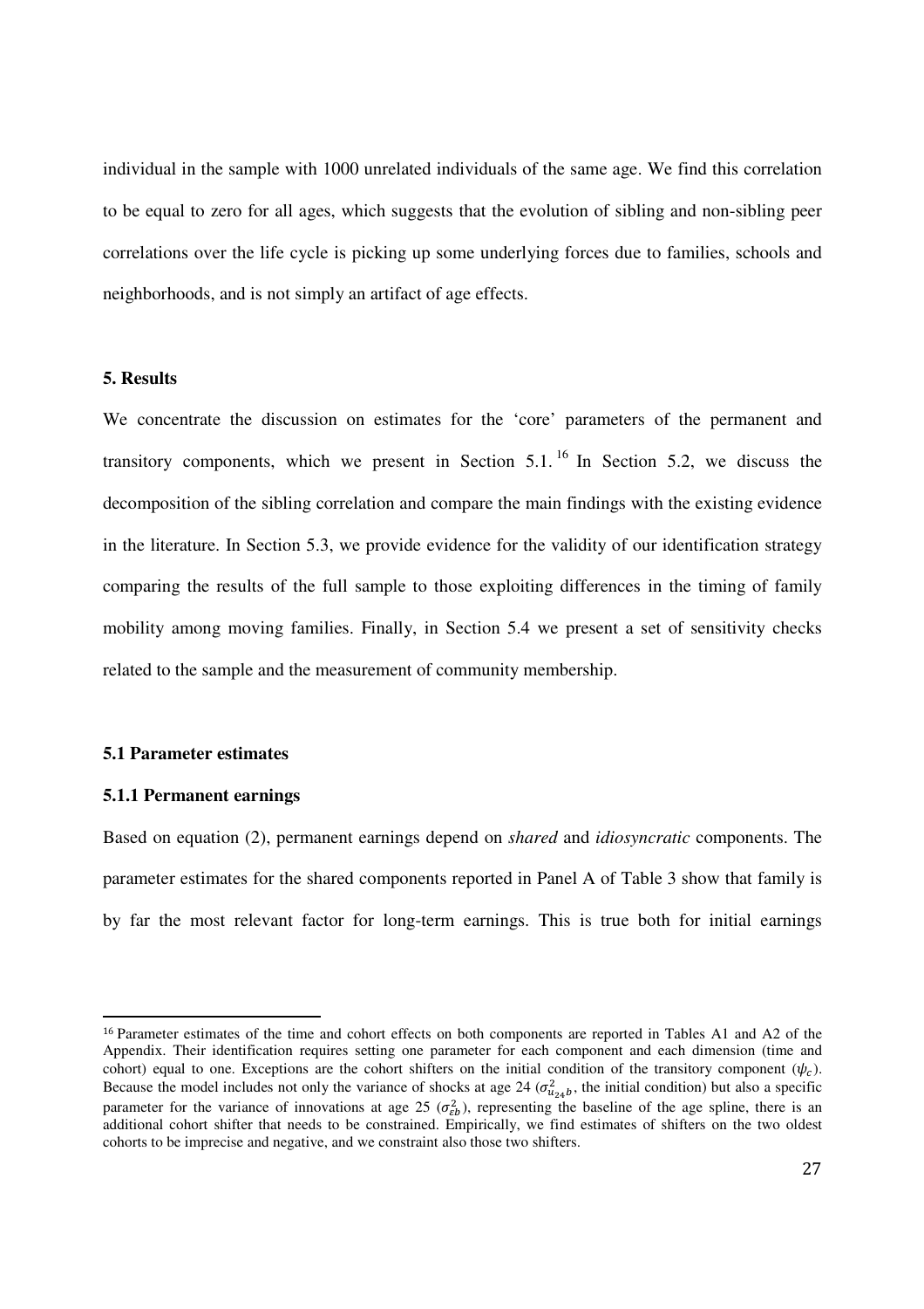individual in the sample with 1000 unrelated individuals of the same age. We find this correlation to be equal to zero for all ages, which suggests that the evolution of sibling and non-sibling peer correlations over the life cycle is picking up some underlying forces due to families, schools and neighborhoods, and is not simply an artifact of age effects.

## 5. Results

We concentrate the discussion on estimates for the 'core' parameters of the permanent and transitory components, which we present in Section 5.1.[16] In Section 5.2, we discuss the decomposition of the sibling correlation and compare the main findings with the existing evidence in the literature. In Section 5.3, we provide evidence for the validity of our identification strategy comparing the results of the full sample to those exploiting differences in the timing of family mobility among moving families. Finally, in Section 5.4 we present a set of sensitivity checks related to the sample and the measurement of community membership.

### 5.1 Parameter estimates

#### 5.1.1 Permanent earnings

Based on equation (2), permanent earnings depend on *shared* and *idiosyncratic* components. The parameter estimates for the shared components reported in Panel A of Table 3 show that family is by far the most relevant factor for long-term earnings. This is true both for initial earnings

---

[16] Parameter estimates of the time and cohort effects on both components are reported in Tables A1 and A2 of the Appendix. Their identification requires setting one parameter for each component and each dimension (time and cohort) equal to one. Exceptions are the cohort shifters on the initial condition of the transitory component ($\psi_c$). Because the model includes not only the variance of shocks at age 24 ($\sigma^2_{u_{24}b}$, the initial condition) but also a specific parameter for the variance of innovations at age 25 ($\sigma^2_{\varepsilon b}$), representing the baseline of the age spline, there is an additional cohort shifter that needs to be constrained. Empirically, we find estimates of shifters on the two oldest cohorts to be imprecise and negative, and we constraint also those two shifters.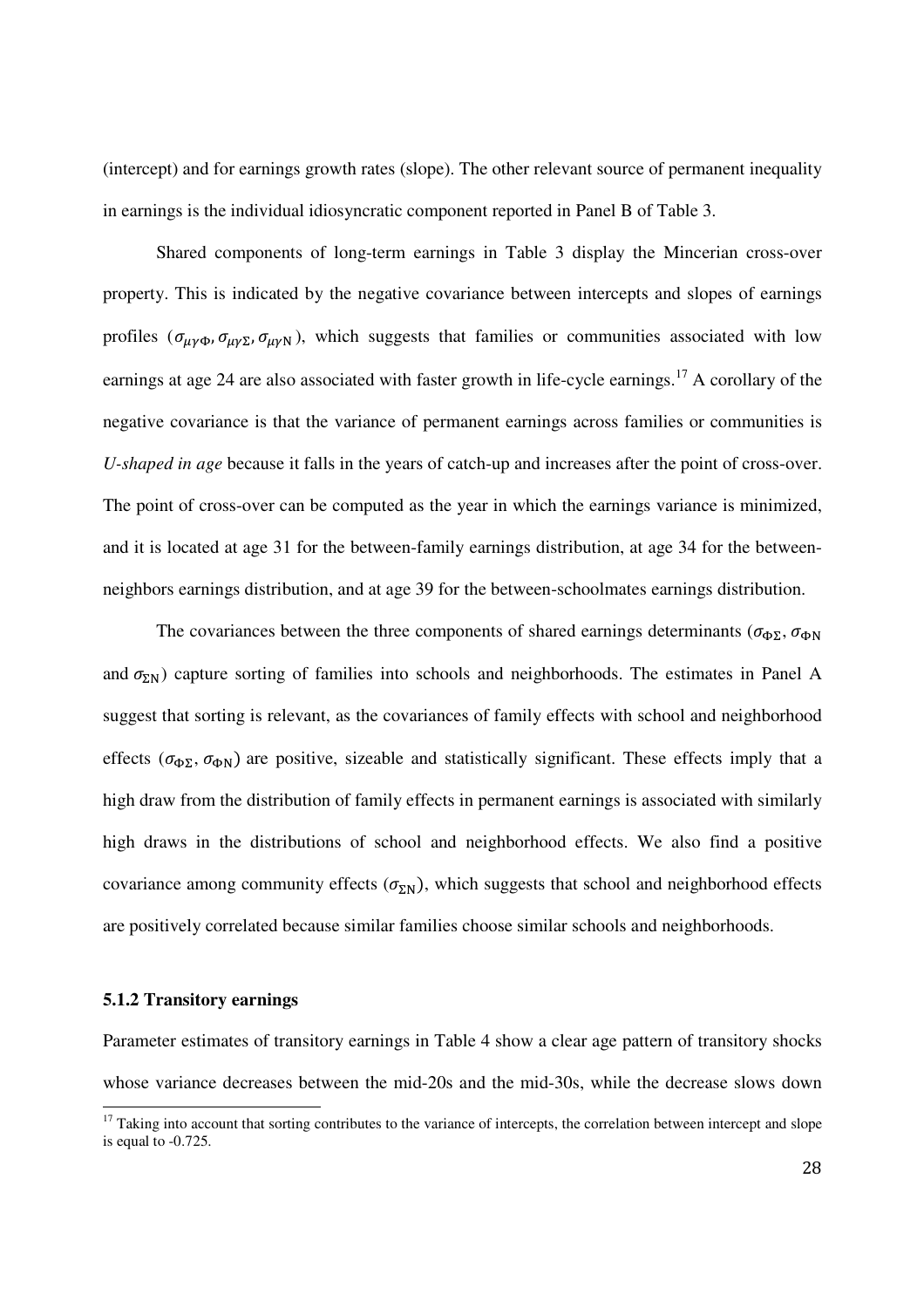(intercept) and for earnings growth rates (slope). The other relevant source of permanent inequality in earnings is the individual idiosyncratic component reported in Panel B of Table 3.

Shared components of long-term earnings in Table 3 display the Mincerian cross-over property. This is indicated by the negative covariance between intercepts and slopes of earnings profiles ($\sigma_{\mu\gamma\Phi}, \sigma_{\mu\gamma\Sigma}, \sigma_{\mu\gamma\mathrm{N}}$), which suggests that families or communities associated with low earnings at age 24 are also associated with faster growth in life-cycle earnings.[17] A corollary of the negative covariance is that the variance of permanent earnings across families or communities is *U-shaped in age* because it falls in the years of catch-up and increases after the point of cross-over. The point of cross-over can be computed as the year in which the earnings variance is minimized, and it is located at age 31 for the between-family earnings distribution, at age 34 for the between-neighbors earnings distribution, and at age 39 for the between-schoolmates earnings distribution.

The covariances between the three components of shared earnings determinants ($\sigma_{\Phi\Sigma}$, $\sigma_{\Phi\mathrm{N}}$ and $\sigma_{\Sigma\mathrm{N}}$) capture sorting of families into schools and neighborhoods. The estimates in Panel A suggest that sorting is relevant, as the covariances of family effects with school and neighborhood effects ($\sigma_{\Phi\Sigma}$, $\sigma_{\Phi\mathrm{N}}$) are positive, sizeable and statistically significant. These effects imply that a high draw from the distribution of family effects in permanent earnings is associated with similarly high draws in the distributions of school and neighborhood effects. We also find a positive covariance among community effects ($\sigma_{\Sigma\mathrm{N}}$), which suggests that school and neighborhood effects are positively correlated because similar families choose similar schools and neighborhoods.

### 5.1.2 Transitory earnings

Parameter estimates of transitory earnings in Table 4 show a clear age pattern of transitory shocks whose variance decreases between the mid-20s and the mid-30s, while the decrease slows down

[17] Taking into account that sorting contributes to the variance of intercepts, the correlation between intercept and slope is equal to -0.725.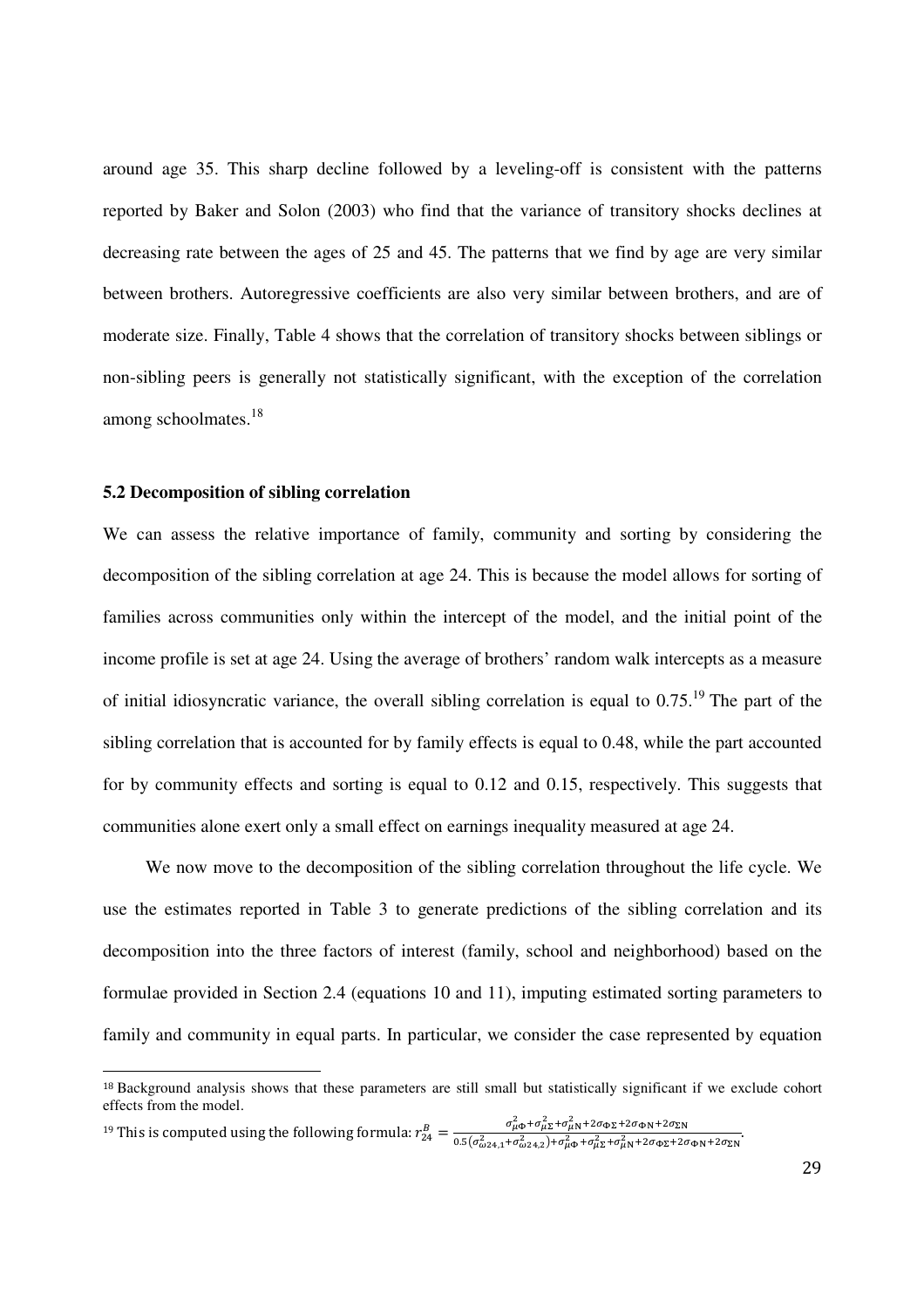around age 35. This sharp decline followed by a leveling-off is consistent with the patterns reported by Baker and Solon (2003) who find that the variance of transitory shocks declines at decreasing rate between the ages of 25 and 45. The patterns that we find by age are very similar between brothers. Autoregressive coefficients are also very similar between brothers, and are of moderate size. Finally, Table 4 shows that the correlation of transitory shocks between siblings or non-sibling peers is generally not statistically significant, with the exception of the correlation among schoolmates.[18]

### 5.2 Decomposition of sibling correlation

We can assess the relative importance of family, community and sorting by considering the decomposition of the sibling correlation at age 24. This is because the model allows for sorting of families across communities only within the intercept of the model, and the initial point of the income profile is set at age 24. Using the average of brothers' random walk intercepts as a measure of initial idiosyncratic variance, the overall sibling correlation is equal to 0.75.[19] The part of the sibling correlation that is accounted for by family effects is equal to 0.48, while the part accounted for by community effects and sorting is equal to 0.12 and 0.15, respectively. This suggests that communities alone exert only a small effect on earnings inequality measured at age 24.

We now move to the decomposition of the sibling correlation throughout the life cycle. We use the estimates reported in Table 3 to generate predictions of the sibling correlation and its decomposition into the three factors of interest (family, school and neighborhood) based on the formulae provided in Section 2.4 (equations 10 and 11), imputing estimated sorting parameters to family and community in equal parts. In particular, we consider the case represented by equation

---

[18] Background analysis shows that these parameters are still small but statistically significant if we exclude cohort effects from the model.

[19] This is computed using the following formula: $r_{24}^{B} = \frac{\sigma_{\mu\Phi}^{2}+\sigma_{\mu\Sigma}^{2}+\sigma_{\mu N}^{2}+2\sigma_{\Phi\Sigma}+2\sigma_{\Phi N}+2\sigma_{\Sigma N}}{0.5\left(\sigma_{\omega 24,1}^{2}+\sigma_{\omega 24,2}^{2}\right)+\sigma_{\mu\Phi}^{2}+\sigma_{\mu\Sigma}^{2}+\sigma_{\mu N}^{2}+2\sigma_{\Phi\Sigma}+2\sigma_{\Phi N}+2\sigma_{\Sigma N}}$.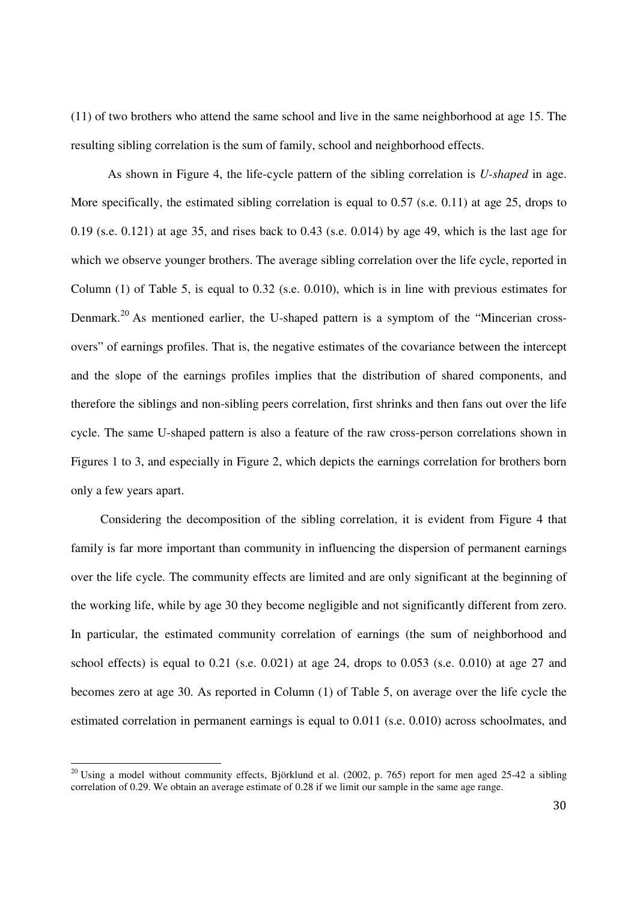(11) of two brothers who attend the same school and live in the same neighborhood at age 15. The resulting sibling correlation is the sum of family, school and neighborhood effects.

As shown in Figure 4, the life-cycle pattern of the sibling correlation is *U-shaped* in age. More specifically, the estimated sibling correlation is equal to 0.57 (s.e. 0.11) at age 25, drops to 0.19 (s.e. 0.121) at age 35, and rises back to 0.43 (s.e. 0.014) by age 49, which is the last age for which we observe younger brothers. The average sibling correlation over the life cycle, reported in Column (1) of Table 5, is equal to 0.32 (s.e. 0.010), which is in line with previous estimates for Denmark.[20] As mentioned earlier, the U-shaped pattern is a symptom of the "Mincerian cross-overs" of earnings profiles. That is, the negative estimates of the covariance between the intercept and the slope of the earnings profiles implies that the distribution of shared components, and therefore the siblings and non-sibling peers correlation, first shrinks and then fans out over the life cycle. The same U-shaped pattern is also a feature of the raw cross-person correlations shown in Figures 1 to 3, and especially in Figure 2, which depicts the earnings correlation for brothers born only a few years apart.

Considering the decomposition of the sibling correlation, it is evident from Figure 4 that family is far more important than community in influencing the dispersion of permanent earnings over the life cycle. The community effects are limited and are only significant at the beginning of the working life, while by age 30 they become negligible and not significantly different from zero. In particular, the estimated community correlation of earnings (the sum of neighborhood and school effects) is equal to 0.21 (s.e. 0.021) at age 24, drops to 0.053 (s.e. 0.010) at age 27 and becomes zero at age 30. As reported in Column (1) of Table 5, on average over the life cycle the estimated correlation in permanent earnings is equal to 0.011 (s.e. 0.010) across schoolmates, and

[20] Using a model without community effects, Björklund et al. (2002, p. 765) report for men aged 25-42 a sibling correlation of 0.29. We obtain an average estimate of 0.28 if we limit our sample in the same age range.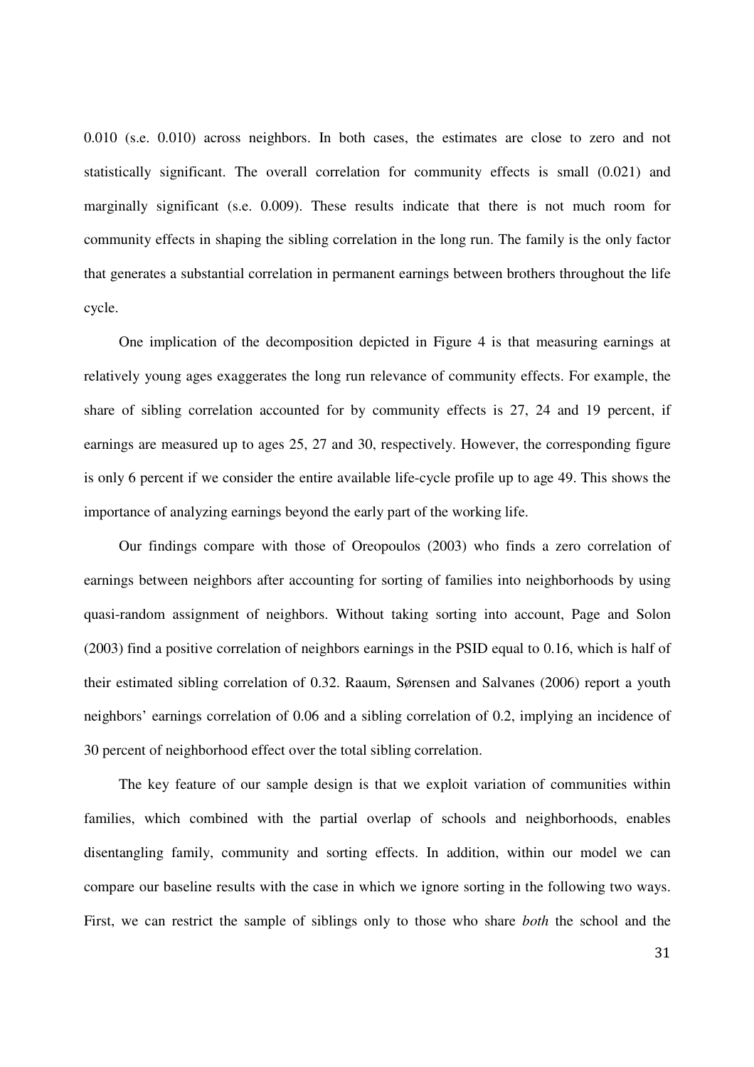0.010 (s.e. 0.010) across neighbors. In both cases, the estimates are close to zero and not statistically significant. The overall correlation for community effects is small (0.021) and marginally significant (s.e. 0.009). These results indicate that there is not much room for community effects in shaping the sibling correlation in the long run. The family is the only factor that generates a substantial correlation in permanent earnings between brothers throughout the life cycle.

One implication of the decomposition depicted in Figure 4 is that measuring earnings at relatively young ages exaggerates the long run relevance of community effects. For example, the share of sibling correlation accounted for by community effects is 27, 24 and 19 percent, if earnings are measured up to ages 25, 27 and 30, respectively. However, the corresponding figure is only 6 percent if we consider the entire available life-cycle profile up to age 49. This shows the importance of analyzing earnings beyond the early part of the working life.

Our findings compare with those of Oreopoulos (2003) who finds a zero correlation of earnings between neighbors after accounting for sorting of families into neighborhoods by using quasi-random assignment of neighbors. Without taking sorting into account, Page and Solon (2003) find a positive correlation of neighbors earnings in the PSID equal to 0.16, which is half of their estimated sibling correlation of 0.32. Raaum, Sørensen and Salvanes (2006) report a youth neighbors' earnings correlation of 0.06 and a sibling correlation of 0.2, implying an incidence of 30 percent of neighborhood effect over the total sibling correlation.

The key feature of our sample design is that we exploit variation of communities within families, which combined with the partial overlap of schools and neighborhoods, enables disentangling family, community and sorting effects. In addition, within our model we can compare our baseline results with the case in which we ignore sorting in the following two ways. First, we can restrict the sample of siblings only to those who share *both* the school and the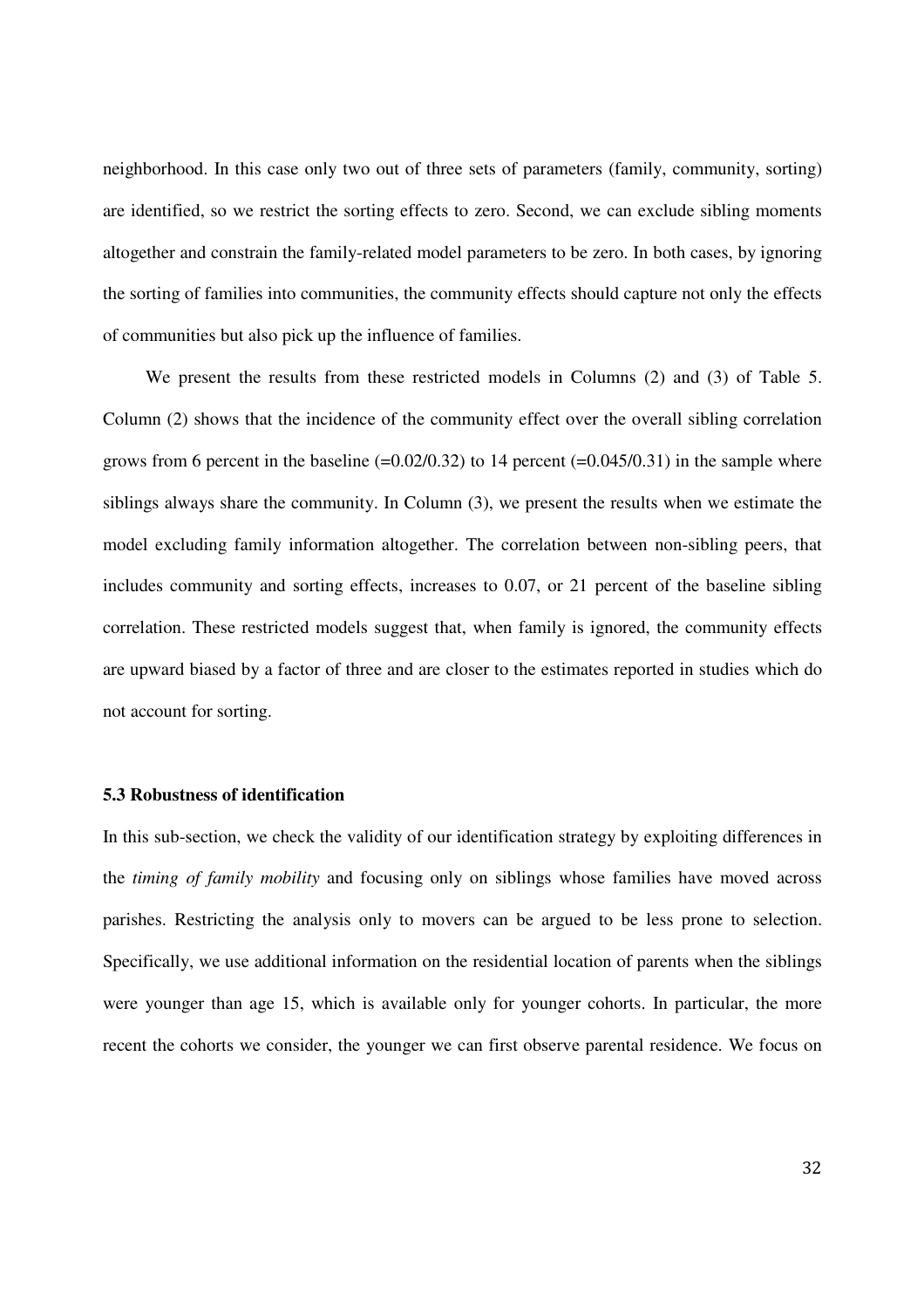neighborhood. In this case only two out of three sets of parameters (family, community, sorting) are identified, so we restrict the sorting effects to zero. Second, we can exclude sibling moments altogether and constrain the family-related model parameters to be zero. In both cases, by ignoring the sorting of families into communities, the community effects should capture not only the effects of communities but also pick up the influence of families.

We present the results from these restricted models in Columns (2) and (3) of Table 5. Column (2) shows that the incidence of the community effect over the overall sibling correlation grows from 6 percent in the baseline (=0.02/0.32) to 14 percent (=0.045/0.31) in the sample where siblings always share the community. In Column (3), we present the results when we estimate the model excluding family information altogether. The correlation between non-sibling peers, that includes community and sorting effects, increases to 0.07, or 21 percent of the baseline sibling correlation. These restricted models suggest that, when family is ignored, the community effects are upward biased by a factor of three and are closer to the estimates reported in studies which do not account for sorting.

### 5.3 Robustness of identification

In this sub-section, we check the validity of our identification strategy by exploiting differences in the *timing of family mobility* and focusing only on siblings whose families have moved across parishes. Restricting the analysis only to movers can be argued to be less prone to selection. Specifically, we use additional information on the residential location of parents when the siblings were younger than age 15, which is available only for younger cohorts. In particular, the more recent the cohorts we consider, the younger we can first observe parental residence. We focus on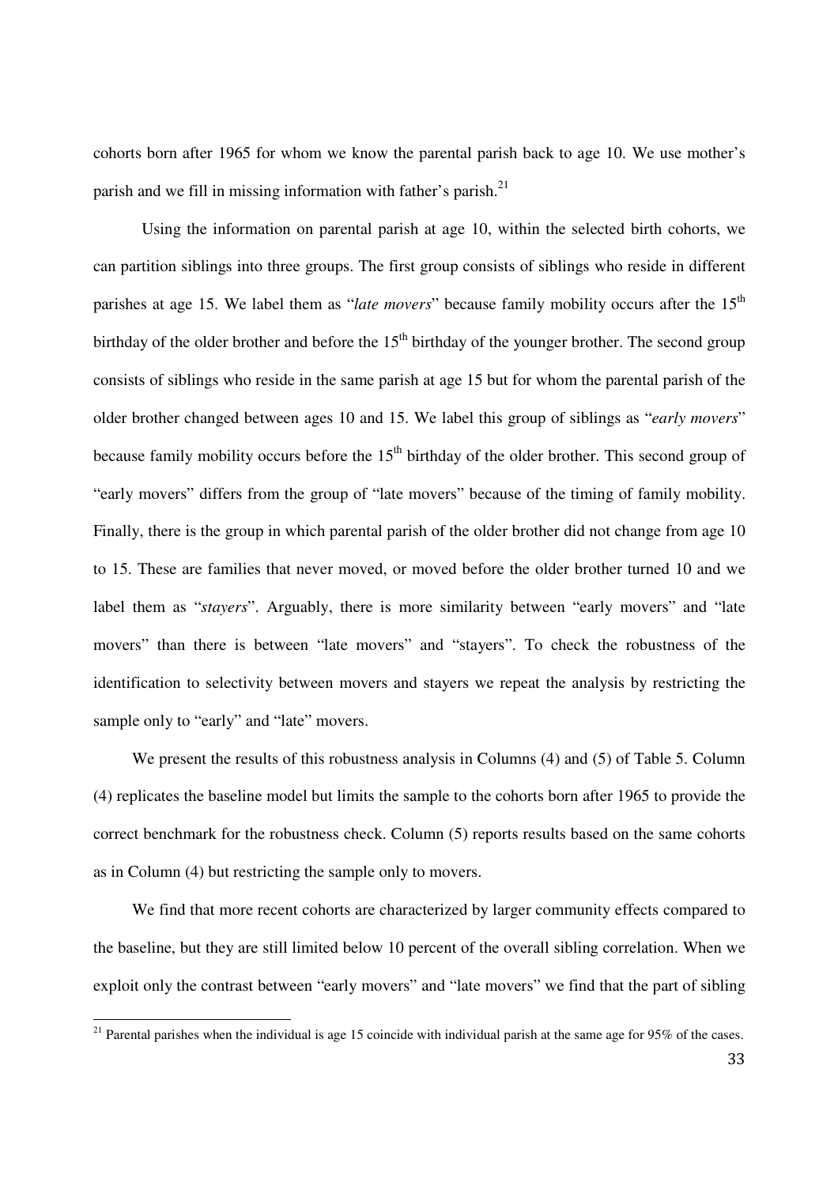cohorts born after 1965 for whom we know the parental parish back to age 10. We use mother's parish and we fill in missing information with father's parish.[21]

Using the information on parental parish at age 10, within the selected birth cohorts, we can partition siblings into three groups. The first group consists of siblings who reside in different parishes at age 15. We label them as "*late movers*" because family mobility occurs after the 15th birthday of the older brother and before the 15th birthday of the younger brother. The second group consists of siblings who reside in the same parish at age 15 but for whom the parental parish of the older brother changed between ages 10 and 15. We label this group of siblings as "*early movers*" because family mobility occurs before the 15th birthday of the older brother. This second group of "early movers" differs from the group of "late movers" because of the timing of family mobility. Finally, there is the group in which parental parish of the older brother did not change from age 10 to 15. These are families that never moved, or moved before the older brother turned 10 and we label them as "*stayers*". Arguably, there is more similarity between "early movers" and "late movers" than there is between "late movers" and "stayers". To check the robustness of the identification to selectivity between movers and stayers we repeat the analysis by restricting the sample only to "early" and "late" movers.

We present the results of this robustness analysis in Columns (4) and (5) of Table 5. Column (4) replicates the baseline model but limits the sample to the cohorts born after 1965 to provide the correct benchmark for the robustness check. Column (5) reports results based on the same cohorts as in Column (4) but restricting the sample only to movers.

We find that more recent cohorts are characterized by larger community effects compared to the baseline, but they are still limited below 10 percent of the overall sibling correlation. When we exploit only the contrast between "early movers" and "late movers" we find that the part of sibling

[21] Parental parishes when the individual is age 15 coincide with individual parish at the same age for 95% of the cases.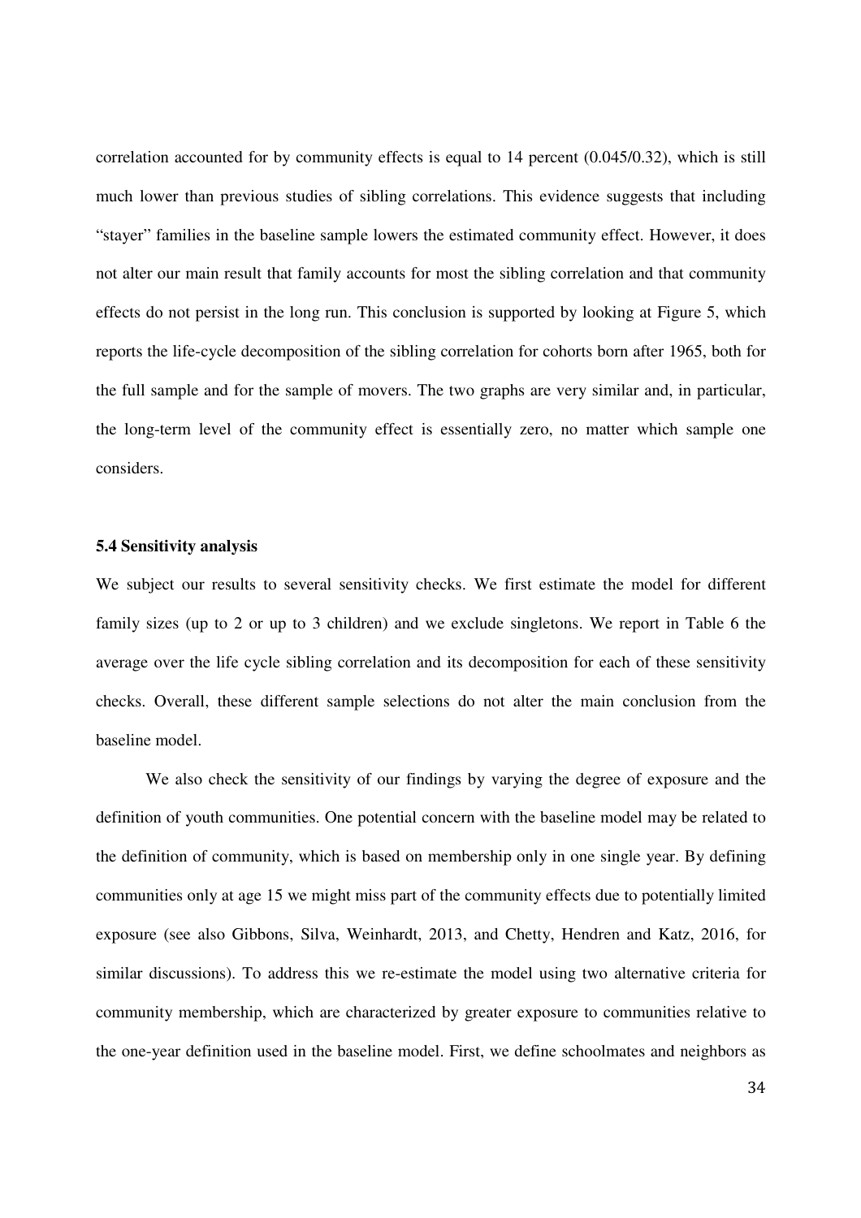correlation accounted for by community effects is equal to 14 percent (0.045/0.32), which is still much lower than previous studies of sibling correlations. This evidence suggests that including "stayer" families in the baseline sample lowers the estimated community effect. However, it does not alter our main result that family accounts for most the sibling correlation and that community effects do not persist in the long run. This conclusion is supported by looking at Figure 5, which reports the life-cycle decomposition of the sibling correlation for cohorts born after 1965, both for the full sample and for the sample of movers. The two graphs are very similar and, in particular, the long-term level of the community effect is essentially zero, no matter which sample one considers.

### 5.4 Sensitivity analysis

We subject our results to several sensitivity checks. We first estimate the model for different family sizes (up to 2 or up to 3 children) and we exclude singletons. We report in Table 6 the average over the life cycle sibling correlation and its decomposition for each of these sensitivity checks. Overall, these different sample selections do not alter the main conclusion from the baseline model.

We also check the sensitivity of our findings by varying the degree of exposure and the definition of youth communities. One potential concern with the baseline model may be related to the definition of community, which is based on membership only in one single year. By defining communities only at age 15 we might miss part of the community effects due to potentially limited exposure (see also Gibbons, Silva, Weinhardt, 2013, and Chetty, Hendren and Katz, 2016, for similar discussions). To address this we re-estimate the model using two alternative criteria for community membership, which are characterized by greater exposure to communities relative to the one-year definition used in the baseline model. First, we define schoolmates and neighbors as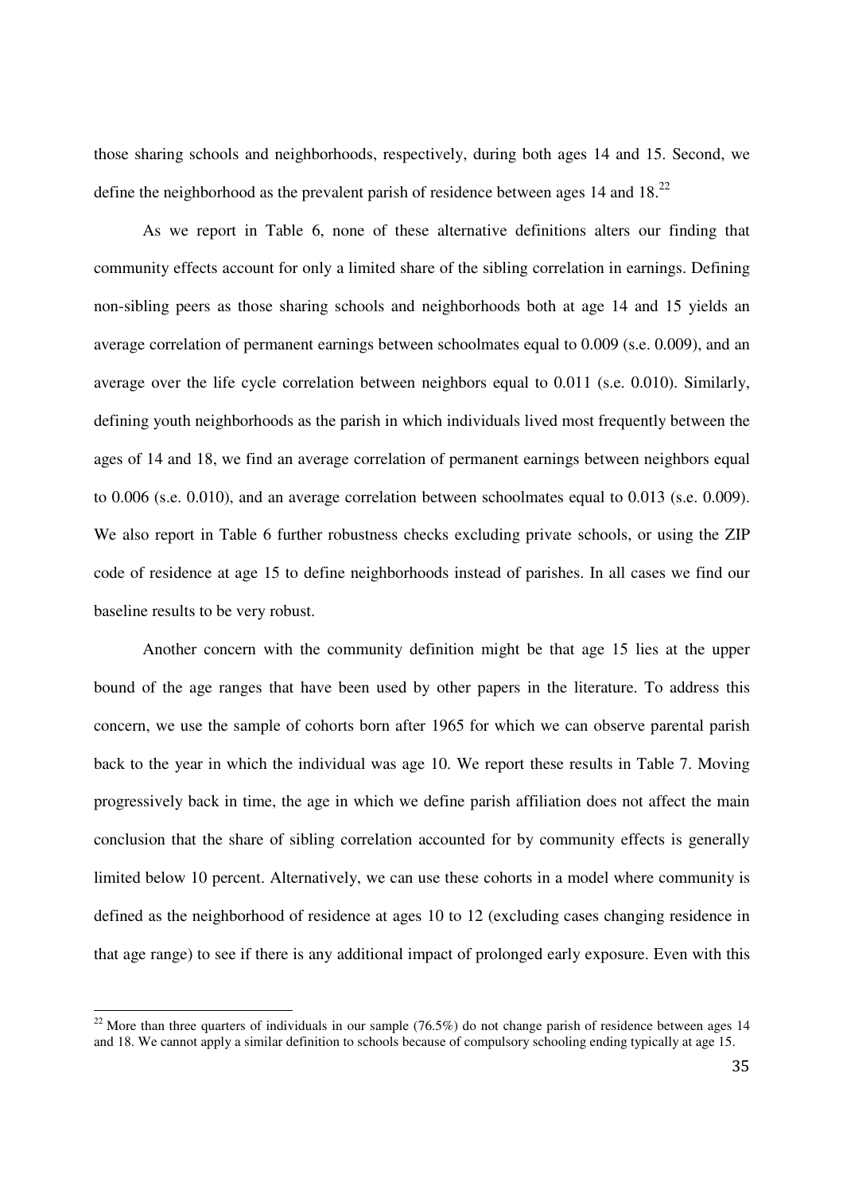those sharing schools and neighborhoods, respectively, during both ages 14 and 15. Second, we define the neighborhood as the prevalent parish of residence between ages 14 and 18.[22]

As we report in Table 6, none of these alternative definitions alters our finding that community effects account for only a limited share of the sibling correlation in earnings. Defining non-sibling peers as those sharing schools and neighborhoods both at age 14 and 15 yields an average correlation of permanent earnings between schoolmates equal to 0.009 (s.e. 0.009), and an average over the life cycle correlation between neighbors equal to 0.011 (s.e. 0.010). Similarly, defining youth neighborhoods as the parish in which individuals lived most frequently between the ages of 14 and 18, we find an average correlation of permanent earnings between neighbors equal to 0.006 (s.e. 0.010), and an average correlation between schoolmates equal to 0.013 (s.e. 0.009). We also report in Table 6 further robustness checks excluding private schools, or using the ZIP code of residence at age 15 to define neighborhoods instead of parishes. In all cases we find our baseline results to be very robust.

Another concern with the community definition might be that age 15 lies at the upper bound of the age ranges that have been used by other papers in the literature. To address this concern, we use the sample of cohorts born after 1965 for which we can observe parental parish back to the year in which the individual was age 10. We report these results in Table 7. Moving progressively back in time, the age in which we define parish affiliation does not affect the main conclusion that the share of sibling correlation accounted for by community effects is generally limited below 10 percent. Alternatively, we can use these cohorts in a model where community is defined as the neighborhood of residence at ages 10 to 12 (excluding cases changing residence in that age range) to see if there is any additional impact of prolonged early exposure. Even with this

[22] More than three quarters of individuals in our sample (76.5%) do not change parish of residence between ages 14 and 18. We cannot apply a similar definition to schools because of compulsory schooling ending typically at age 15.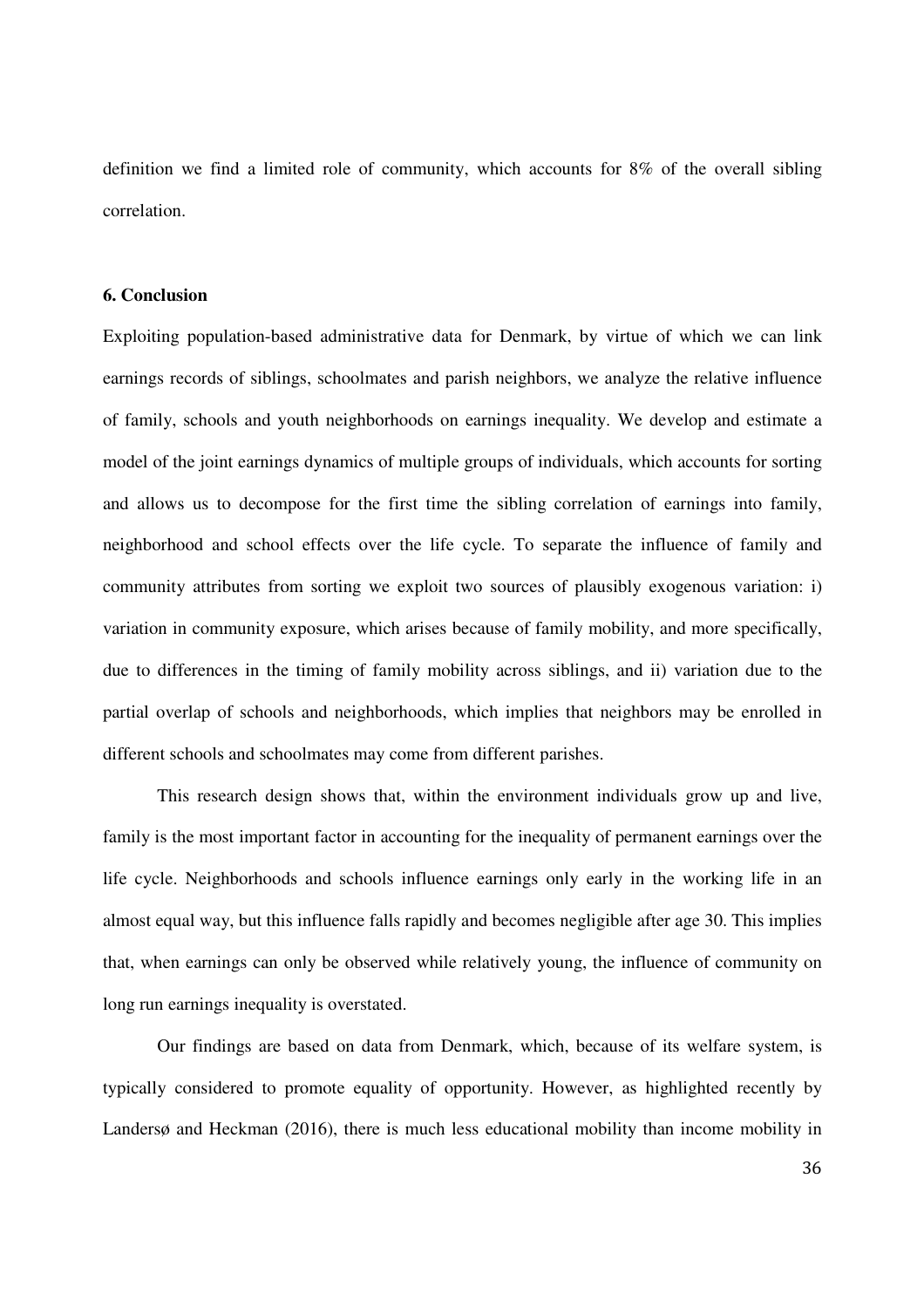definition we find a limited role of community, which accounts for 8% of the overall sibling correlation.

### 6. Conclusion

Exploiting population-based administrative data for Denmark, by virtue of which we can link earnings records of siblings, schoolmates and parish neighbors, we analyze the relative influence of family, schools and youth neighborhoods on earnings inequality. We develop and estimate a model of the joint earnings dynamics of multiple groups of individuals, which accounts for sorting and allows us to decompose for the first time the sibling correlation of earnings into family, neighborhood and school effects over the life cycle. To separate the influence of family and community attributes from sorting we exploit two sources of plausibly exogenous variation: i) variation in community exposure, which arises because of family mobility, and more specifically, due to differences in the timing of family mobility across siblings, and ii) variation due to the partial overlap of schools and neighborhoods, which implies that neighbors may be enrolled in different schools and schoolmates may come from different parishes.

This research design shows that, within the environment individuals grow up and live, family is the most important factor in accounting for the inequality of permanent earnings over the life cycle. Neighborhoods and schools influence earnings only early in the working life in an almost equal way, but this influence falls rapidly and becomes negligible after age 30. This implies that, when earnings can only be observed while relatively young, the influence of community on long run earnings inequality is overstated.

Our findings are based on data from Denmark, which, because of its welfare system, is typically considered to promote equality of opportunity. However, as highlighted recently by Landersø and Heckman (2016), there is much less educational mobility than income mobility in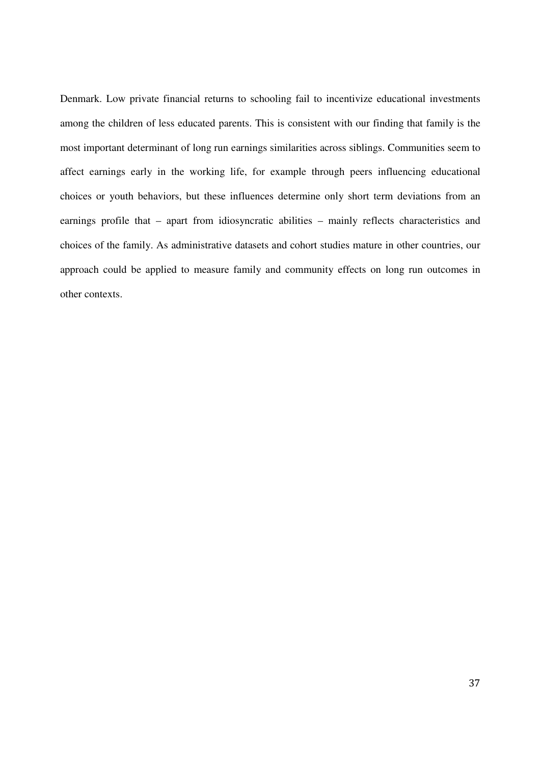Denmark. Low private financial returns to schooling fail to incentivize educational investments among the children of less educated parents. This is consistent with our finding that family is the most important determinant of long run earnings similarities across siblings. Communities seem to affect earnings early in the working life, for example through peers influencing educational choices or youth behaviors, but these influences determine only short term deviations from an earnings profile that – apart from idiosyncratic abilities – mainly reflects characteristics and choices of the family. As administrative datasets and cohort studies mature in other countries, our approach could be applied to measure family and community effects on long run outcomes in other contexts.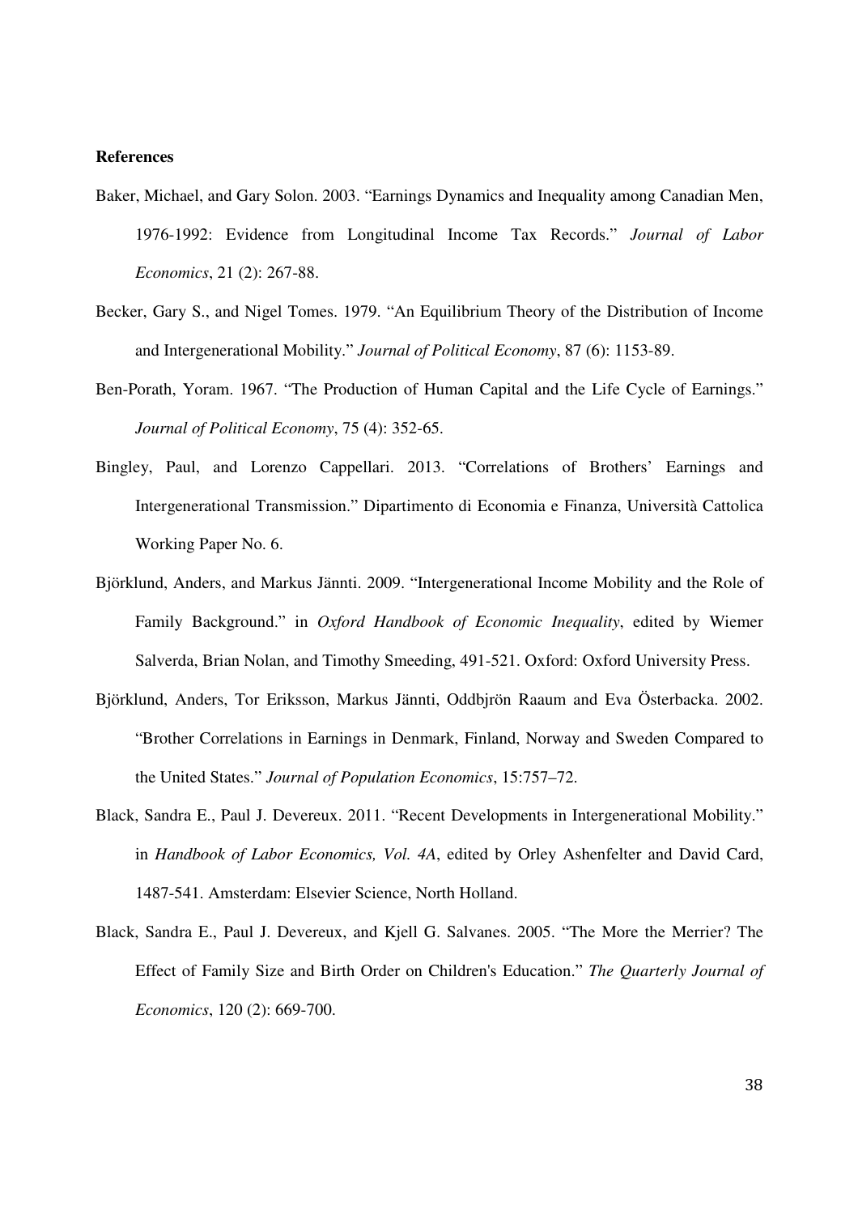**References**

Baker, Michael, and Gary Solon. 2003. "Earnings Dynamics and Inequality among Canadian Men, 1976-1992: Evidence from Longitudinal Income Tax Records." *Journal of Labor Economics*, 21 (2): 267-88.

Becker, Gary S., and Nigel Tomes. 1979. "An Equilibrium Theory of the Distribution of Income and Intergenerational Mobility." *Journal of Political Economy*, 87 (6): 1153-89.

Ben-Porath, Yoram. 1967. "The Production of Human Capital and the Life Cycle of Earnings." *Journal of Political Economy*, 75 (4): 352-65.

Bingley, Paul, and Lorenzo Cappellari. 2013. "Correlations of Brothers' Earnings and Intergenerational Transmission." Dipartimento di Economia e Finanza, Università Cattolica Working Paper No. 6.

Björklund, Anders, and Markus Jännti. 2009. "Intergenerational Income Mobility and the Role of Family Background." in *Oxford Handbook of Economic Inequality*, edited by Wiemer Salverda, Brian Nolan, and Timothy Smeeding, 491-521. Oxford: Oxford University Press.

Björklund, Anders, Tor Eriksson, Markus Jännti, Oddbjrön Raaum and Eva Österbacka. 2002. "Brother Correlations in Earnings in Denmark, Finland, Norway and Sweden Compared to the United States." *Journal of Population Economics*, 15:757–72.

Black, Sandra E., Paul J. Devereux. 2011. "Recent Developments in Intergenerational Mobility." in *Handbook of Labor Economics, Vol. 4A*, edited by Orley Ashenfelter and David Card, 1487-541. Amsterdam: Elsevier Science, North Holland.

Black, Sandra E., Paul J. Devereux, and Kjell G. Salvanes. 2005. "The More the Merrier? The Effect of Family Size and Birth Order on Children's Education." *The Quarterly Journal of Economics*, 120 (2): 669-700.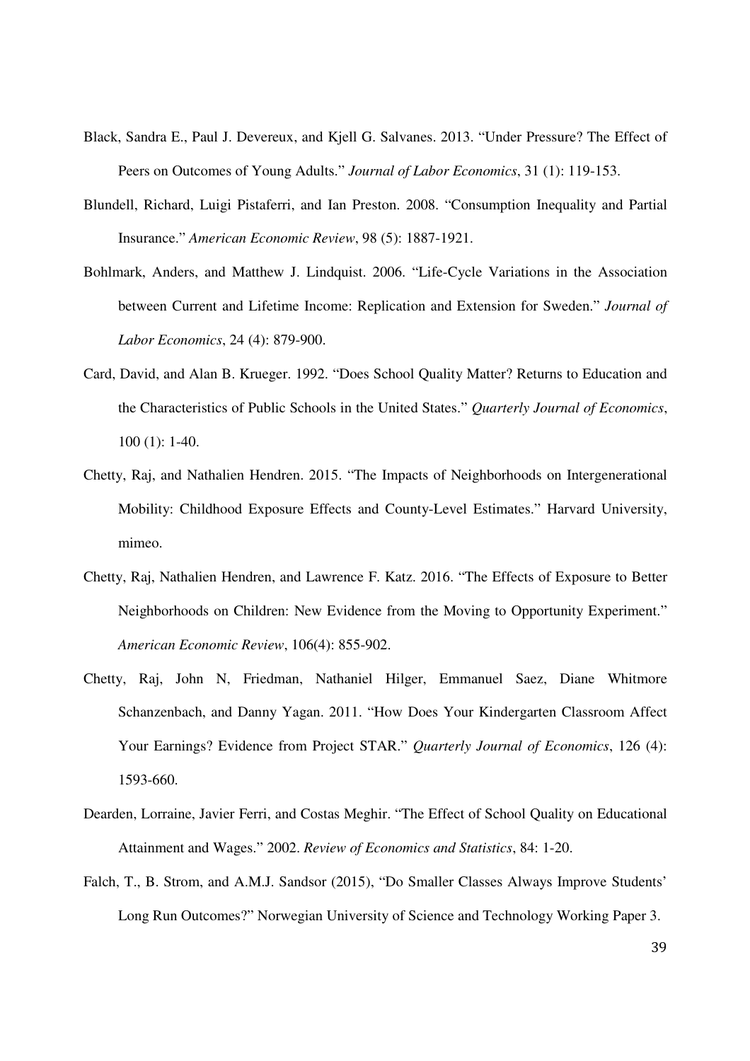Black, Sandra E., Paul J. Devereux, and Kjell G. Salvanes. 2013. "Under Pressure? The Effect of Peers on Outcomes of Young Adults." *Journal of Labor Economics*, 31 (1): 119-153.

Blundell, Richard, Luigi Pistaferri, and Ian Preston. 2008. "Consumption Inequality and Partial Insurance." *American Economic Review*, 98 (5): 1887-1921.

Bohlmark, Anders, and Matthew J. Lindquist. 2006. "Life-Cycle Variations in the Association between Current and Lifetime Income: Replication and Extension for Sweden." *Journal of Labor Economics*, 24 (4): 879-900.

Card, David, and Alan B. Krueger. 1992. "Does School Quality Matter? Returns to Education and the Characteristics of Public Schools in the United States." *Quarterly Journal of Economics*, 100 (1): 1-40.

Chetty, Raj, and Nathalien Hendren. 2015. "The Impacts of Neighborhoods on Intergenerational Mobility: Childhood Exposure Effects and County-Level Estimates." Harvard University, mimeo.

Chetty, Raj, Nathalien Hendren, and Lawrence F. Katz. 2016. "The Effects of Exposure to Better Neighborhoods on Children: New Evidence from the Moving to Opportunity Experiment." *American Economic Review*, 106(4): 855-902.

Chetty, Raj, John N, Friedman, Nathaniel Hilger, Emmanuel Saez, Diane Whitmore Schanzenbach, and Danny Yagan. 2011. "How Does Your Kindergarten Classroom Affect Your Earnings? Evidence from Project STAR." *Quarterly Journal of Economics*, 126 (4): 1593-660.

Dearden, Lorraine, Javier Ferri, and Costas Meghir. "The Effect of School Quality on Educational Attainment and Wages." 2002. *Review of Economics and Statistics*, 84: 1-20.

Falch, T., B. Strom, and A.M.J. Sandsor (2015), "Do Smaller Classes Always Improve Students' Long Run Outcomes?" Norwegian University of Science and Technology Working Paper 3.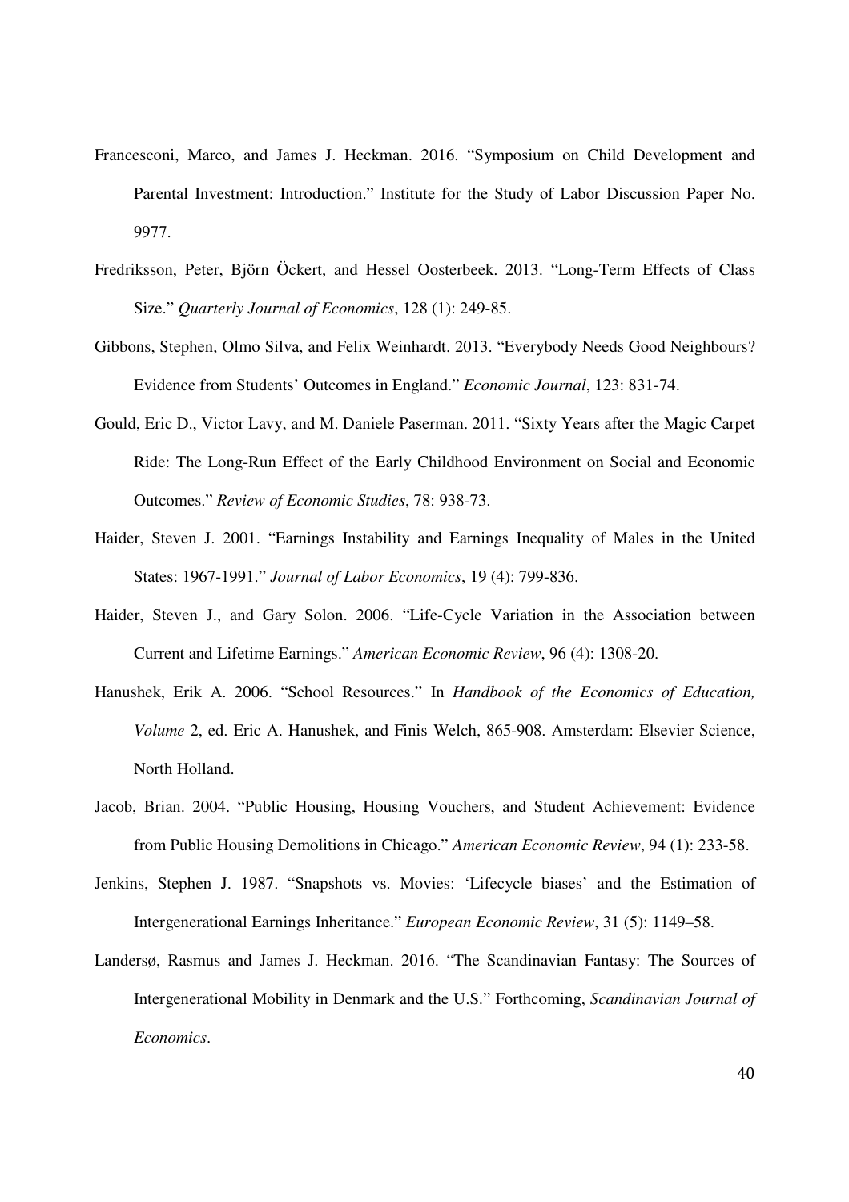Francesconi, Marco, and James J. Heckman. 2016. "Symposium on Child Development and Parental Investment: Introduction." Institute for the Study of Labor Discussion Paper No. 9977.

Fredriksson, Peter, Björn Öckert, and Hessel Oosterbeek. 2013. "Long-Term Effects of Class Size." *Quarterly Journal of Economics*, 128 (1): 249-85.

Gibbons, Stephen, Olmo Silva, and Felix Weinhardt. 2013. "Everybody Needs Good Neighbours? Evidence from Students' Outcomes in England." *Economic Journal*, 123: 831-74.

Gould, Eric D., Victor Lavy, and M. Daniele Paserman. 2011. "Sixty Years after the Magic Carpet Ride: The Long-Run Effect of the Early Childhood Environment on Social and Economic Outcomes." *Review of Economic Studies*, 78: 938-73.

Haider, Steven J. 2001. "Earnings Instability and Earnings Inequality of Males in the United States: 1967-1991." *Journal of Labor Economics*, 19 (4): 799-836.

Haider, Steven J., and Gary Solon. 2006. "Life-Cycle Variation in the Association between Current and Lifetime Earnings." *American Economic Review*, 96 (4): 1308-20.

Hanushek, Erik A. 2006. "School Resources." In *Handbook of the Economics of Education, Volume* 2, ed. Eric A. Hanushek, and Finis Welch, 865-908. Amsterdam: Elsevier Science, North Holland.

Jacob, Brian. 2004. "Public Housing, Housing Vouchers, and Student Achievement: Evidence from Public Housing Demolitions in Chicago." *American Economic Review*, 94 (1): 233-58.

Jenkins, Stephen J. 1987. "Snapshots vs. Movies: 'Lifecycle biases' and the Estimation of Intergenerational Earnings Inheritance." *European Economic Review*, 31 (5): 1149–58.

Landersø, Rasmus and James J. Heckman. 2016. "The Scandinavian Fantasy: The Sources of Intergenerational Mobility in Denmark and the U.S." Forthcoming, *Scandinavian Journal of Economics*.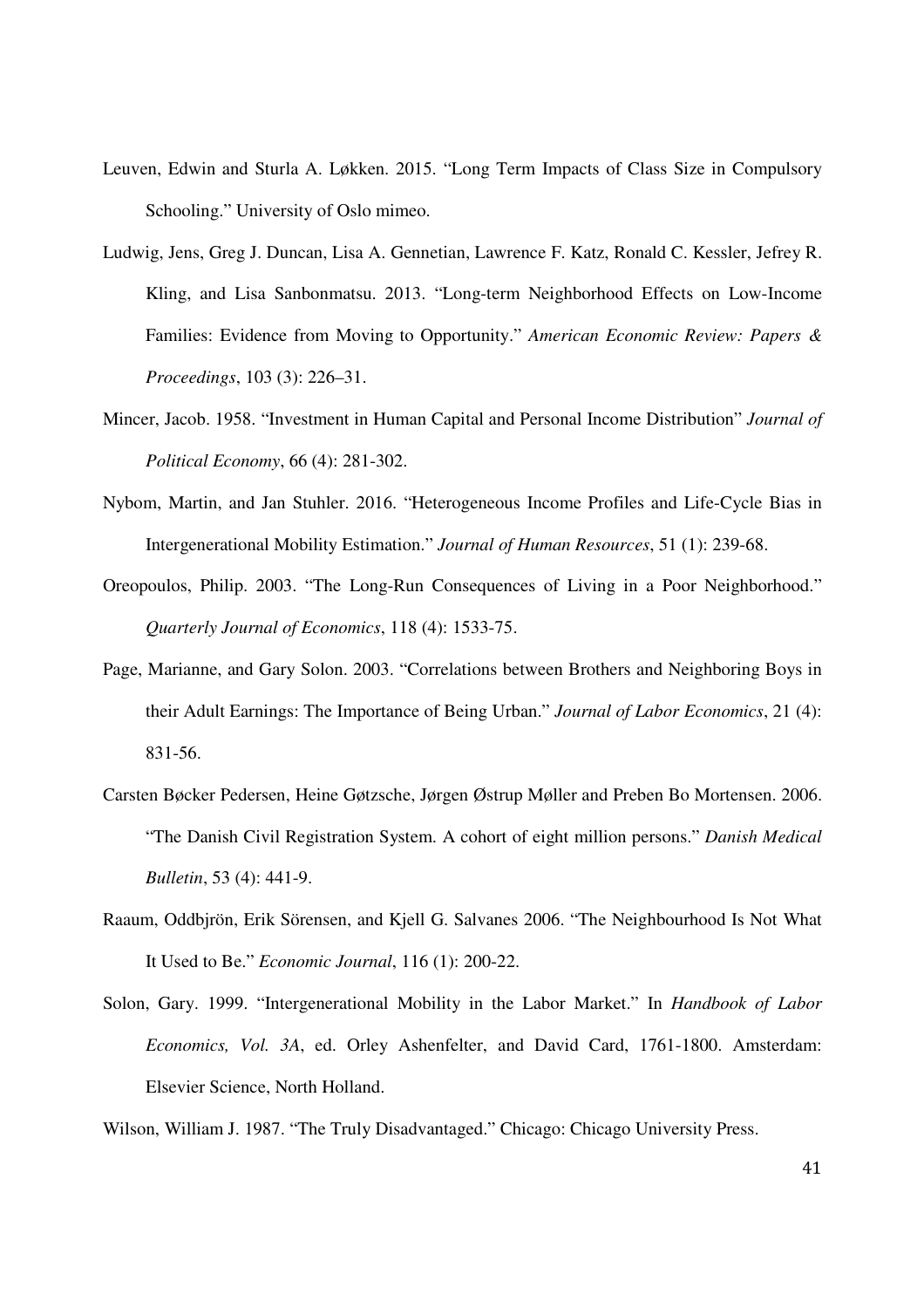Leuven, Edwin and Sturla A. Løkken. 2015. "Long Term Impacts of Class Size in Compulsory Schooling." University of Oslo mimeo.

Ludwig, Jens, Greg J. Duncan, Lisa A. Gennetian, Lawrence F. Katz, Ronald C. Kessler, Jefrey R. Kling, and Lisa Sanbonmatsu. 2013. "Long-term Neighborhood Effects on Low-Income Families: Evidence from Moving to Opportunity." *American Economic Review: Papers & Proceedings*, 103 (3): 226–31.

Mincer, Jacob. 1958. "Investment in Human Capital and Personal Income Distribution" *Journal of Political Economy*, 66 (4): 281-302.

Nybom, Martin, and Jan Stuhler. 2016. "Heterogeneous Income Profiles and Life-Cycle Bias in Intergenerational Mobility Estimation." *Journal of Human Resources*, 51 (1): 239-68.

Oreopoulos, Philip. 2003. "The Long-Run Consequences of Living in a Poor Neighborhood." *Quarterly Journal of Economics*, 118 (4): 1533-75.

Page, Marianne, and Gary Solon. 2003. "Correlations between Brothers and Neighboring Boys in their Adult Earnings: The Importance of Being Urban." *Journal of Labor Economics*, 21 (4): 831-56.

Carsten Bøcker Pedersen, Heine Gøtzsche, Jørgen Østrup Møller and Preben Bo Mortensen. 2006. "The Danish Civil Registration System. A cohort of eight million persons." *Danish Medical Bulletin*, 53 (4): 441-9.

Raaum, Oddbjrön, Erik Sörensen, and Kjell G. Salvanes 2006. "The Neighbourhood Is Not What It Used to Be." *Economic Journal*, 116 (1): 200-22.

Solon, Gary. 1999. "Intergenerational Mobility in the Labor Market." In *Handbook of Labor Economics, Vol. 3A*, ed. Orley Ashenfelter, and David Card, 1761-1800. Amsterdam: Elsevier Science, North Holland.

Wilson, William J. 1987. "The Truly Disadvantaged." Chicago: Chicago University Press.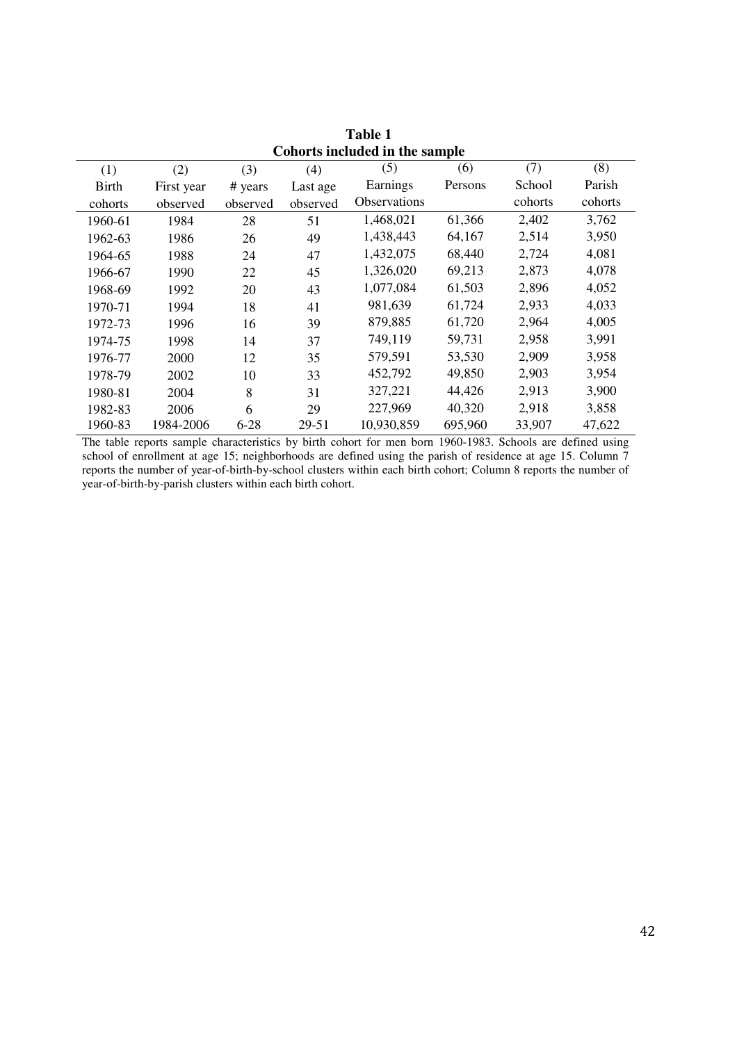**Table 1**
**Cohorts included in the sample**

| (1) Birth cohorts | (2) First year observed | (3) # years observed | (4) Last age observed | (5) Earnings Observations | (6) Persons | (7) School cohorts | (8) Parish cohorts |
|---|---|---|---|---|---|---|---|
| 1960-61 | 1984 | 28 | 51 | 1,468,021 | 61,366 | 2,402 | 3,762 |
| 1962-63 | 1986 | 26 | 49 | 1,438,443 | 64,167 | 2,514 | 3,950 |
| 1964-65 | 1988 | 24 | 47 | 1,432,075 | 68,440 | 2,724 | 4,081 |
| 1966-67 | 1990 | 22 | 45 | 1,326,020 | 69,213 | 2,873 | 4,078 |
| 1968-69 | 1992 | 20 | 43 | 1,077,084 | 61,503 | 2,896 | 4,052 |
| 1970-71 | 1994 | 18 | 41 | 981,639 | 61,724 | 2,933 | 4,033 |
| 1972-73 | 1996 | 16 | 39 | 879,885 | 61,720 | 2,964 | 4,005 |
| 1974-75 | 1998 | 14 | 37 | 749,119 | 59,731 | 2,958 | 3,991 |
| 1976-77 | 2000 | 12 | 35 | 579,591 | 53,530 | 2,909 | 3,958 |
| 1978-79 | 2002 | 10 | 33 | 452,792 | 49,850 | 2,903 | 3,954 |
| 1980-81 | 2004 | 8 | 31 | 327,221 | 44,426 | 2,913 | 3,900 |
| 1982-83 | 2006 | 6 | 29 | 227,969 | 40,320 | 2,918 | 3,858 |
| 1960-83 | 1984-2006 | 6-28 | 29-51 | 10,930,859 | 695,960 | 33,907 | 47,622 |

The table reports sample characteristics by birth cohort for men born 1960-1983. Schools are defined using school of enrollment at age 15; neighborhoods are defined using the parish of residence at age 15. Column 7 reports the number of year-of-birth-by-school clusters within each birth cohort; Column 8 reports the number of year-of-birth-by-parish clusters within each birth cohort.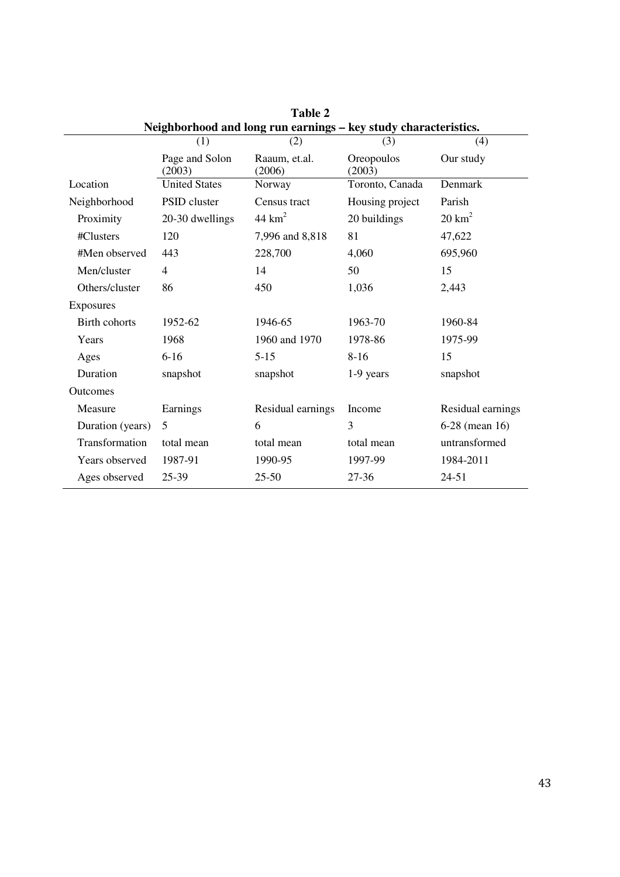**Table 2**
**Neighborhood and long run earnings – key study characteristics.**

| | (1) | (2) | (3) | (4) |
|---|---|---|---|---|
| | Page and Solon (2003) | Raaum, et.al. (2006) | Oreopoulos (2003) | Our study |
| Location | United States | Norway | Toronto, Canada | Denmark |
| Neighborhood | PSID cluster | Census tract | Housing project | Parish |
| Proximity | 20-30 dwellings | 44 $km^2$ | 20 buildings | 20 $km^2$ |
| #Clusters | 120 | 7,996 and 8,818 | 81 | 47,622 |
| #Men observed | 443 | 228,700 | 4,060 | 695,960 |
| Men/cluster | 4 | 14 | 50 | 15 |
| Others/cluster | 86 | 450 | 1,036 | 2,443 |
| Exposures | | | | |
| Birth cohorts | 1952-62 | 1946-65 | 1963-70 | 1960-84 |
| Years | 1968 | 1960 and 1970 | 1978-86 | 1975-99 |
| Ages | 6-16 | 5-15 | 8-16 | 15 |
| Duration | snapshot | snapshot | 1-9 years | snapshot |
| Outcomes | | | | |
| Measure | Earnings | Residual earnings | Income | Residual earnings |
| Duration (years) | 5 | 6 | 3 | 6-28 (mean 16) |
| Transformation | total mean | total mean | total mean | untransformed |
| Years observed | 1987-91 | 1990-95 | 1997-99 | 1984-2011 |
| Ages observed | 25-39 | 25-50 | 27-36 | 24-51 |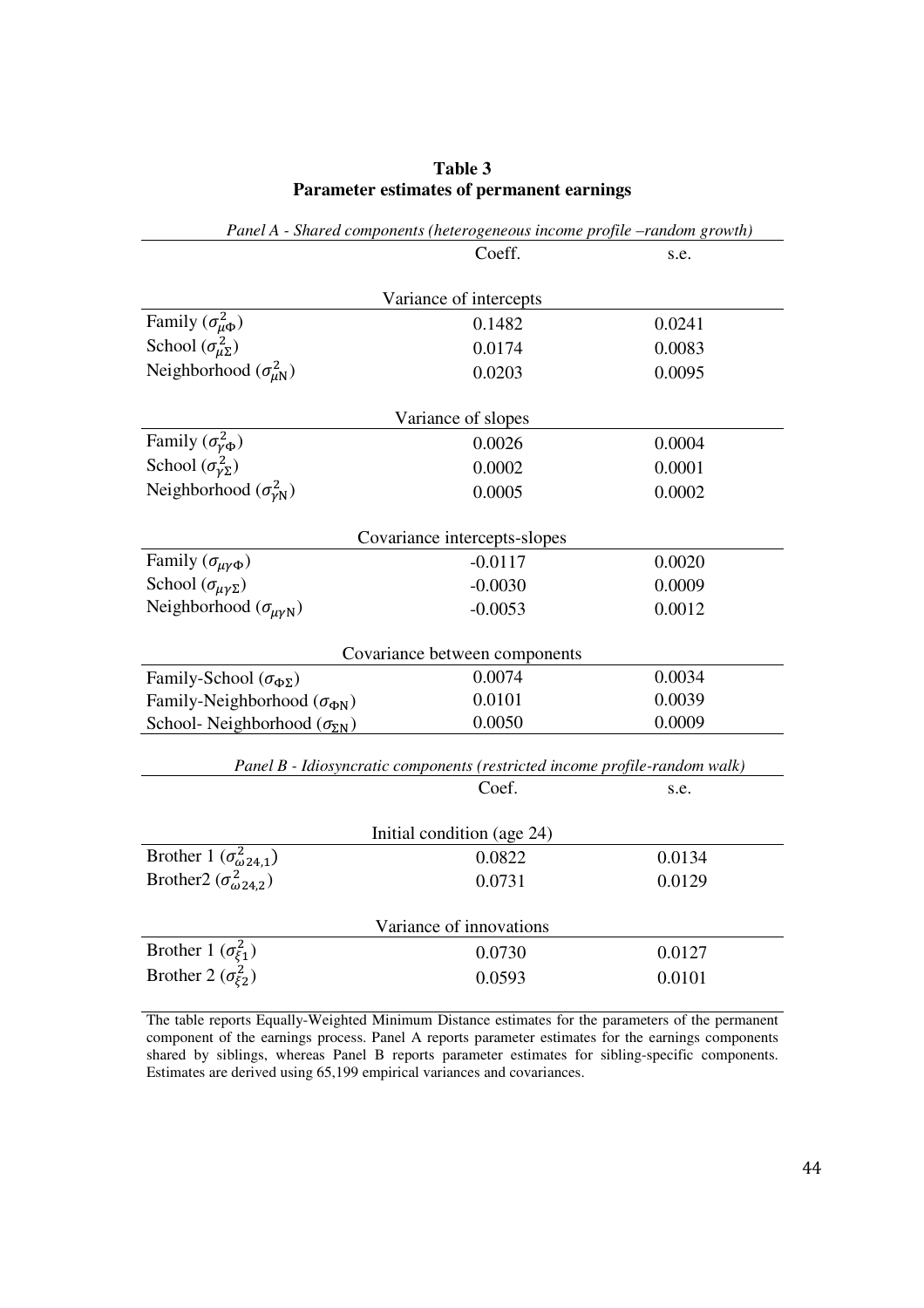**Table 3**
**Parameter estimates of permanent earnings**

*Panel A - Shared components (heterogeneous income profile –random growth)*

| | Coeff. | s.e. |
|---|---|---|
| Variance of intercepts | | |
| Family ($\sigma^2_{\mu\Phi}$) | 0.1482 | 0.0241 |
| School ($\sigma^2_{\mu\Sigma}$) | 0.0174 | 0.0083 |
| Neighborhood ($\sigma^2_{\mu N}$) | 0.0203 | 0.0095 |
| Variance of slopes | | |
| Family ($\sigma^2_{\gamma\Phi}$) | 0.0026 | 0.0004 |
| School ($\sigma^2_{\gamma\Sigma}$) | 0.0002 | 0.0001 |
| Neighborhood ($\sigma^2_{\gamma N}$) | 0.0005 | 0.0002 |
| Covariance intercepts-slopes | | |
| Family ($\sigma_{\mu\gamma\Phi}$) | -0.0117 | 0.0020 |
| School ($\sigma_{\mu\gamma\Sigma}$) | -0.0030 | 0.0009 |
| Neighborhood ($\sigma_{\mu\gamma N}$) | -0.0053 | 0.0012 |
| Covariance between components | | |
| Family-School ($\sigma_{\Phi\Sigma}$) | 0.0074 | 0.0034 |
| Family-Neighborhood ($\sigma_{\Phi N}$) | 0.0101 | 0.0039 |
| School- Neighborhood ($\sigma_{\Sigma N}$) | 0.0050 | 0.0009 |

*Panel B - Idiosyncratic components (restricted income profile-random walk)*

| | Coef. | s.e. |
|---|---|---|
| Initial condition (age 24) | | |
| Brother 1 ($\sigma^2_{\omega 24,1}$) | 0.0822 | 0.0134 |
| Brother2 ($\sigma^2_{\omega 24,2}$) | 0.0731 | 0.0129 |
| Variance of innovations | | |
| Brother 1 ($\sigma^2_{\xi 1}$) | 0.0730 | 0.0127 |
| Brother 2 ($\sigma^2_{\xi 2}$) | 0.0593 | 0.0101 |

The table reports Equally-Weighted Minimum Distance estimates for the parameters of the permanent component of the earnings process. Panel A reports parameter estimates for the earnings components shared by siblings, whereas Panel B reports parameter estimates for sibling-specific components. Estimates are derived using 65,199 empirical variances and covariances.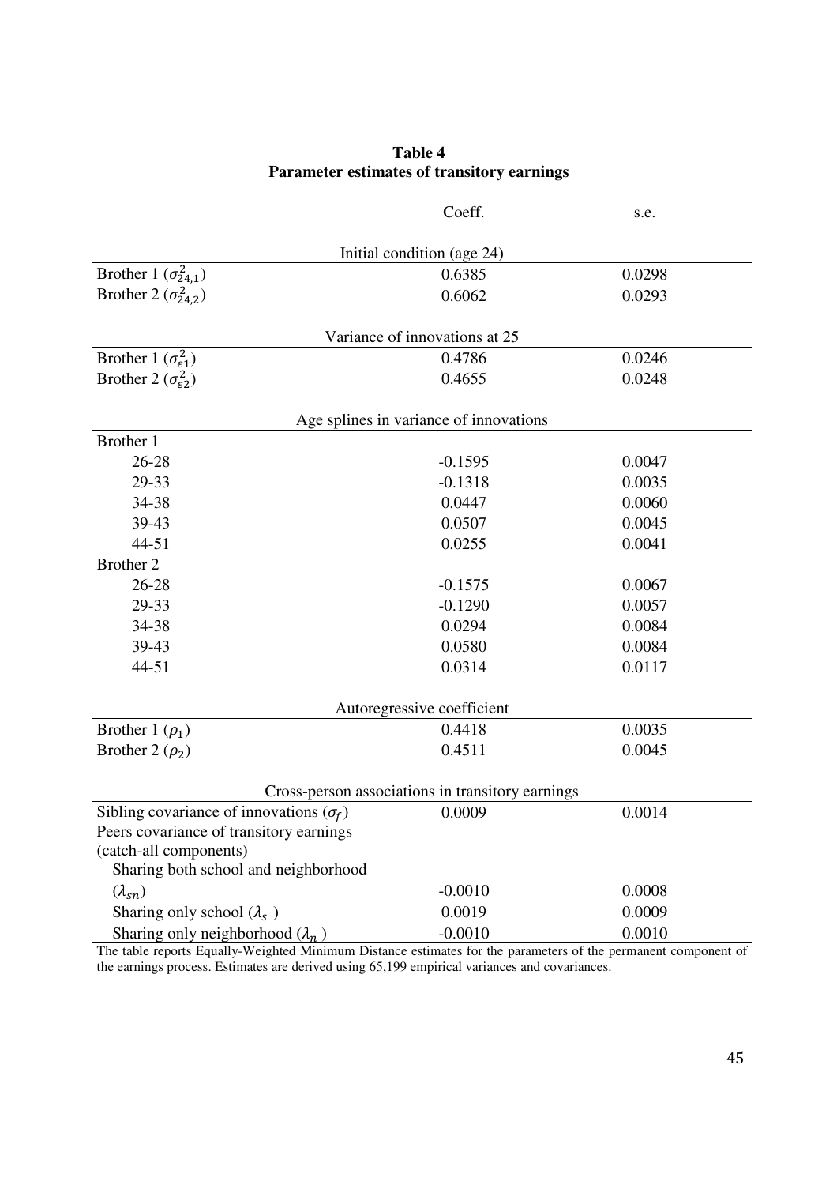**Table 4**
**Parameter estimates of transitory earnings**

| | Coeff. | s.e. |
|---|---|---|
| Initial condition (age 24) | | |
| Brother 1 ($\sigma^2_{24,1}$) | 0.6385 | 0.0298 |
| Brother 2 ($\sigma^2_{24,2}$) | 0.6062 | 0.0293 |
| Variance of innovations at 25 | | |
| Brother 1 ($\sigma^2_{\varepsilon 1}$) | 0.4786 | 0.0246 |
| Brother 2 ($\sigma^2_{\varepsilon 2}$) | 0.4655 | 0.0248 |
| Age splines in variance of innovations | | |
| Brother 1 | | |
| 26-28 | -0.1595 | 0.0047 |
| 29-33 | -0.1318 | 0.0035 |
| 34-38 | 0.0447 | 0.0060 |
| 39-43 | 0.0507 | 0.0045 |
| 44-51 | 0.0255 | 0.0041 |
| Brother 2 | | |
| 26-28 | -0.1575 | 0.0067 |
| 29-33 | -0.1290 | 0.0057 |
| 34-38 | 0.0294 | 0.0084 |
| 39-43 | 0.0580 | 0.0084 |
| 44-51 | 0.0314 | 0.0117 |
| Autoregressive coefficient | | |
| Brother 1 ($\rho_1$) | 0.4418 | 0.0035 |
| Brother 2 ($\rho_2$) | 0.4511 | 0.0045 |
| Cross-person associations in transitory earnings | | |
| Sibling covariance of innovations ($\sigma_f$) | 0.0009 | 0.0014 |
| Peers covariance of transitory earnings (catch-all components) | | |
| Sharing both school and neighborhood ($\lambda_{sn}$) | -0.0010 | 0.0008 |
| Sharing only school ($\lambda_s$) | 0.0019 | 0.0009 |
| Sharing only neighborhood ($\lambda_n$) | -0.0010 | 0.0010 |

The table reports Equally-Weighted Minimum Distance estimates for the parameters of the permanent component of the earnings process. Estimates are derived using 65,199 empirical variances and covariances.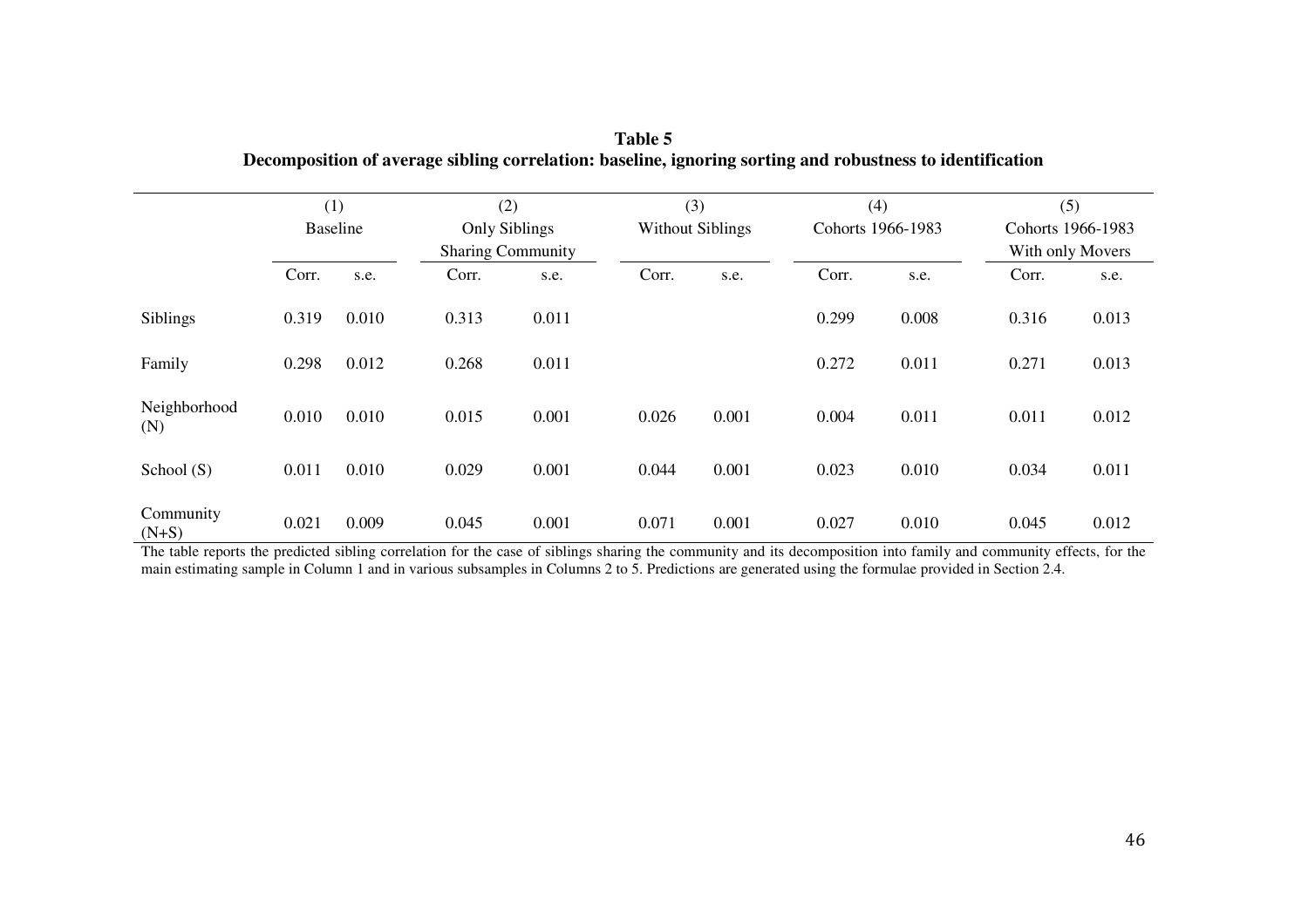**Table 5**
**Decomposition of average sibling correlation: baseline, ignoring sorting and robustness to identification**

| | (1) Baseline | | (2) Only Siblings Sharing Community | | (3) Without Siblings | | (4) Cohorts 1966-1983 | | (5) Cohorts 1966-1983 With only Movers | |
|---|---|---|---|---|---|---|---|---|---|---|
| | Corr. | s.e. | Corr. | s.e. | Corr. | s.e. | Corr. | s.e. | Corr. | s.e. |
| Siblings | 0.319 | 0.010 | 0.313 | 0.011 | | | 0.299 | 0.008 | 0.316 | 0.013 |
| Family | 0.298 | 0.012 | 0.268 | 0.011 | | | 0.272 | 0.011 | 0.271 | 0.013 |
| Neighborhood (N) | 0.010 | 0.010 | 0.015 | 0.001 | 0.026 | 0.001 | 0.004 | 0.011 | 0.011 | 0.012 |
| School (S) | 0.011 | 0.010 | 0.029 | 0.001 | 0.044 | 0.001 | 0.023 | 0.010 | 0.034 | 0.011 |
| Community (N+S) | 0.021 | 0.009 | 0.045 | 0.001 | 0.071 | 0.001 | 0.027 | 0.010 | 0.045 | 0.012 |

The table reports the predicted sibling correlation for the case of siblings sharing the community and its decomposition into family and community effects, for the main estimating sample in Column 1 and in various subsamples in Columns 2 to 5. Predictions are generated using the formulae provided in Section 2.4.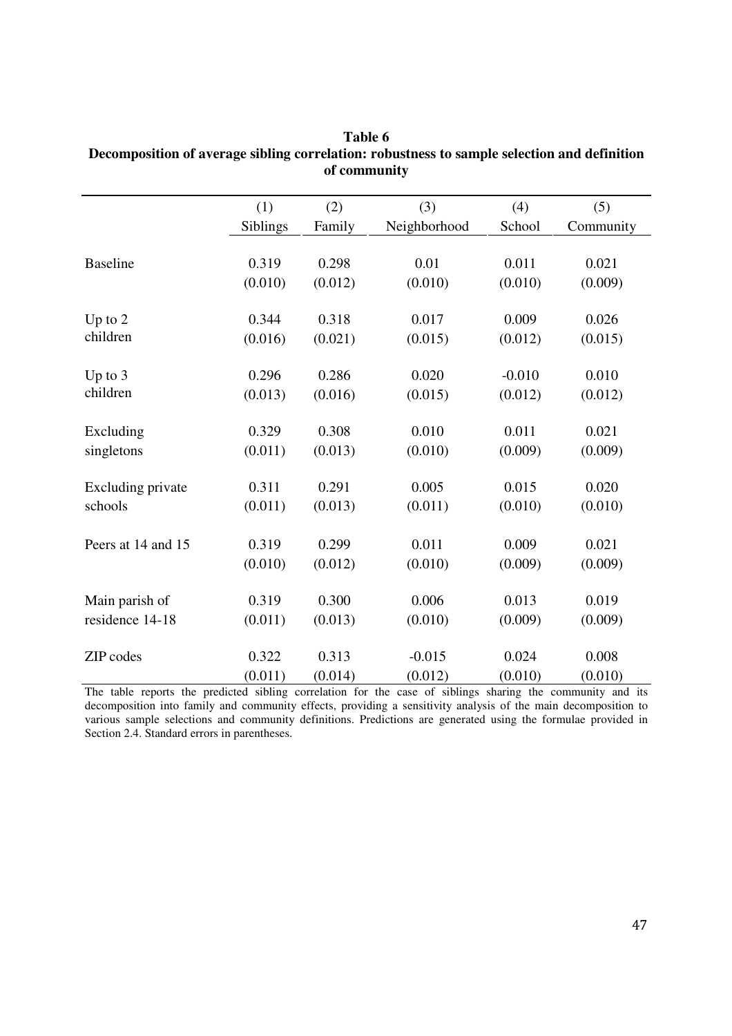**Table 6**
**Decomposition of average sibling correlation: robustness to sample selection and definition of community**

| | (1) Siblings | (2) Family | (3) Neighborhood | (4) School | (5) Community |
|---|---|---|---|---|---|
| Baseline | 0.319 | 0.298 | 0.01 | 0.011 | 0.021 |
| | (0.010) | (0.012) | (0.010) | (0.010) | (0.009) |
| Up to 2 children | 0.344 | 0.318 | 0.017 | 0.009 | 0.026 |
| | (0.016) | (0.021) | (0.015) | (0.012) | (0.015) |
| Up to 3 children | 0.296 | 0.286 | 0.020 | -0.010 | 0.010 |
| | (0.013) | (0.016) | (0.015) | (0.012) | (0.012) |
| Excluding singletons | 0.329 | 0.308 | 0.010 | 0.011 | 0.021 |
| | (0.011) | (0.013) | (0.010) | (0.009) | (0.009) |
| Excluding private schools | 0.311 | 0.291 | 0.005 | 0.015 | 0.020 |
| | (0.011) | (0.013) | (0.011) | (0.010) | (0.010) |
| Peers at 14 and 15 | 0.319 | 0.299 | 0.011 | 0.009 | 0.021 |
| | (0.010) | (0.012) | (0.010) | (0.009) | (0.009) |
| Main parish of residence 14-18 | 0.319 | 0.300 | 0.006 | 0.013 | 0.019 |
| | (0.011) | (0.013) | (0.010) | (0.009) | (0.009) |
| ZIP codes | 0.322 | 0.313 | -0.015 | 0.024 | 0.008 |
| | (0.011) | (0.014) | (0.012) | (0.010) | (0.010) |

The table reports the predicted sibling correlation for the case of siblings sharing the community and its decomposition into family and community effects, providing a sensitivity analysis of the main decomposition to various sample selections and community definitions. Predictions are generated using the formulae provided in Section 2.4. Standard errors in parentheses.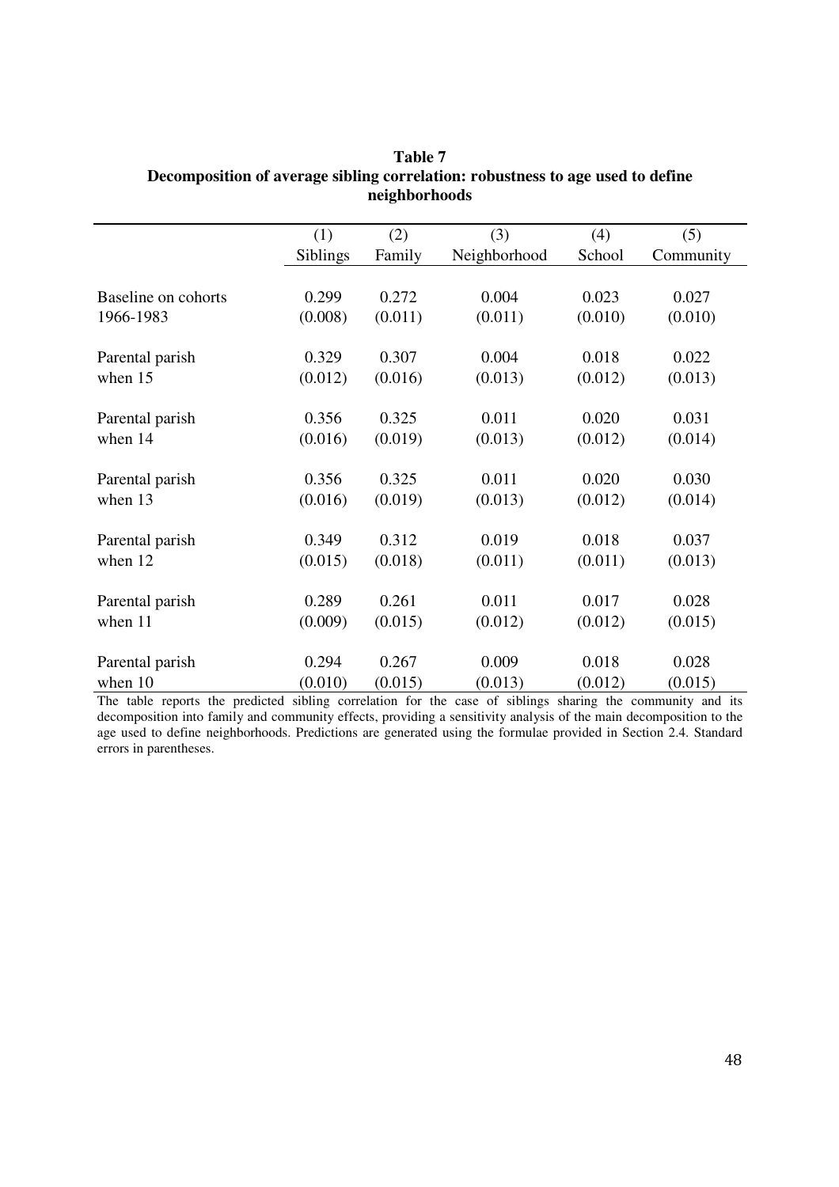**Table 7**
**Decomposition of average sibling correlation: robustness to age used to define neighborhoods**

| | (1) Siblings | (2) Family | (3) Neighborhood | (4) School | (5) Community |
|---|---|---|---|---|---|
| Baseline on cohorts | 0.299 | 0.272 | 0.004 | 0.023 | 0.027 |
| 1966-1983 | (0.008) | (0.011) | (0.011) | (0.010) | (0.010) |
| Parental parish | 0.329 | 0.307 | 0.004 | 0.018 | 0.022 |
| when 15 | (0.012) | (0.016) | (0.013) | (0.012) | (0.013) |
| Parental parish | 0.356 | 0.325 | 0.011 | 0.020 | 0.031 |
| when 14 | (0.016) | (0.019) | (0.013) | (0.012) | (0.014) |
| Parental parish | 0.356 | 0.325 | 0.011 | 0.020 | 0.030 |
| when 13 | (0.016) | (0.019) | (0.013) | (0.012) | (0.014) |
| Parental parish | 0.349 | 0.312 | 0.019 | 0.018 | 0.037 |
| when 12 | (0.015) | (0.018) | (0.011) | (0.011) | (0.013) |
| Parental parish | 0.289 | 0.261 | 0.011 | 0.017 | 0.028 |
| when 11 | (0.009) | (0.015) | (0.012) | (0.012) | (0.015) |
| Parental parish | 0.294 | 0.267 | 0.009 | 0.018 | 0.028 |
| when 10 | (0.010) | (0.015) | (0.013) | (0.012) | (0.015) |

The table reports the predicted sibling correlation for the case of siblings sharing the community and its decomposition into family and community effects, providing a sensitivity analysis of the main decomposition to the age used to define neighborhoods. Predictions are generated using the formulae provided in Section 2.4. Standard errors in parentheses.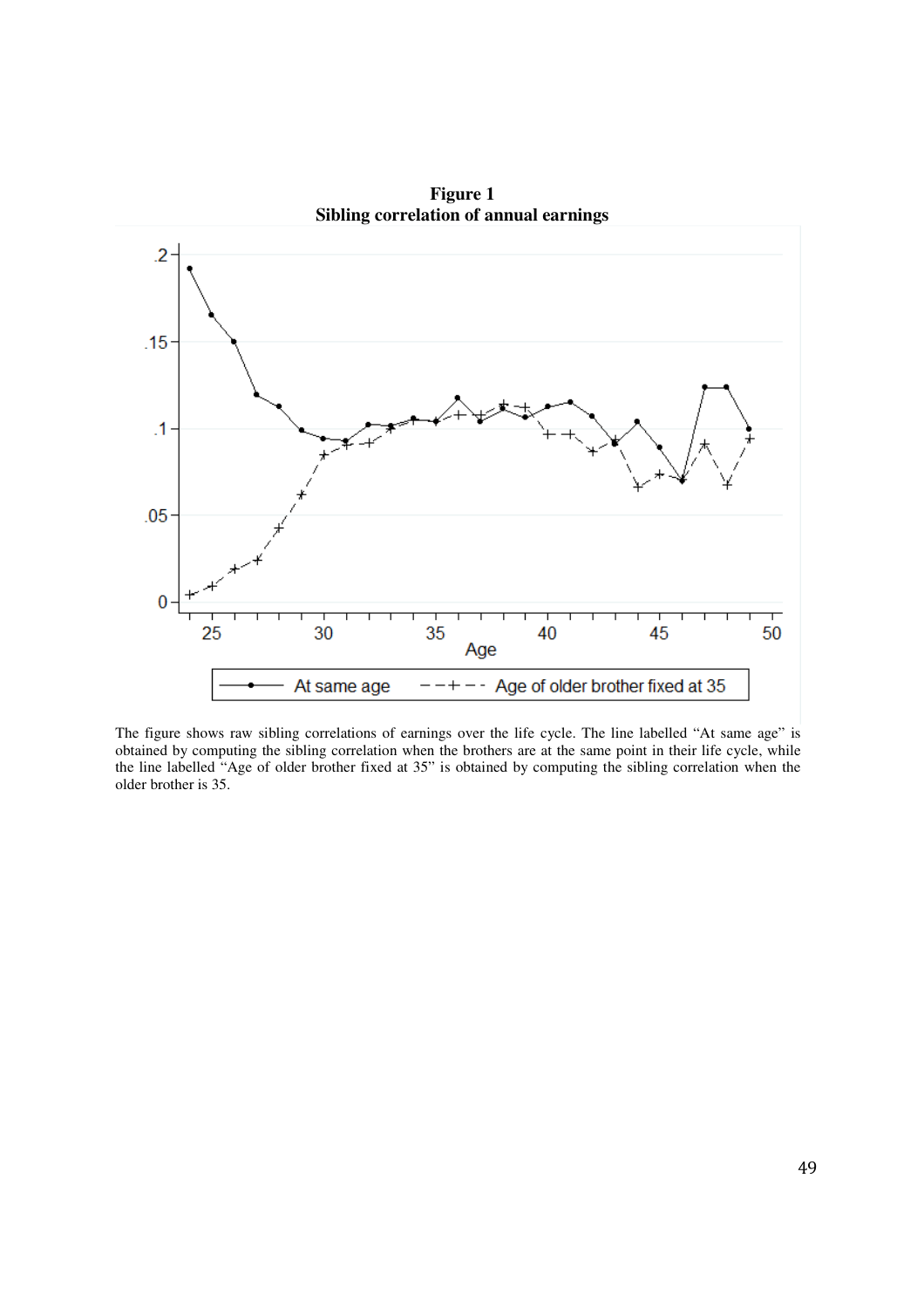**Figure 1**
**Sibling correlation of annual earnings**

The figure shows raw sibling correlations of earnings over the life cycle. The line labelled "At same age" is obtained by computing the sibling correlation when the brothers are at the same point in their life cycle, while the line labelled "Age of older brother fixed at 35" is obtained by computing the sibling correlation when the older brother is 35.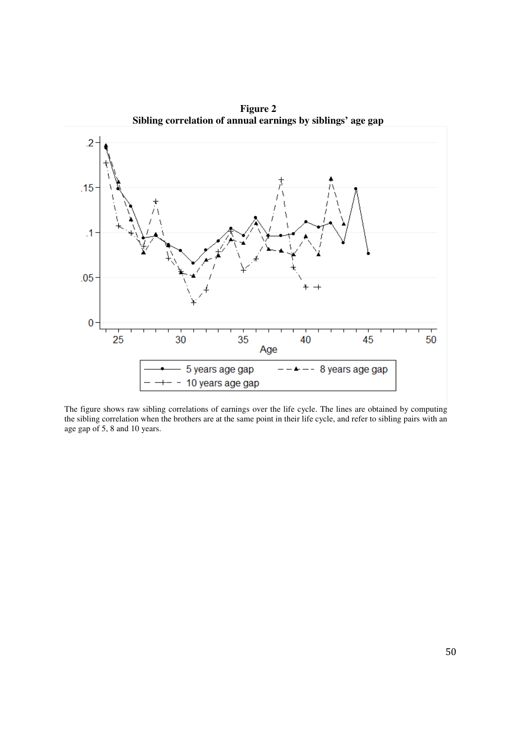**Figure 2**
**Sibling correlation of annual earnings by siblings' age gap**

The figure shows raw sibling correlations of earnings over the life cycle. The lines are obtained by computing the sibling correlation when the brothers are at the same point in their life cycle, and refer to sibling pairs with an age gap of 5, 8 and 10 years.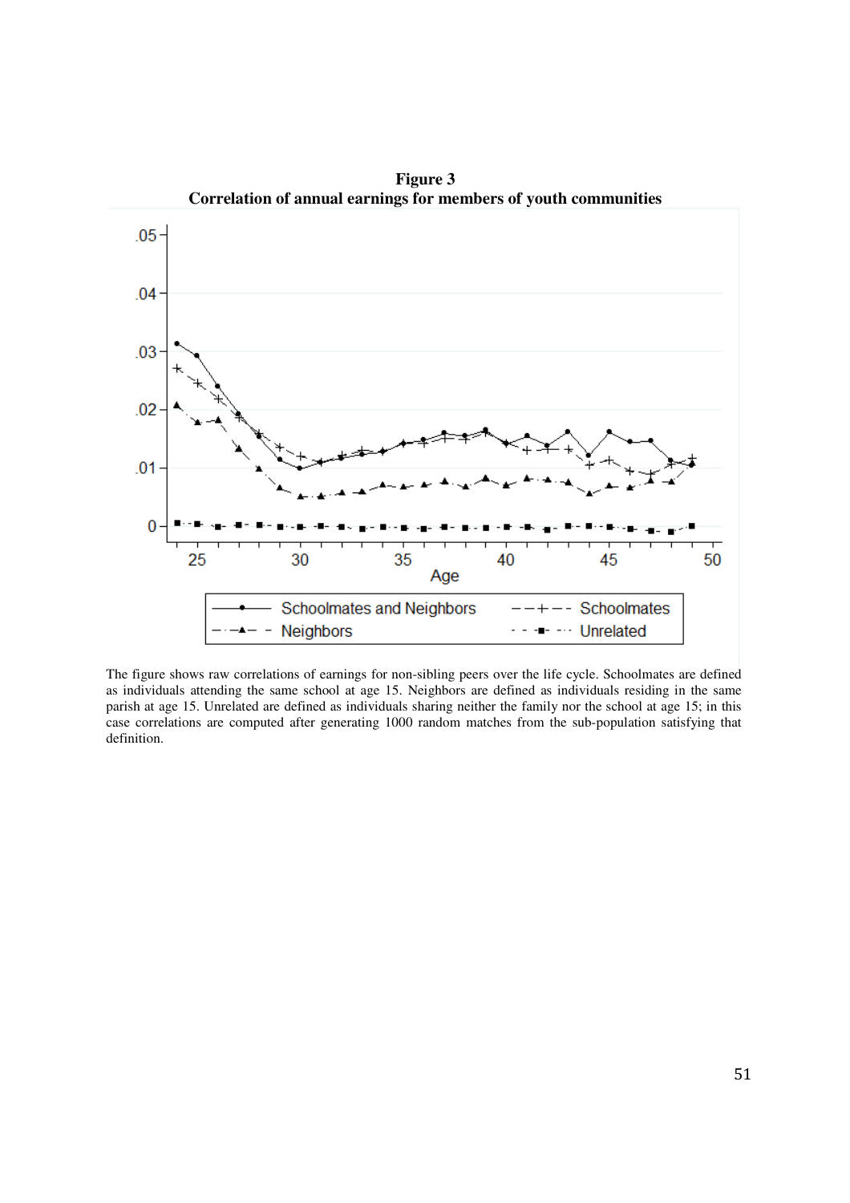**Figure 3**
**Correlation of annual earnings for members of youth communities**

The figure shows raw correlations of earnings for non-sibling peers over the life cycle. Schoolmates are defined as individuals attending the same school at age 15. Neighbors are defined as individuals residing in the same parish at age 15. Unrelated are defined as individuals sharing neither the family nor the school at age 15; in this case correlations are computed after generating 1000 random matches from the sub-population satisfying that definition.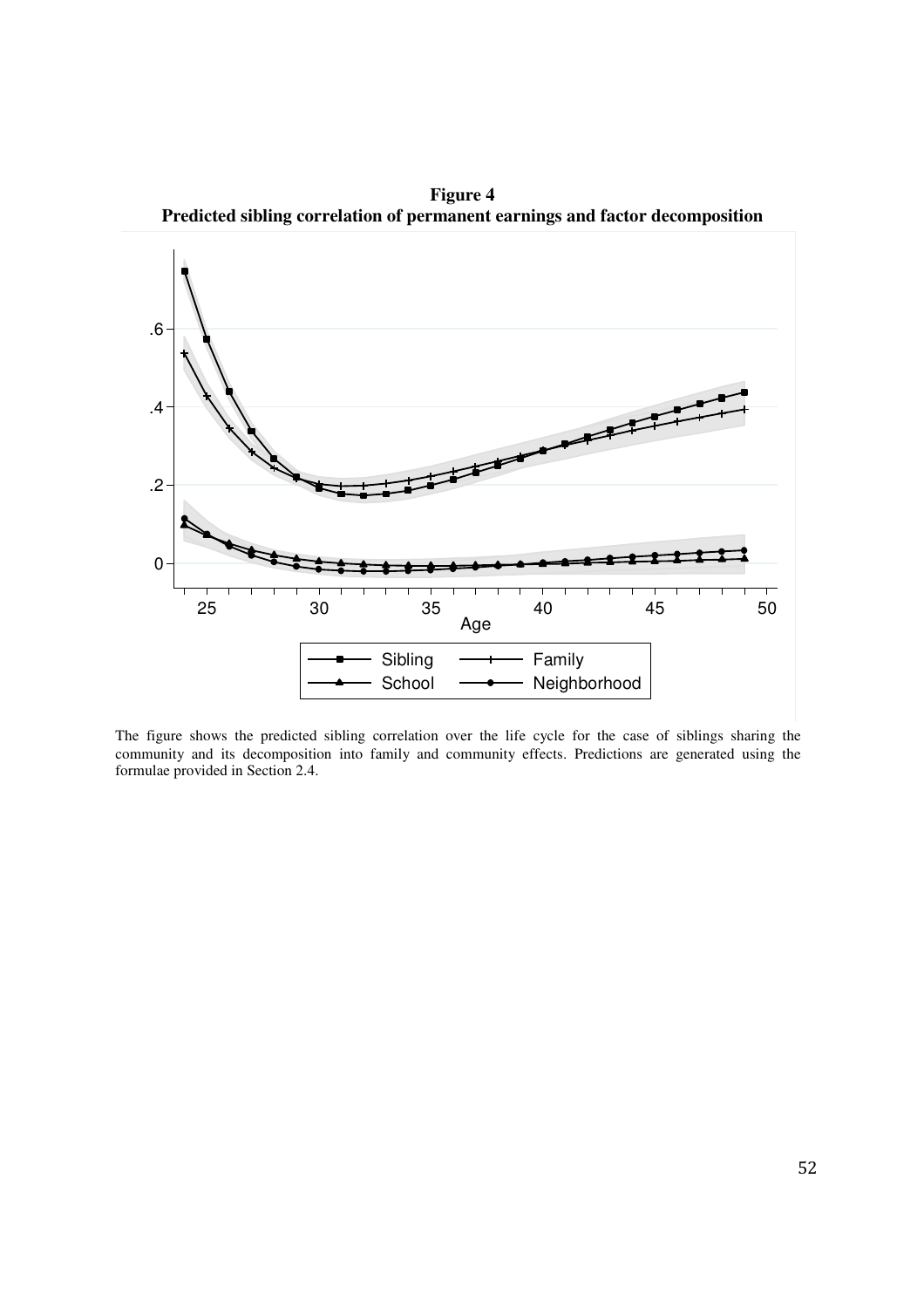**Figure 4**
**Predicted sibling correlation of permanent earnings and factor decomposition**

The figure shows the predicted sibling correlation over the life cycle for the case of siblings sharing the community and its decomposition into family and community effects. Predictions are generated using the formulae provided in Section 2.4.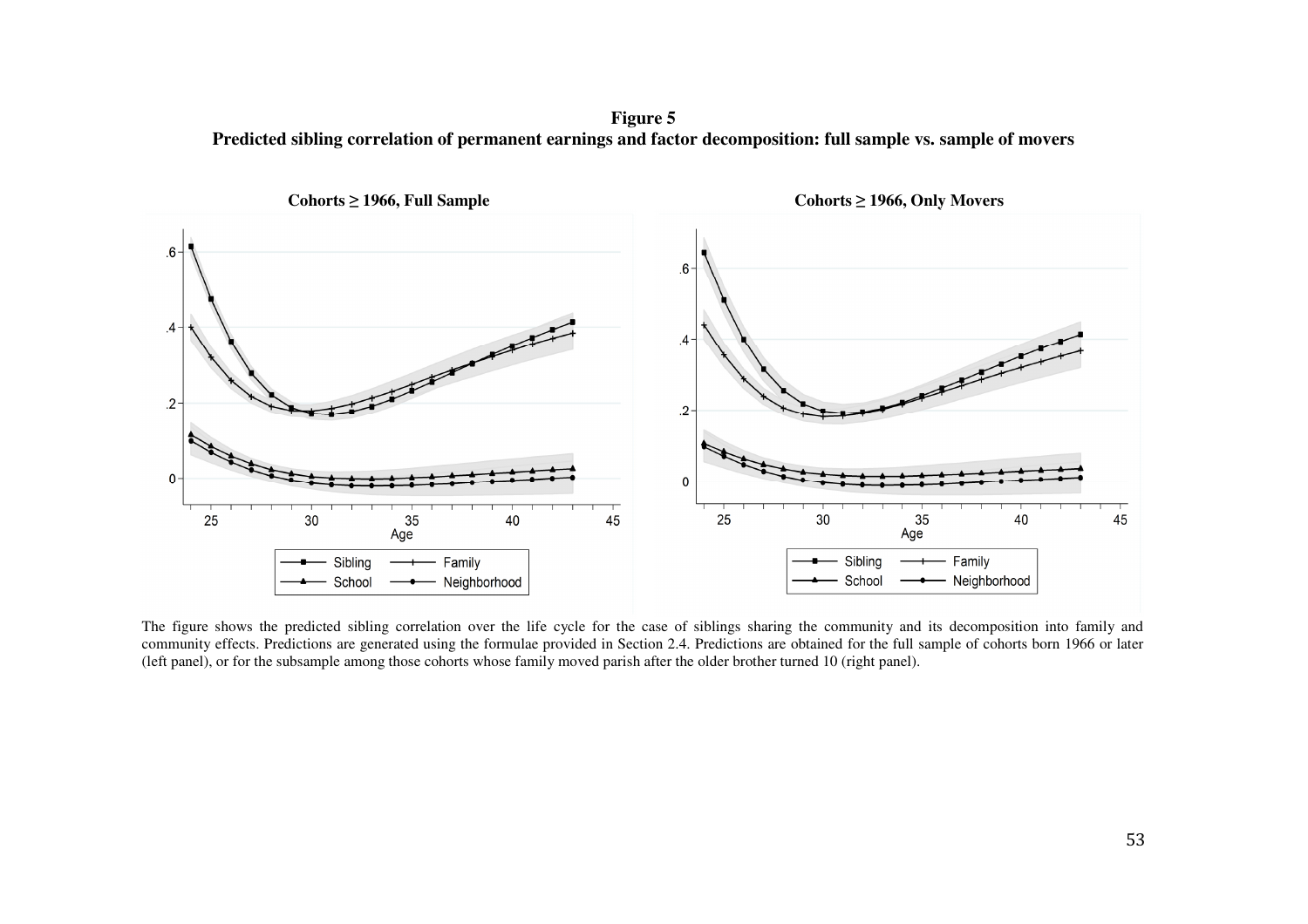**Figure 5**
**Predicted sibling correlation of permanent earnings and factor decomposition: full sample vs. sample of movers**

**Cohorts ≥ 1966, Full Sample**

**Cohorts ≥ 1966, Only Movers**

The figure shows the predicted sibling correlation over the life cycle for the case of siblings sharing the community and its decomposition into family and community effects. Predictions are generated using the formulae provided in Section 2.4. Predictions are obtained for the full sample of cohorts born 1966 or later (left panel), or for the subsample among those cohorts whose family moved parish after the older brother turned 10 (right panel).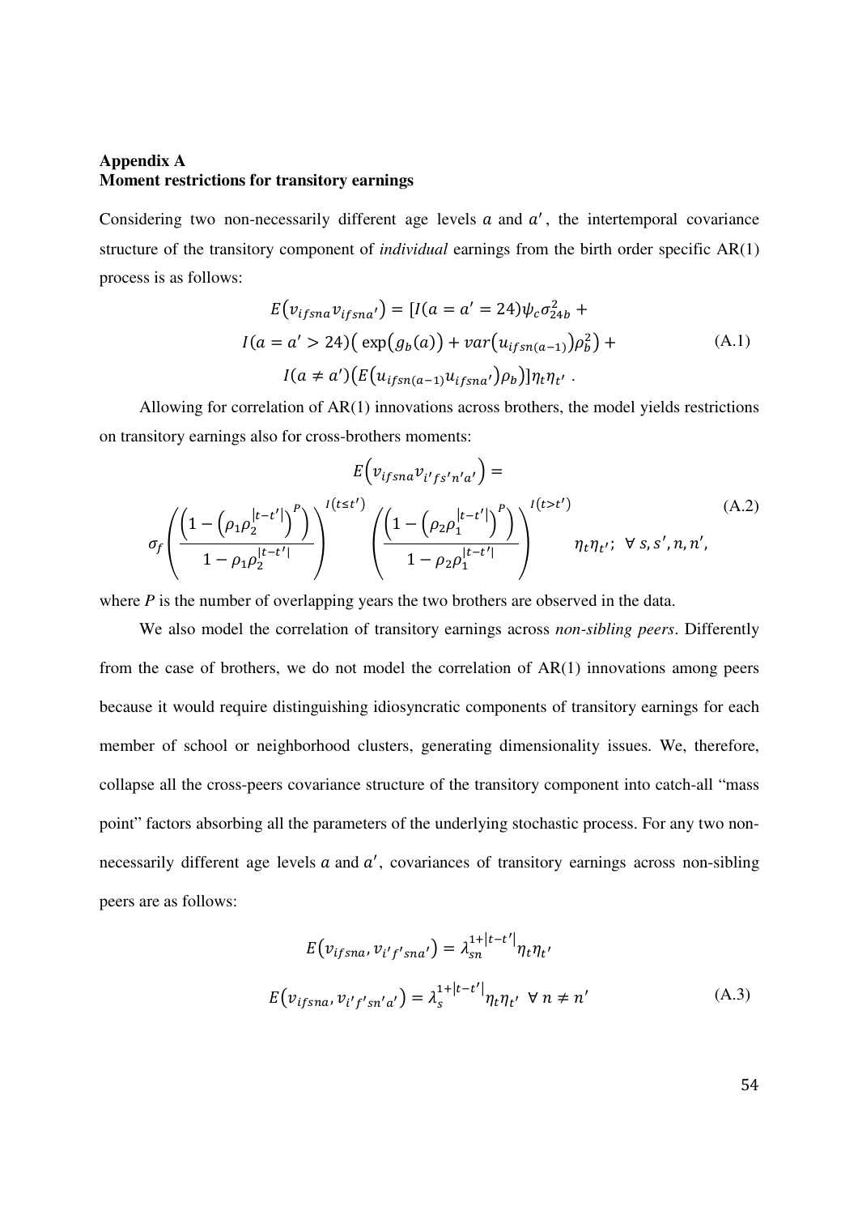**Appendix A**
**Moment restrictions for transitory earnings**

Considering two non-necessarily different age levels $a$ and $a'$, the intertemporal covariance structure of the transitory component of *individual* earnings from the birth order specific AR(1) process is as follows:

$$
\begin{aligned}
E\left(v_{ifsna}v_{ifsna'}\right) = [&I(a=a'=24)\psi_c\sigma^2_{24b} + \\
&I(a=a'>24)\left(\exp\left(g_b(a)\right) + var\left(u_{ifsn(a-1)}\right)\rho_b^2\right) + \\
&I(a \neq a')\left(E\left(u_{ifsn(a-1)}u_{ifsna'}\right)\rho_b\right)]\eta_t\eta_{t'} \,.
\end{aligned}
\tag{A.1}
$$

Allowing for correlation of AR(1) innovations across brothers, the model yields restrictions on transitory earnings also for cross-brothers moments:

$$
E\left(v_{ifsna}v_{i'fs'n'a'}\right) =
$$

$$
\sigma_f\left(\frac{\left(1-\left(\rho_1\rho_2^{|t-t'|}\right)^P\right)}{1-\rho_1\rho_2^{|t-t'|}}\right)^{I(t\leq t')}\left(\frac{\left(1-\left(\rho_2\rho_1^{|t-t'|}\right)^P\right)}{1-\rho_2\rho_1^{|t-t'|}}\right)^{I(t>t')}\eta_t\eta_{t'};\;\; \forall\, s,s',n,n',
\tag{A.2}
$$

where *P* is the number of overlapping years the two brothers are observed in the data.

We also model the correlation of transitory earnings across *non-sibling peers*. Differently from the case of brothers, we do not model the correlation of AR(1) innovations among peers because it would require distinguishing idiosyncratic components of transitory earnings for each member of school or neighborhood clusters, generating dimensionality issues. We, therefore, collapse all the cross-peers covariance structure of the transitory component into catch-all "mass point" factors absorbing all the parameters of the underlying stochastic process. For any two non-necessarily different age levels $a$ and $a'$, covariances of transitory earnings across non-sibling peers are as follows:

$$
\begin{aligned}
&E\left(v_{ifsna}, v_{i'f'sna'}\right) = \lambda_{sn}^{1+|t-t'|}\eta_t\eta_{t'} \\
&E\left(v_{ifsna}, v_{i'f'sn'a'}\right) = \lambda_{s}^{1+|t-t'|}\eta_t\eta_{t'}\;\; \forall\, n \neq n'
\end{aligned}
\tag{A.3}
$$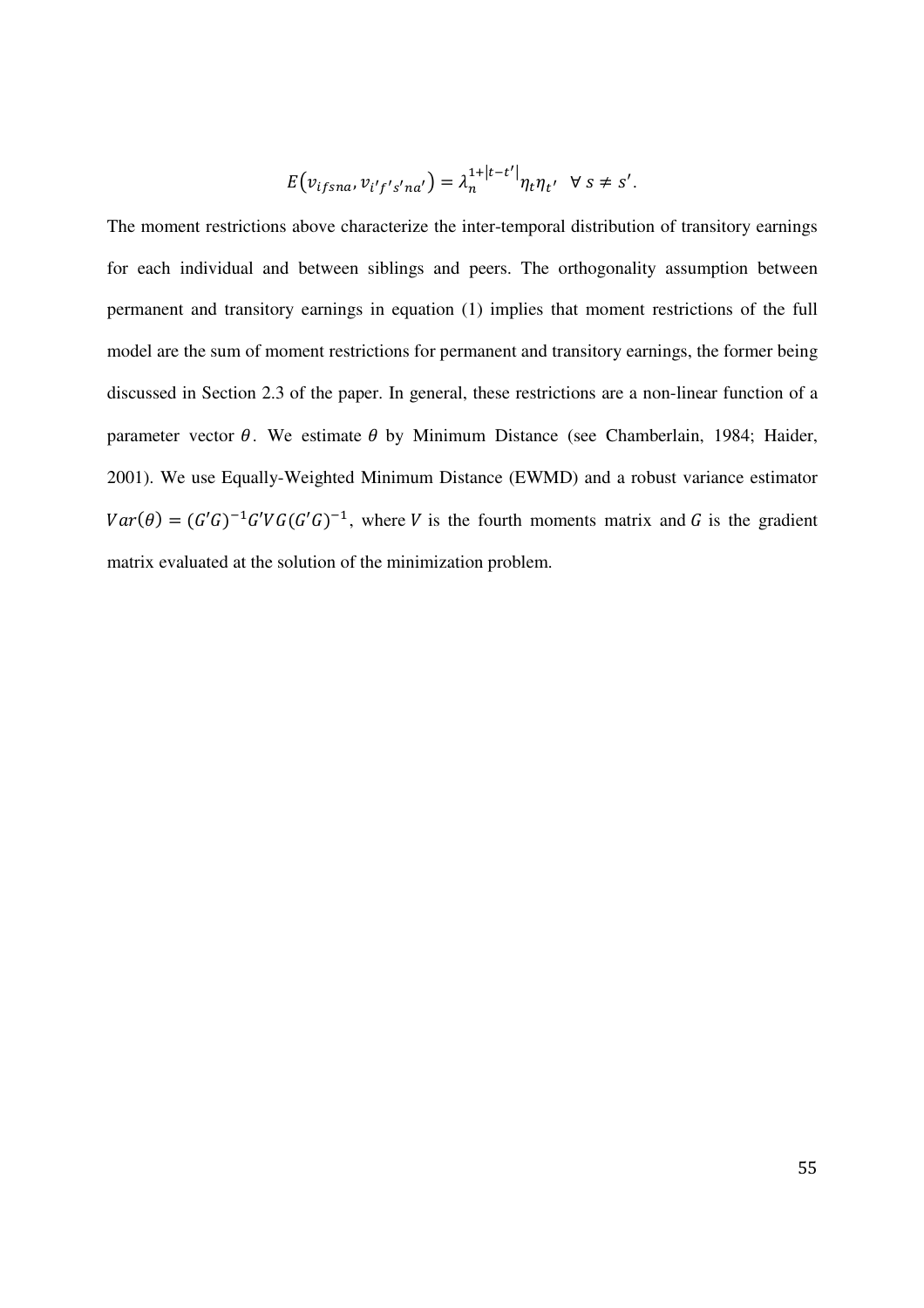$$E\left(v_{ifsna}, v_{i'f's'na'}\right) = \lambda_n^{1+|t-t'|}\eta_t\eta_{t'} \quad \forall\ s \neq s'.$$

The moment restrictions above characterize the inter-temporal distribution of transitory earnings for each individual and between siblings and peers. The orthogonality assumption between permanent and transitory earnings in equation (1) implies that moment restrictions of the full model are the sum of moment restrictions for permanent and transitory earnings, the former being discussed in Section 2.3 of the paper. In general, these restrictions are a non-linear function of a parameter vector $\theta$. We estimate $\theta$ by Minimum Distance (see Chamberlain, 1984; Haider, 2001). We use Equally-Weighted Minimum Distance (EWMD) and a robust variance estimator $Var(\theta) = (G'G)^{-1}G'VG(G'G)^{-1}$, where $V$ is the fourth moments matrix and $G$ is the gradient matrix evaluated at the solution of the minimization problem.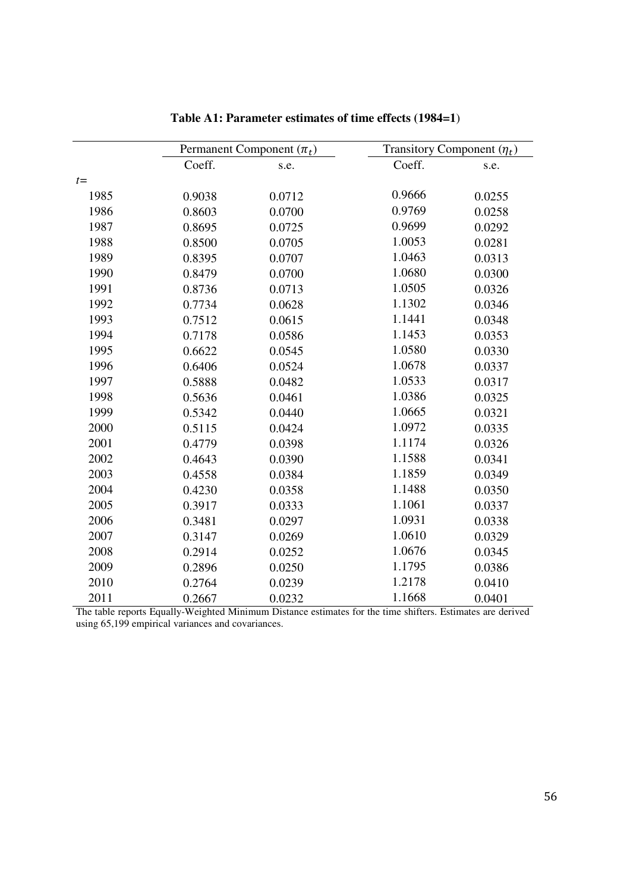**Table A1: Parameter estimates of time effects (1984=1)**

| | Permanent Component ($\pi_t$) | | Transitory Component ($\eta_t$) | |
|---|---|---|---|---|
| | Coeff. | s.e. | Coeff. | s.e. |
| $t$= | | | | |
| 1985 | 0.9038 | 0.0712 | 0.9666 | 0.0255 |
| 1986 | 0.8603 | 0.0700 | 0.9769 | 0.0258 |
| 1987 | 0.8695 | 0.0725 | 0.9699 | 0.0292 |
| 1988 | 0.8500 | 0.0705 | 1.0053 | 0.0281 |
| 1989 | 0.8395 | 0.0707 | 1.0463 | 0.0313 |
| 1990 | 0.8479 | 0.0700 | 1.0680 | 0.0300 |
| 1991 | 0.8736 | 0.0713 | 1.0505 | 0.0326 |
| 1992 | 0.7734 | 0.0628 | 1.1302 | 0.0346 |
| 1993 | 0.7512 | 0.0615 | 1.1441 | 0.0348 |
| 1994 | 0.7178 | 0.0586 | 1.1453 | 0.0353 |
| 1995 | 0.6622 | 0.0545 | 1.0580 | 0.0330 |
| 1996 | 0.6406 | 0.0524 | 1.0678 | 0.0337 |
| 1997 | 0.5888 | 0.0482 | 1.0533 | 0.0317 |
| 1998 | 0.5636 | 0.0461 | 1.0386 | 0.0325 |
| 1999 | 0.5342 | 0.0440 | 1.0665 | 0.0321 |
| 2000 | 0.5115 | 0.0424 | 1.0972 | 0.0335 |
| 2001 | 0.4779 | 0.0398 | 1.1174 | 0.0326 |
| 2002 | 0.4643 | 0.0390 | 1.1588 | 0.0341 |
| 2003 | 0.4558 | 0.0384 | 1.1859 | 0.0349 |
| 2004 | 0.4230 | 0.0358 | 1.1488 | 0.0350 |
| 2005 | 0.3917 | 0.0333 | 1.1061 | 0.0337 |
| 2006 | 0.3481 | 0.0297 | 1.0931 | 0.0338 |
| 2007 | 0.3147 | 0.0269 | 1.0610 | 0.0329 |
| 2008 | 0.2914 | 0.0252 | 1.0676 | 0.0345 |
| 2009 | 0.2896 | 0.0250 | 1.1795 | 0.0386 |
| 2010 | 0.2764 | 0.0239 | 1.2178 | 0.0410 |
| 2011 | 0.2667 | 0.0232 | 1.1668 | 0.0401 |

The table reports Equally-Weighted Minimum Distance estimates for the time shifters. Estimates are derived using 65,199 empirical variances and covariances.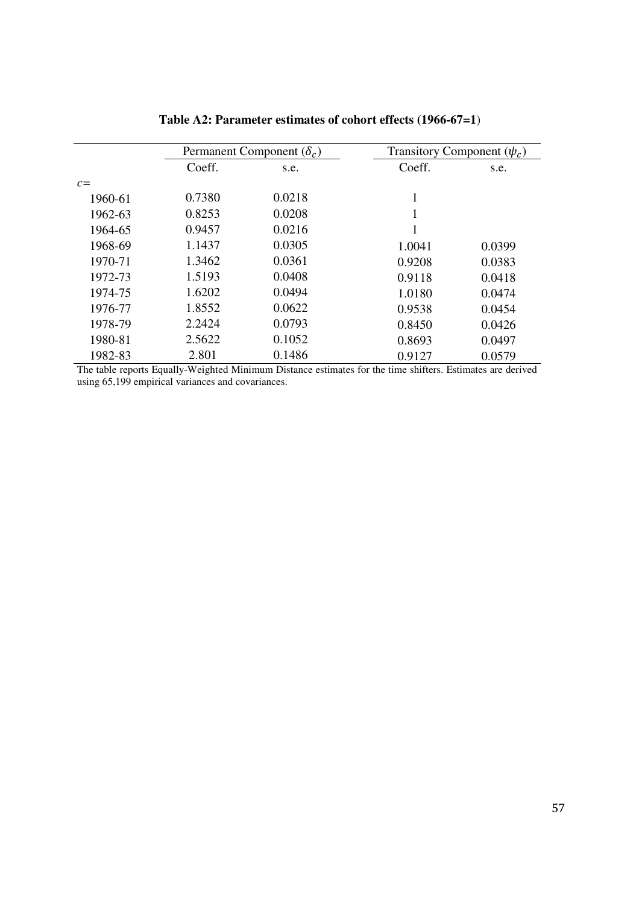**Table A2: Parameter estimates of cohort effects (1966-67=1)**

| | Permanent Component ($\delta_c$) | | Transitory Component ($\psi_c$) | |
|---|---|---|---|---|
| | Coeff. | s.e. | Coeff. | s.e. |
| $c$= | | | | |
| 1960-61 | 0.7380 | 0.0218 | 1 | |
| 1962-63 | 0.8253 | 0.0208 | 1 | |
| 1964-65 | 0.9457 | 0.0216 | 1 | |
| 1968-69 | 1.1437 | 0.0305 | 1.0041 | 0.0399 |
| 1970-71 | 1.3462 | 0.0361 | 0.9208 | 0.0383 |
| 1972-73 | 1.5193 | 0.0408 | 0.9118 | 0.0418 |
| 1974-75 | 1.6202 | 0.0494 | 1.0180 | 0.0474 |
| 1976-77 | 1.8552 | 0.0622 | 0.9538 | 0.0454 |
| 1978-79 | 2.2424 | 0.0793 | 0.8450 | 0.0426 |
| 1980-81 | 2.5622 | 0.1052 | 0.8693 | 0.0497 |
| 1982-83 | 2.801 | 0.1486 | 0.9127 | 0.0579 |

The table reports Equally-Weighted Minimum Distance estimates for the time shifters. Estimates are derived using 65,199 empirical variances and covariances.